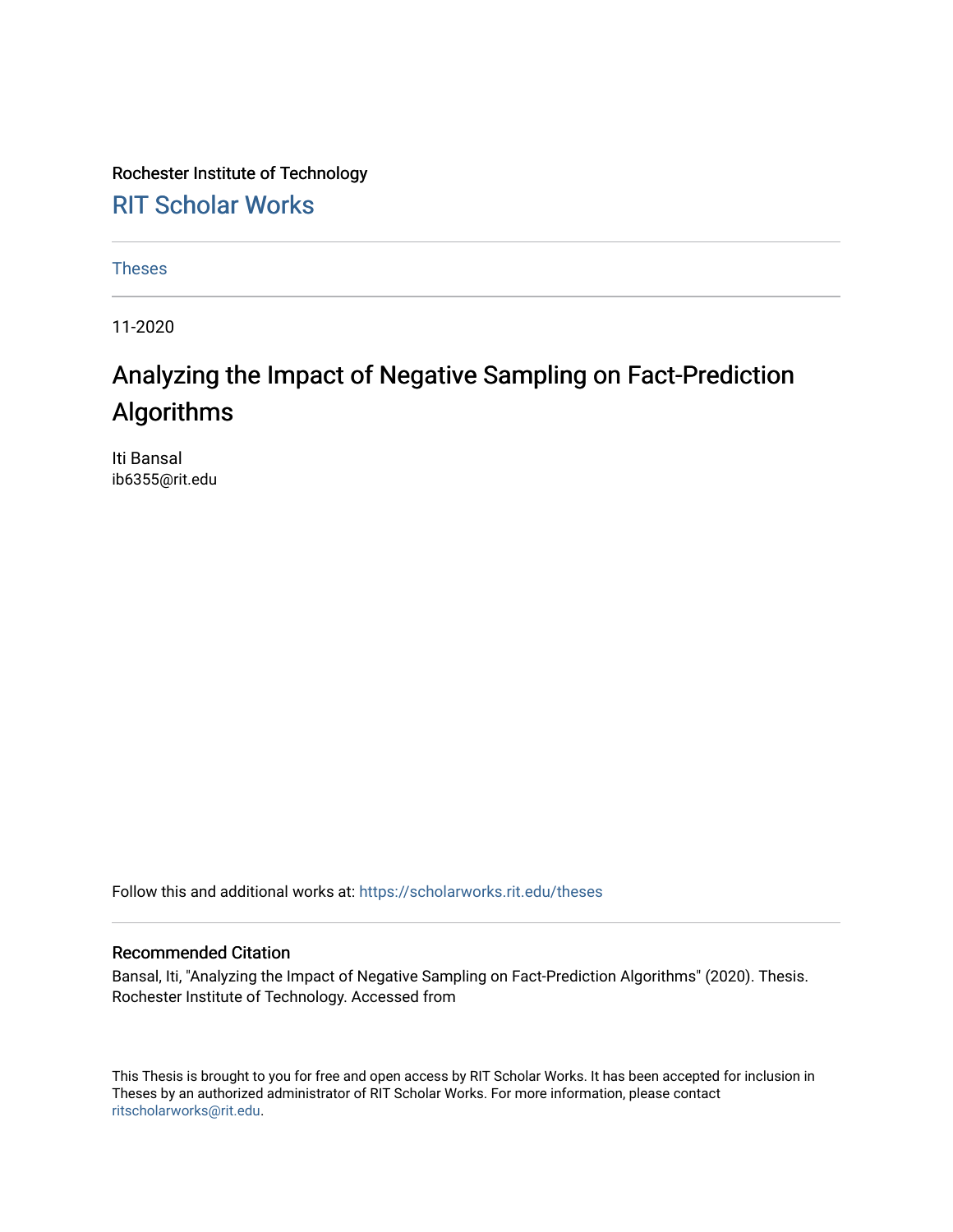Rochester Institute of Technology

RIT Scholar Works

Theses

11-2020

# Analyzing the Impact of Negative Sampling on Fact-Prediction Algorithms

Iti Bansal
ib6355@rit.edu

Follow this and additional works at: https://scholarworks.rit.edu/theses

## Recommended Citation

Bansal, Iti, "Analyzing the Impact of Negative Sampling on Fact-Prediction Algorithms" (2020). Thesis. Rochester Institute of Technology. Accessed from

This Thesis is brought to you for free and open access by RIT Scholar Works. It has been accepted for inclusion in Theses by an authorized administrator of RIT Scholar Works. For more information, please contact ritscholarworks@rit.edu.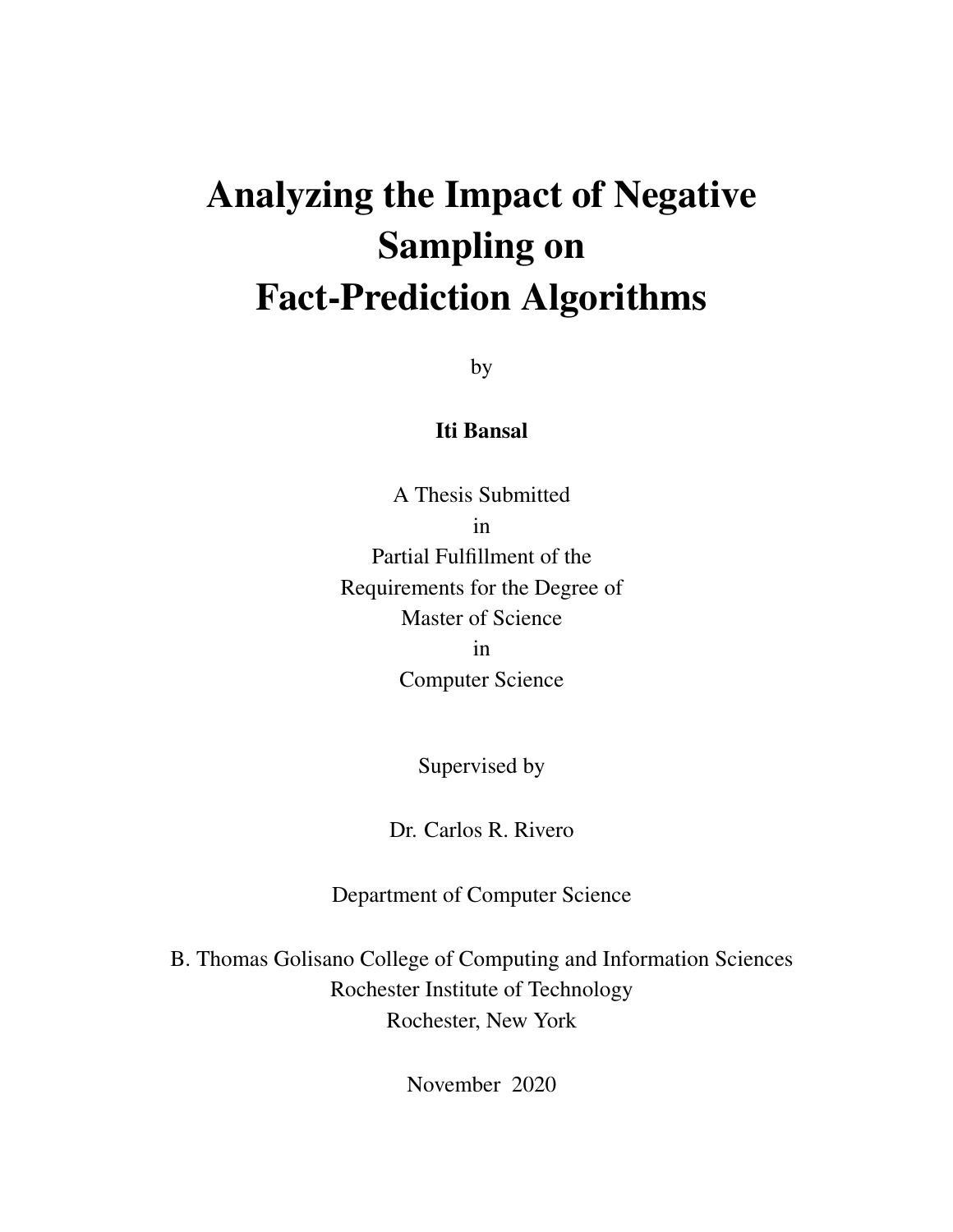# Analyzing the Impact of Negative Sampling on Fact-Prediction Algorithms

by

**Iti Bansal**

A Thesis Submitted
in
Partial Fulfillment of the
Requirements for the Degree of
Master of Science
in
Computer Science

Supervised by

Dr. Carlos R. Rivero

Department of Computer Science

B. Thomas Golisano College of Computing and Information Sciences
Rochester Institute of Technology
Rochester, New York

November 2020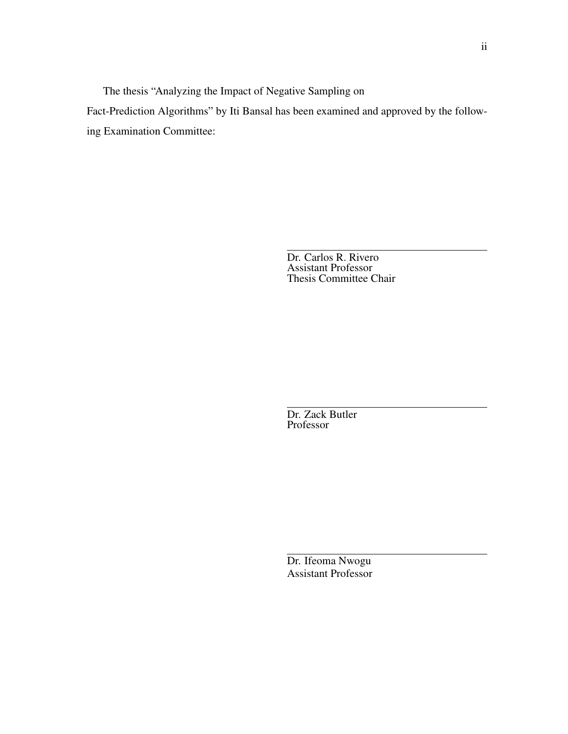The thesis "Analyzing the Impact of Negative Sampling on Fact-Prediction Algorithms" by Iti Bansal has been examined and approved by the following Examination Committee:

Dr. Carlos R. Rivero  
Assistant Professor  
Thesis Committee Chair

Dr. Zack Butler  
Professor

Dr. Ifeoma Nwogu  
Assistant Professor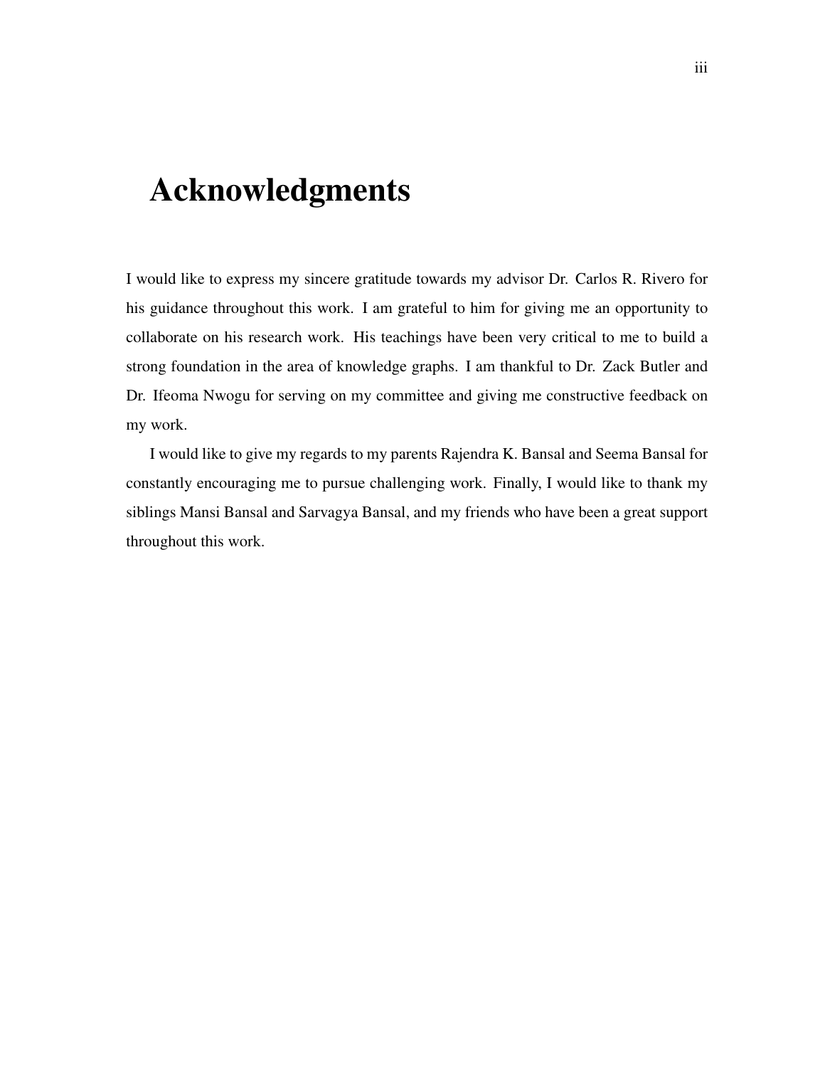# Acknowledgments

I would like to express my sincere gratitude towards my advisor Dr. Carlos R. Rivero for his guidance throughout this work. I am grateful to him for giving me an opportunity to collaborate on his research work. His teachings have been very critical to me to build a strong foundation in the area of knowledge graphs. I am thankful to Dr. Zack Butler and Dr. Ifeoma Nwogu for serving on my committee and giving me constructive feedback on my work.

I would like to give my regards to my parents Rajendra K. Bansal and Seema Bansal for constantly encouraging me to pursue challenging work. Finally, I would like to thank my siblings Mansi Bansal and Sarvagya Bansal, and my friends who have been a great support throughout this work.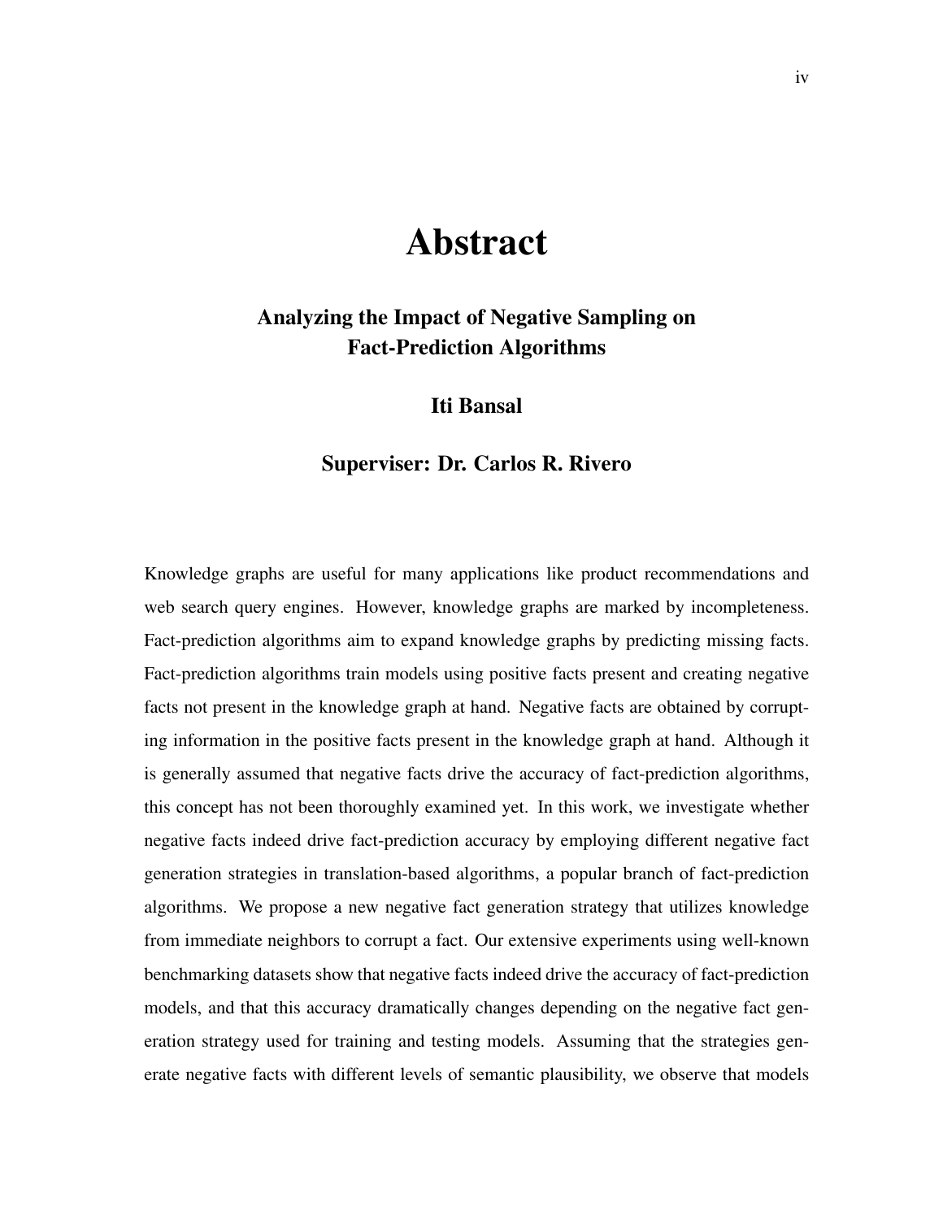# Abstract

### Analyzing the Impact of Negative Sampling on Fact-Prediction Algorithms

**Iti Bansal**

**Superviser: Dr. Carlos R. Rivero**

Knowledge graphs are useful for many applications like product recommendations and web search query engines. However, knowledge graphs are marked by incompleteness. Fact-prediction algorithms aim to expand knowledge graphs by predicting missing facts. Fact-prediction algorithms train models using positive facts present and creating negative facts not present in the knowledge graph at hand. Negative facts are obtained by corrupting information in the positive facts present in the knowledge graph at hand. Although it is generally assumed that negative facts drive the accuracy of fact-prediction algorithms, this concept has not been thoroughly examined yet. In this work, we investigate whether negative facts indeed drive fact-prediction accuracy by employing different negative fact generation strategies in translation-based algorithms, a popular branch of fact-prediction algorithms. We propose a new negative fact generation strategy that utilizes knowledge from immediate neighbors to corrupt a fact. Our extensive experiments using well-known benchmarking datasets show that negative facts indeed drive the accuracy of fact-prediction models, and that this accuracy dramatically changes depending on the negative fact generation strategy used for training and testing models. Assuming that the strategies generate negative facts with different levels of semantic plausibility, we observe that models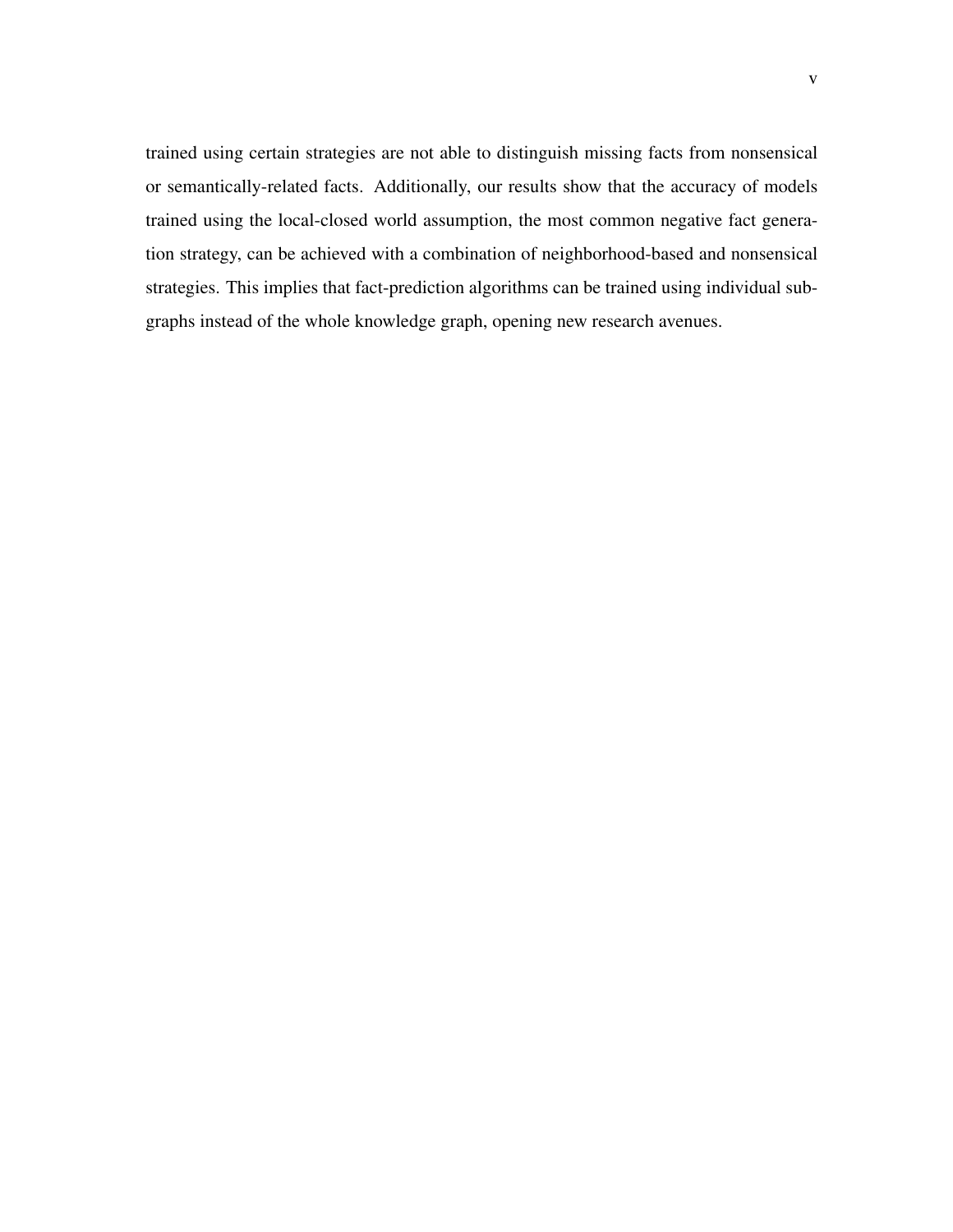trained using certain strategies are not able to distinguish missing facts from nonsensical or semantically-related facts. Additionally, our results show that the accuracy of models trained using the local-closed world assumption, the most common negative fact generation strategy, can be achieved with a combination of neighborhood-based and nonsensical strategies. This implies that fact-prediction algorithms can be trained using individual subgraphs instead of the whole knowledge graph, opening new research avenues.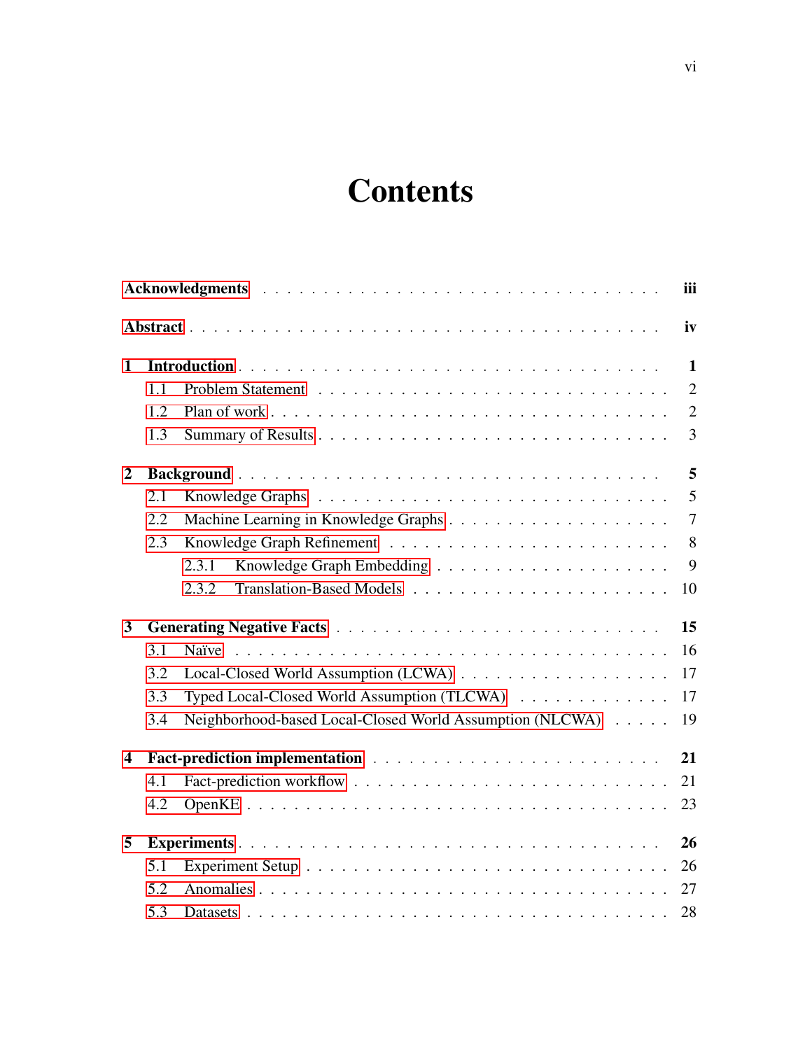# Contents

| | |
|---|---|
| **Acknowledgments** | **iii** |
| **Abstract** | **iv** |
| **1 Introduction** | **1** |
| 1.1 Problem Statement | 2 |
| 1.2 Plan of work | 2 |
| 1.3 Summary of Results | 3 |
| **2 Background** | **5** |
| 2.1 Knowledge Graphs | 5 |
| 2.2 Machine Learning in Knowledge Graphs | 7 |
| 2.3 Knowledge Graph Refinement | 8 |
| 2.3.1 Knowledge Graph Embedding | 9 |
| 2.3.2 Translation-Based Models | 10 |
| **3 Generating Negative Facts** | **15** |
| 3.1 Naïve | 16 |
| 3.2 Local-Closed World Assumption (LCWA) | 17 |
| 3.3 Typed Local-Closed World Assumption (TLCWA) | 17 |
| 3.4 Neighborhood-based Local-Closed World Assumption (NLCWA) | 19 |
| **4 Fact-prediction implementation** | **21** |
| 4.1 Fact-prediction workflow | 21 |
| 4.2 OpenKE | 23 |
| **5 Experiments** | **26** |
| 5.1 Experiment Setup | 26 |
| 5.2 Anomalies | 27 |
| 5.3 Datasets | 28 |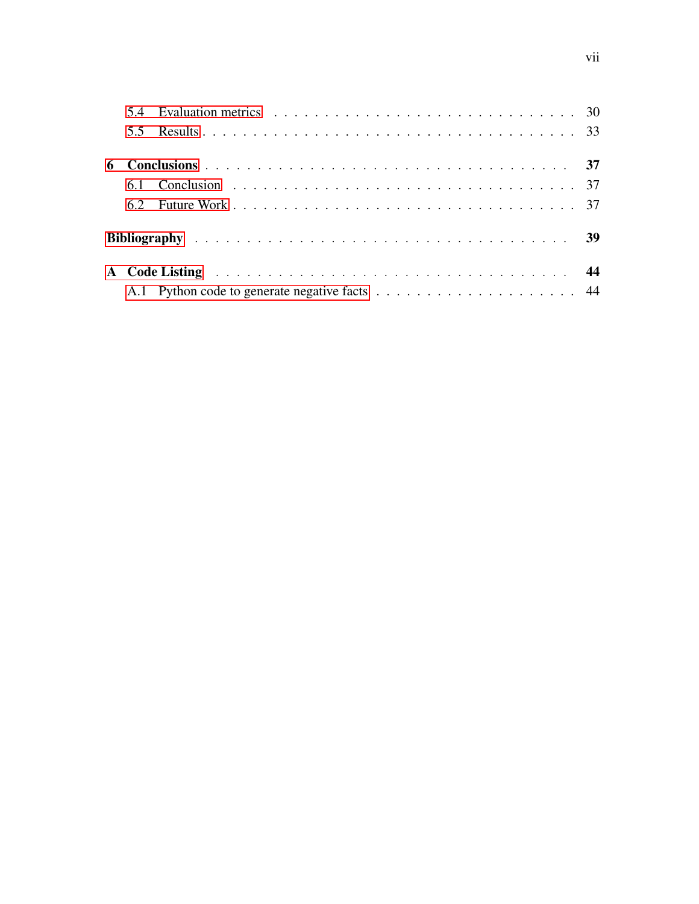5.4 Evaluation metrics . . . . . . . . . . . . . . . . . . . . . . . . . . . . 30

5.5 Results . . . . . . . . . . . . . . . . . . . . . . . . . . . . . . . . . . 33

**6 Conclusions . . . . . . . . . . . . . . . . . . . . . . . . . . . . . . . . 37**

6.1 Conclusion . . . . . . . . . . . . . . . . . . . . . . . . . . . . . . . 37

6.2 Future Work . . . . . . . . . . . . . . . . . . . . . . . . . . . . . . 37

**Bibliography . . . . . . . . . . . . . . . . . . . . . . . . . . . . . . . . 39**

**A Code Listing . . . . . . . . . . . . . . . . . . . . . . . . . . . . . . . 44**

A.1 Python code to generate negative facts . . . . . . . . . . . . . . . . . 44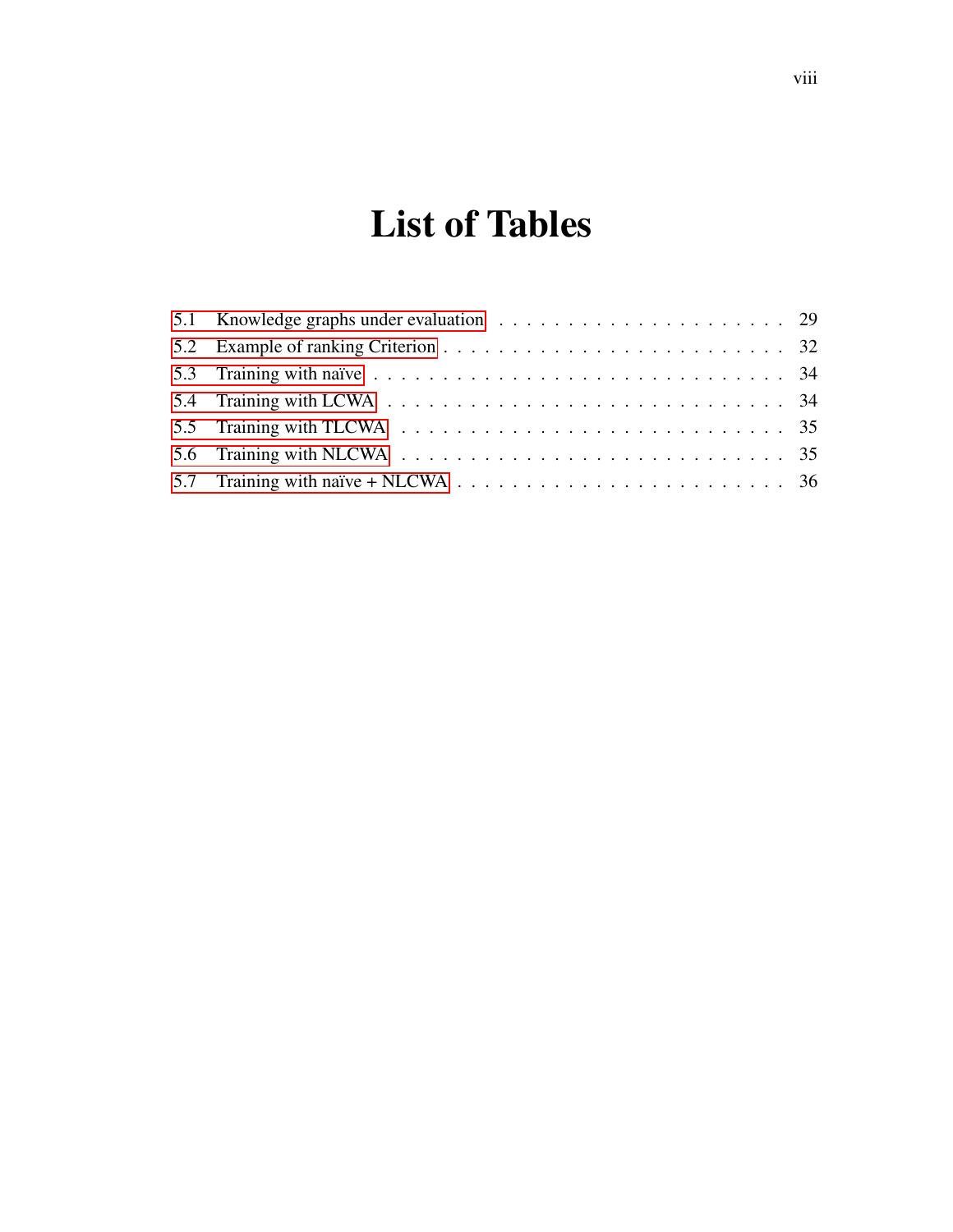# List of Tables

5.1 Knowledge graphs under evaluation . . . . . . . . . . . . . . . . . . . . . 29
5.2 Example of ranking Criterion . . . . . . . . . . . . . . . . . . . . . . . . . 32
5.3 Training with naïve . . . . . . . . . . . . . . . . . . . . . . . . . . . . . . 34
5.4 Training with LCWA . . . . . . . . . . . . . . . . . . . . . . . . . . . . . 34
5.5 Training with TLCWA . . . . . . . . . . . . . . . . . . . . . . . . . . . . 35
5.6 Training with NLCWA . . . . . . . . . . . . . . . . . . . . . . . . . . . . 35
5.7 Training with naïve + NLCWA . . . . . . . . . . . . . . . . . . . . . . . 36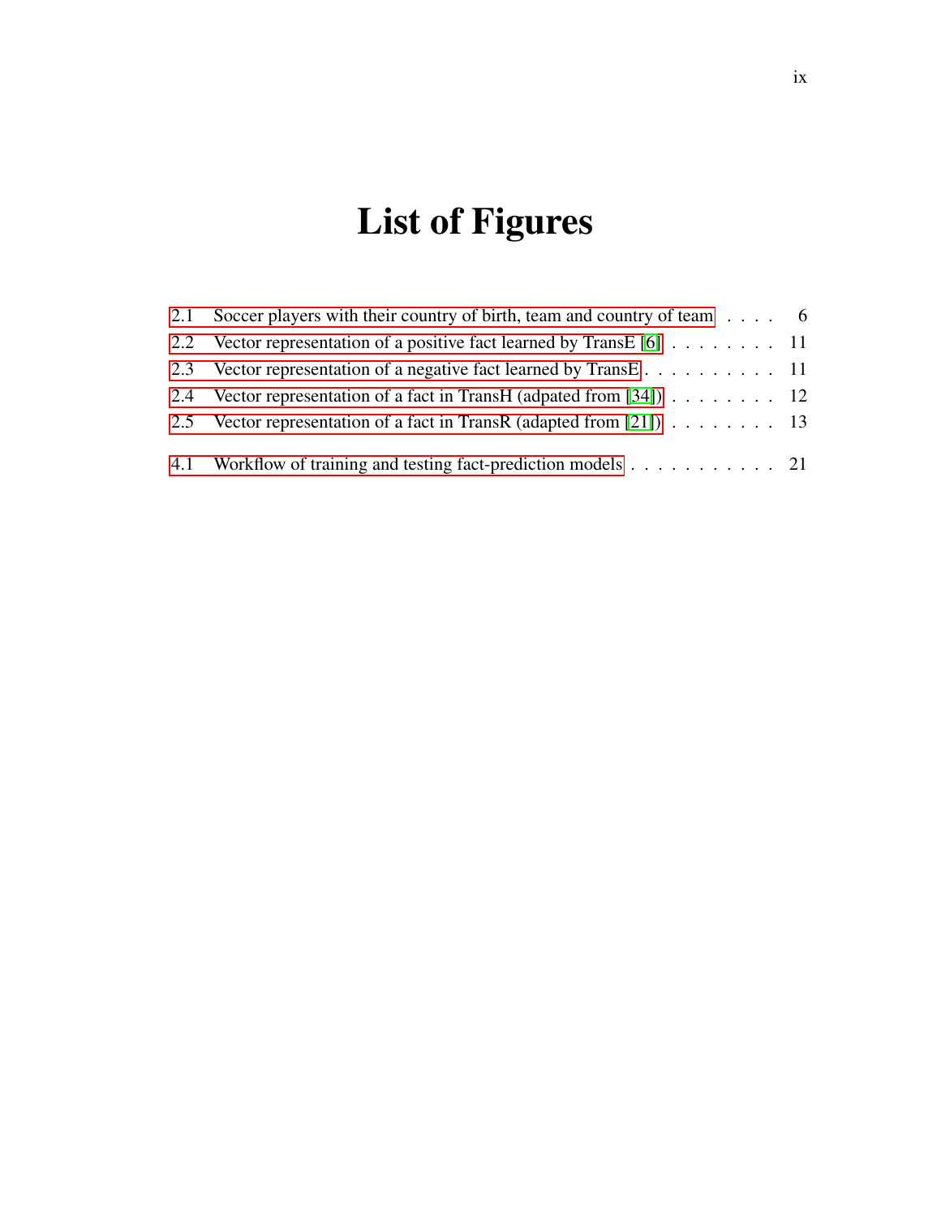# List of Figures

2.1 Soccer players with their country of birth, team and country of team . . . . 6

2.2 Vector representation of a positive fact learned by TransE [6] . . . . . . . . . 11

2.3 Vector representation of a negative fact learned by TransE . . . . . . . . . . 11

2.4 Vector representation of a fact in TransH (adpated from [34]) . . . . . . . . . 12

2.5 Vector representation of a fact in TransR (adapted from [21]) . . . . . . . . . 13

4.1 Workflow of training and testing fact-prediction models . . . . . . . . . . . 21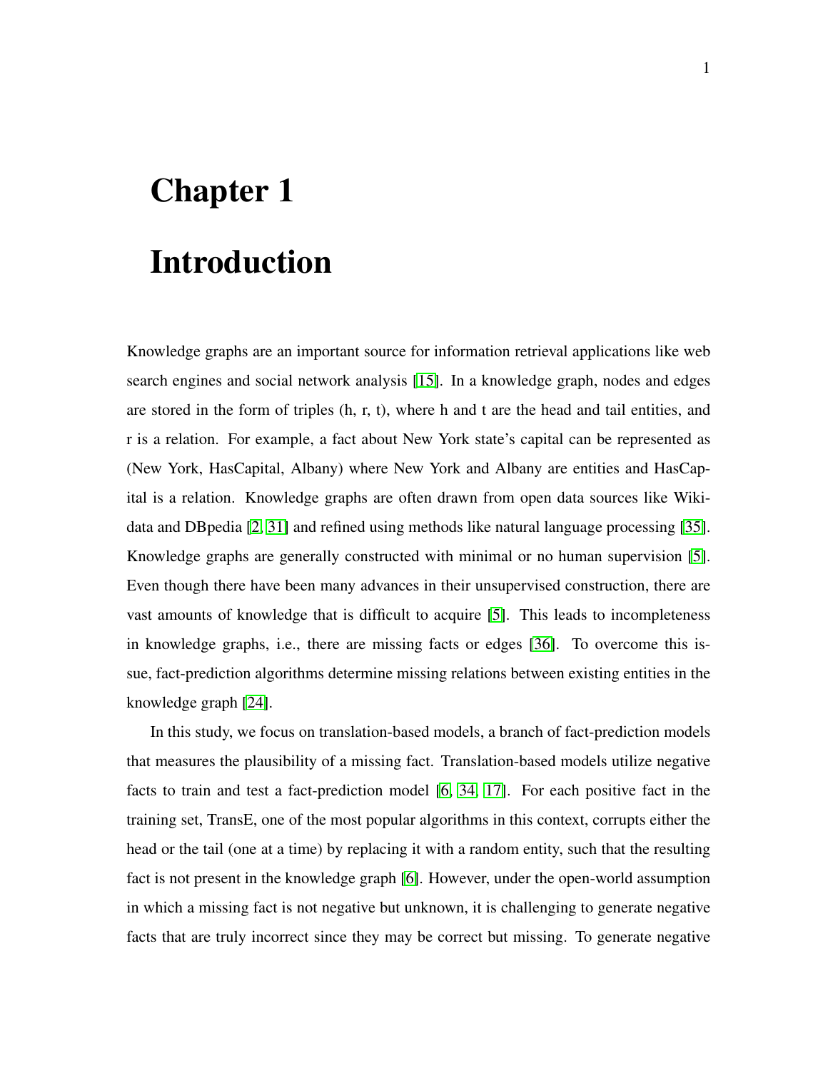# Chapter 1

# Introduction

Knowledge graphs are an important source for information retrieval applications like web search engines and social network analysis [15]. In a knowledge graph, nodes and edges are stored in the form of triples (h, r, t), where h and t are the head and tail entities, and r is a relation. For example, a fact about New York state's capital can be represented as (New York, HasCapital, Albany) where New York and Albany are entities and HasCapital is a relation. Knowledge graphs are often drawn from open data sources like Wikidata and DBpedia [2, 31] and refined using methods like natural language processing [35]. Knowledge graphs are generally constructed with minimal or no human supervision [5]. Even though there have been many advances in their unsupervised construction, there are vast amounts of knowledge that is difficult to acquire [5]. This leads to incompleteness in knowledge graphs, i.e., there are missing facts or edges [36]. To overcome this issue, fact-prediction algorithms determine missing relations between existing entities in the knowledge graph [24].

In this study, we focus on translation-based models, a branch of fact-prediction models that measures the plausibility of a missing fact. Translation-based models utilize negative facts to train and test a fact-prediction model [6, 34, 17]. For each positive fact in the training set, TransE, one of the most popular algorithms in this context, corrupts either the head or the tail (one at a time) by replacing it with a random entity, such that the resulting fact is not present in the knowledge graph [6]. However, under the open-world assumption in which a missing fact is not negative but unknown, it is challenging to generate negative facts that are truly incorrect since they may be correct but missing. To generate negative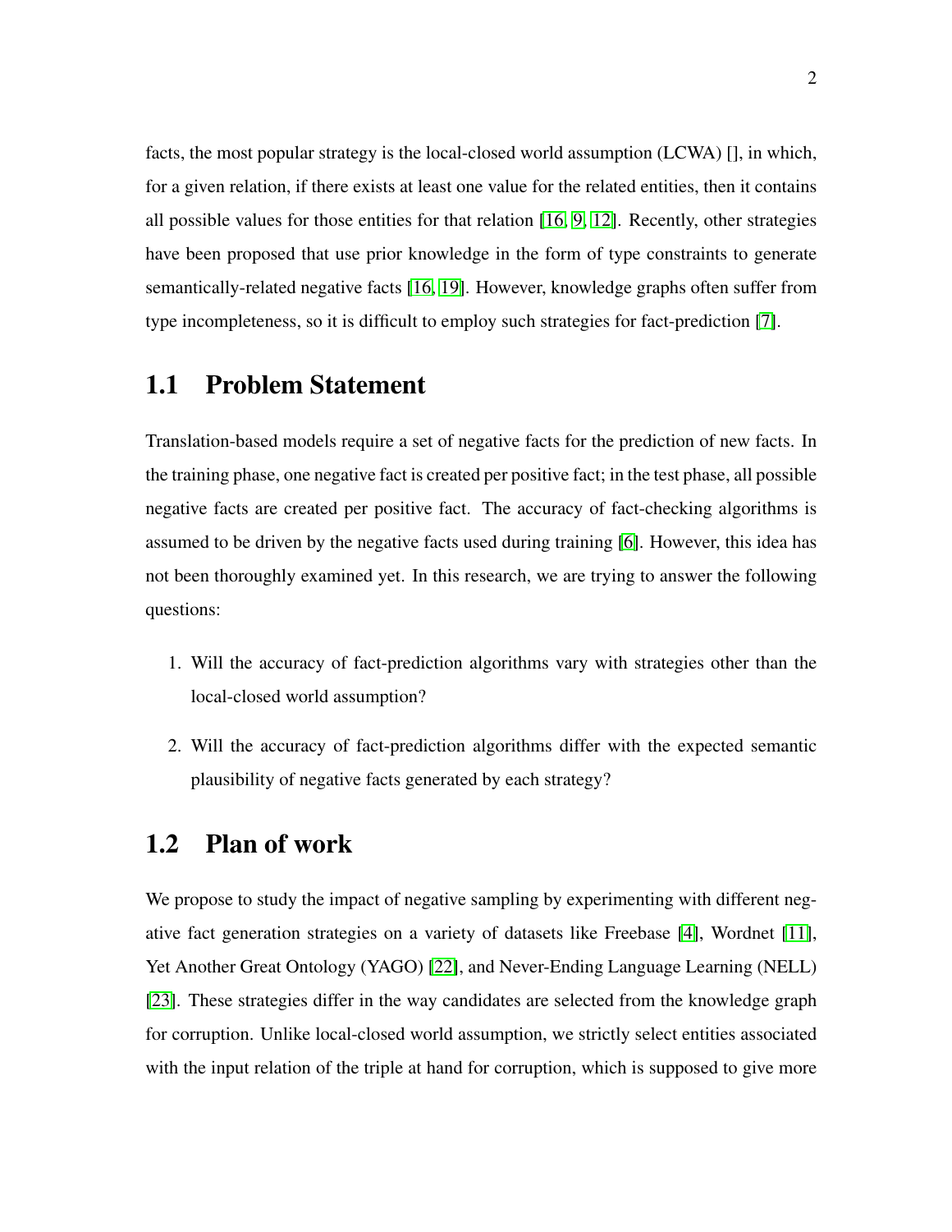facts, the most popular strategy is the local-closed world assumption (LCWA) [], in which, for a given relation, if there exists at least one value for the related entities, then it contains all possible values for those entities for that relation [16, 9, 12]. Recently, other strategies have been proposed that use prior knowledge in the form of type constraints to generate semantically-related negative facts [16, 19]. However, knowledge graphs often suffer from type incompleteness, so it is difficult to employ such strategies for fact-prediction [7].

## 1.1 Problem Statement

Translation-based models require a set of negative facts for the prediction of new facts. In the training phase, one negative fact is created per positive fact; in the test phase, all possible negative facts are created per positive fact. The accuracy of fact-checking algorithms is assumed to be driven by the negative facts used during training [6]. However, this idea has not been thoroughly examined yet. In this research, we are trying to answer the following questions:

1. Will the accuracy of fact-prediction algorithms vary with strategies other than the local-closed world assumption?
2. Will the accuracy of fact-prediction algorithms differ with the expected semantic plausibility of negative facts generated by each strategy?

## 1.2 Plan of work

We propose to study the impact of negative sampling by experimenting with different negative fact generation strategies on a variety of datasets like Freebase [4], Wordnet [11], Yet Another Great Ontology (YAGO) [22], and Never-Ending Language Learning (NELL) [23]. These strategies differ in the way candidates are selected from the knowledge graph for corruption. Unlike local-closed world assumption, we strictly select entities associated with the input relation of the triple at hand for corruption, which is supposed to give more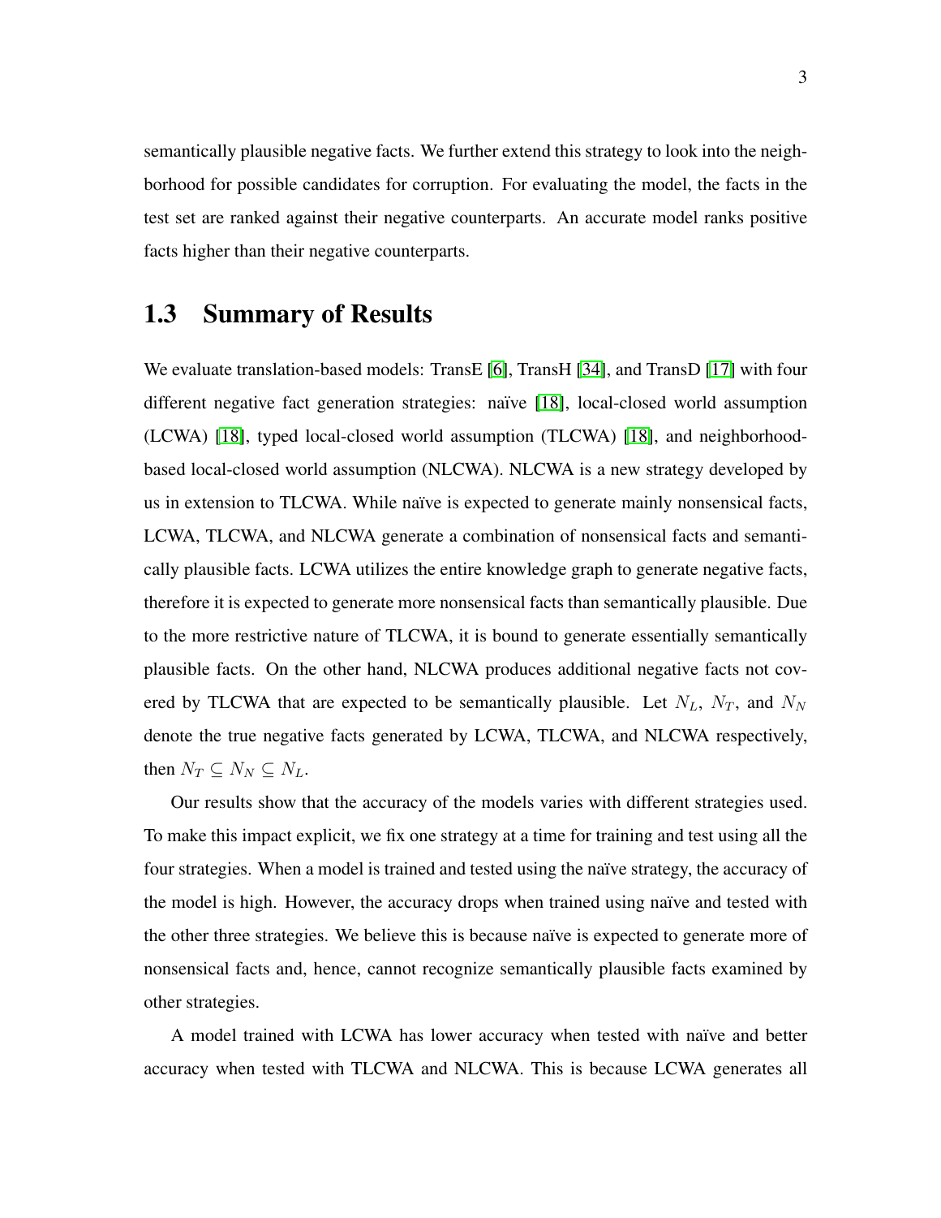semantically plausible negative facts. We further extend this strategy to look into the neighborhood for possible candidates for corruption. For evaluating the model, the facts in the test set are ranked against their negative counterparts. An accurate model ranks positive facts higher than their negative counterparts.

## 1.3 Summary of Results

We evaluate translation-based models: TransE [6], TransH [34], and TransD [17] with four different negative fact generation strategies: naïve [18], local-closed world assumption (LCWA) [18], typed local-closed world assumption (TLCWA) [18], and neighborhood-based local-closed world assumption (NLCWA). NLCWA is a new strategy developed by us in extension to TLCWA. While naïve is expected to generate mainly nonsensical facts, LCWA, TLCWA, and NLCWA generate a combination of nonsensical facts and semantically plausible facts. LCWA utilizes the entire knowledge graph to generate negative facts, therefore it is expected to generate more nonsensical facts than semantically plausible. Due to the more restrictive nature of TLCWA, it is bound to generate essentially semantically plausible facts. On the other hand, NLCWA produces additional negative facts not covered by TLCWA that are expected to be semantically plausible. Let $N_L$, $N_T$, and $N_N$ denote the true negative facts generated by LCWA, TLCWA, and NLCWA respectively, then $N_T \subseteq N_N \subseteq N_L$.

Our results show that the accuracy of the models varies with different strategies used. To make this impact explicit, we fix one strategy at a time for training and test using all the four strategies. When a model is trained and tested using the naïve strategy, the accuracy of the model is high. However, the accuracy drops when trained using naïve and tested with the other three strategies. We believe this is because naïve is expected to generate more of nonsensical facts and, hence, cannot recognize semantically plausible facts examined by other strategies.

A model trained with LCWA has lower accuracy when tested with naïve and better accuracy when tested with TLCWA and NLCWA. This is because LCWA generates all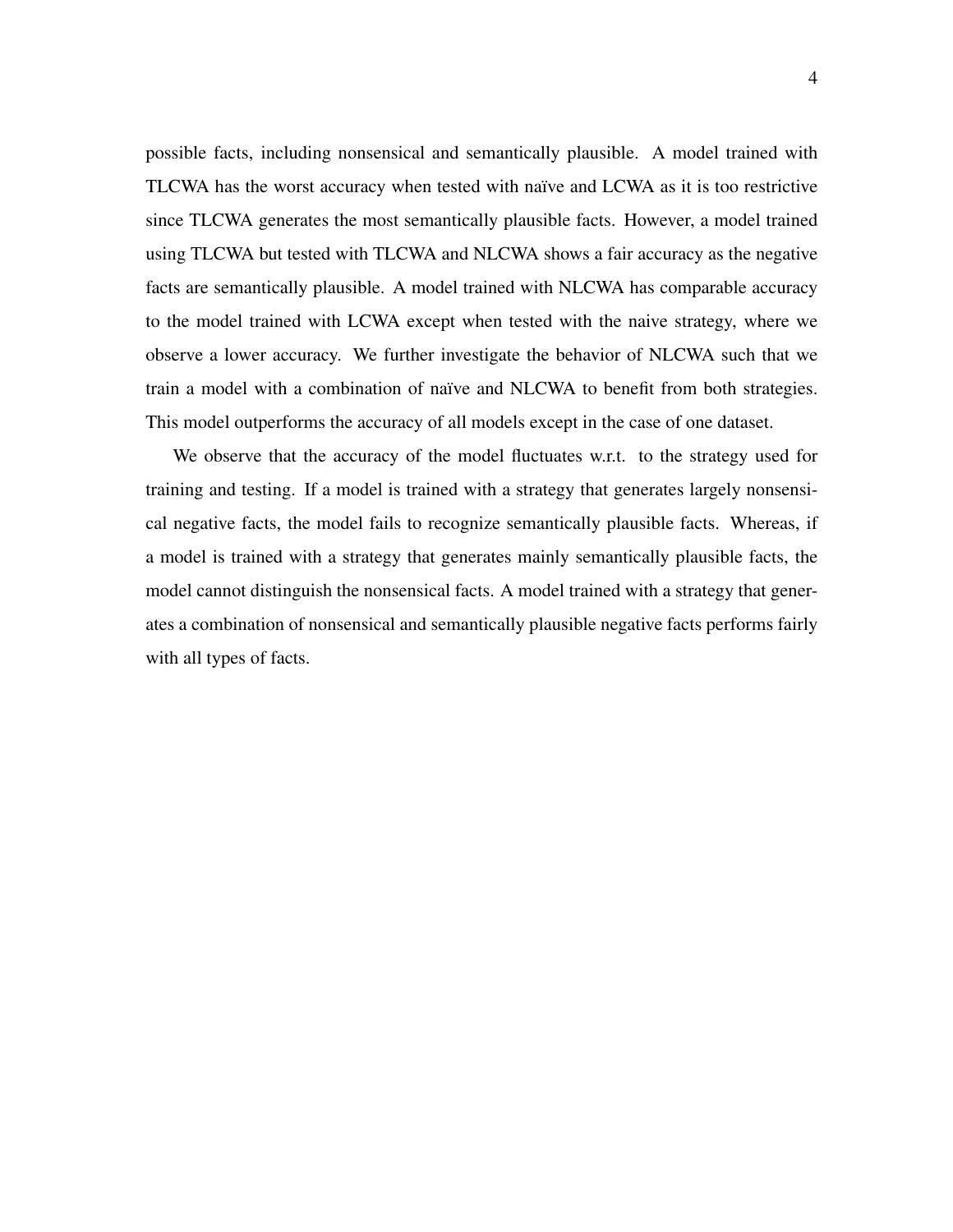possible facts, including nonsensical and semantically plausible. A model trained with TLCWA has the worst accuracy when tested with naïve and LCWA as it is too restrictive since TLCWA generates the most semantically plausible facts. However, a model trained using TLCWA but tested with TLCWA and NLCWA shows a fair accuracy as the negative facts are semantically plausible. A model trained with NLCWA has comparable accuracy to the model trained with LCWA except when tested with the naive strategy, where we observe a lower accuracy. We further investigate the behavior of NLCWA such that we train a model with a combination of naïve and NLCWA to benefit from both strategies. This model outperforms the accuracy of all models except in the case of one dataset.

We observe that the accuracy of the model fluctuates w.r.t. to the strategy used for training and testing. If a model is trained with a strategy that generates largely nonsensical negative facts, the model fails to recognize semantically plausible facts. Whereas, if a model is trained with a strategy that generates mainly semantically plausible facts, the model cannot distinguish the nonsensical facts. A model trained with a strategy that generates a combination of nonsensical and semantically plausible negative facts performs fairly with all types of facts.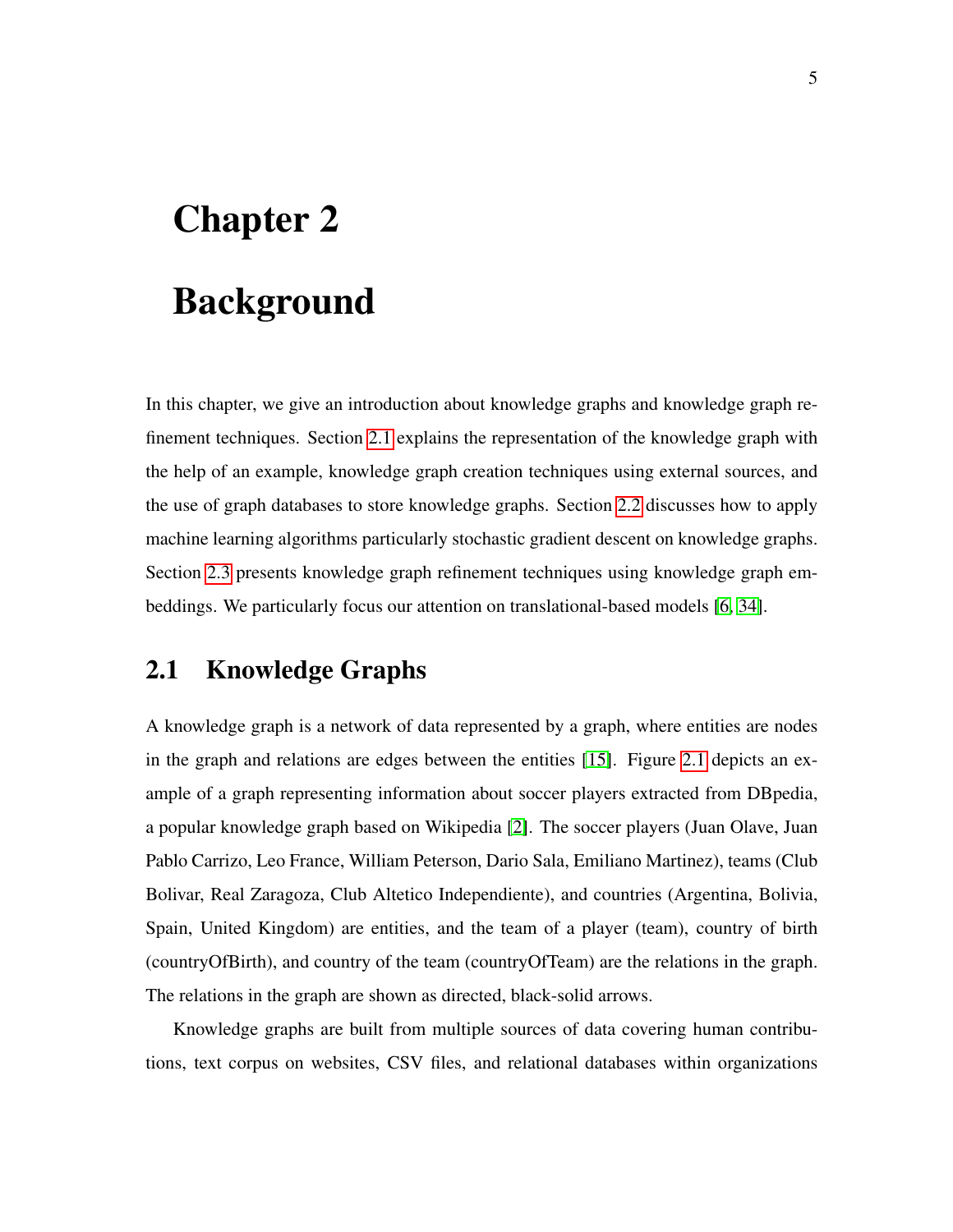# Chapter 2

# Background

In this chapter, we give an introduction about knowledge graphs and knowledge graph refinement techniques. Section 2.1 explains the representation of the knowledge graph with the help of an example, knowledge graph creation techniques using external sources, and the use of graph databases to store knowledge graphs. Section 2.2 discusses how to apply machine learning algorithms particularly stochastic gradient descent on knowledge graphs. Section 2.3 presents knowledge graph refinement techniques using knowledge graph embeddings. We particularly focus our attention on translational-based models [6, 34].

## 2.1 Knowledge Graphs

A knowledge graph is a network of data represented by a graph, where entities are nodes in the graph and relations are edges between the entities [15]. Figure 2.1 depicts an example of a graph representing information about soccer players extracted from DBpedia, a popular knowledge graph based on Wikipedia [2]. The soccer players (Juan Olave, Juan Pablo Carrizo, Leo France, William Peterson, Dario Sala, Emiliano Martinez), teams (Club Bolivar, Real Zaragoza, Club Altetico Independiente), and countries (Argentina, Bolivia, Spain, United Kingdom) are entities, and the team of a player (team), country of birth (countryOfBirth), and country of the team (countryOfTeam) are the relations in the graph. The relations in the graph are shown as directed, black-solid arrows.

Knowledge graphs are built from multiple sources of data covering human contributions, text corpus on websites, CSV files, and relational databases within organizations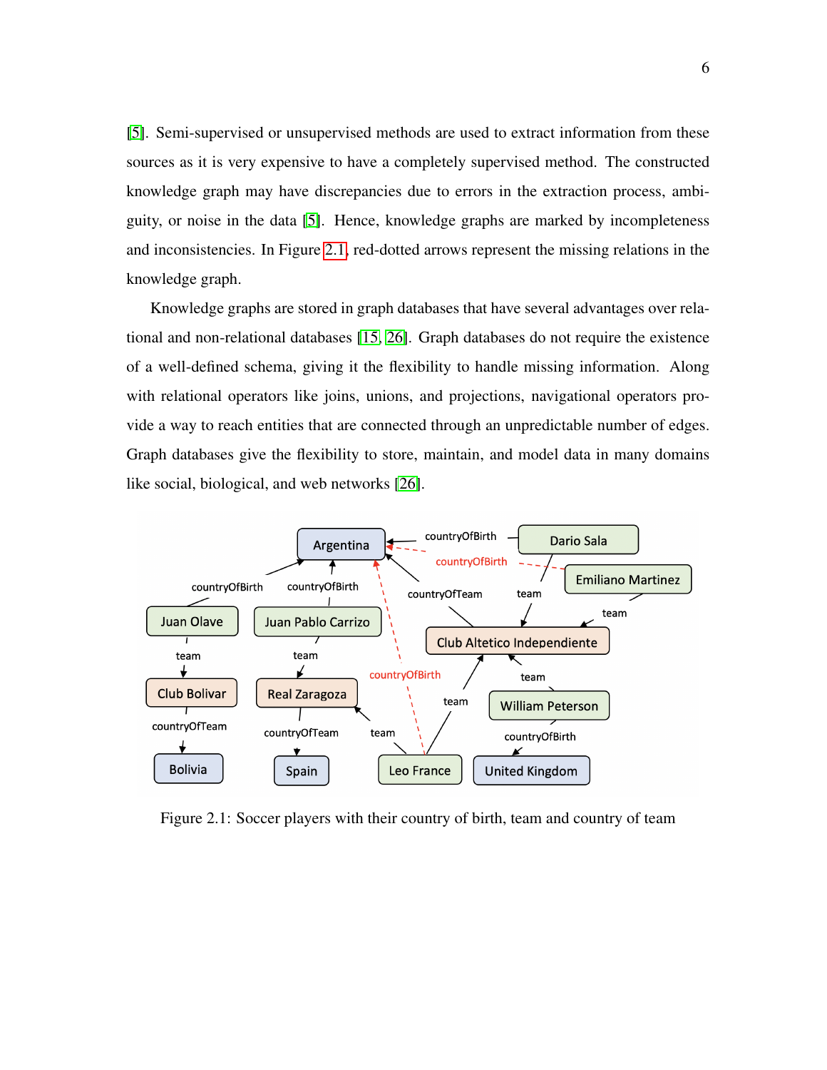[5]. Semi-supervised or unsupervised methods are used to extract information from these sources as it is very expensive to have a completely supervised method. The constructed knowledge graph may have discrepancies due to errors in the extraction process, ambiguity, or noise in the data [5]. Hence, knowledge graphs are marked by incompleteness and inconsistencies. In Figure 2.1, red-dotted arrows represent the missing relations in the knowledge graph.

Knowledge graphs are stored in graph databases that have several advantages over relational and non-relational databases [15, 26]. Graph databases do not require the existence of a well-defined schema, giving it the flexibility to handle missing information. Along with relational operators like joins, unions, and projections, navigational operators provide a way to reach entities that are connected through an unpredictable number of edges. Graph databases give the flexibility to store, maintain, and model data in many domains like social, biological, and web networks [26].

Figure 2.1: Soccer players with their country of birth, team and country of team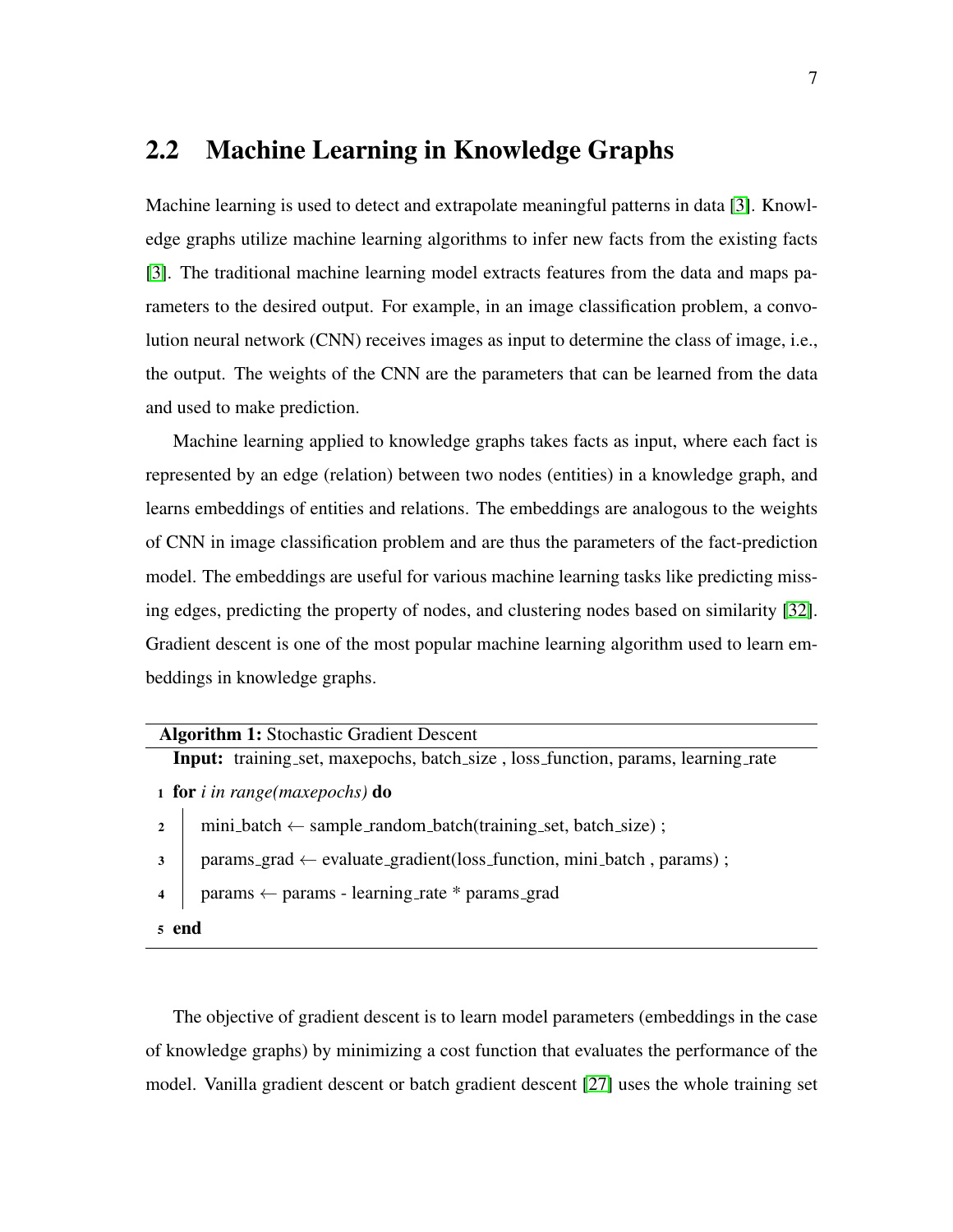## 2.2 Machine Learning in Knowledge Graphs

Machine learning is used to detect and extrapolate meaningful patterns in data [3]. Knowledge graphs utilize machine learning algorithms to infer new facts from the existing facts [3]. The traditional machine learning model extracts features from the data and maps parameters to the desired output. For example, in an image classification problem, a convolution neural network (CNN) receives images as input to determine the class of image, i.e., the output. The weights of the CNN are the parameters that can be learned from the data and used to make prediction.

Machine learning applied to knowledge graphs takes facts as input, where each fact is represented by an edge (relation) between two nodes (entities) in a knowledge graph, and learns embeddings of entities and relations. The embeddings are analogous to the weights of CNN in image classification problem and are thus the parameters of the fact-prediction model. The embeddings are useful for various machine learning tasks like predicting missing edges, predicting the property of nodes, and clustering nodes based on similarity [32]. Gradient descent is one of the most popular machine learning algorithm used to learn embeddings in knowledge graphs.

**Algorithm 1:** Stochastic Gradient Descent

```
Input: training_set, maxepochs, batch_size , loss_function, params, learning_rate
1 for i in range(maxepochs) do
2     mini_batch ← sample_random_batch(training_set, batch_size) ;
3     params_grad ← evaluate_gradient(loss_function, mini_batch , params) ;
4     params ← params - learning_rate * params_grad
5 end
```

The objective of gradient descent is to learn model parameters (embeddings in the case of knowledge graphs) by minimizing a cost function that evaluates the performance of the model. Vanilla gradient descent or batch gradient descent [27] uses the whole training set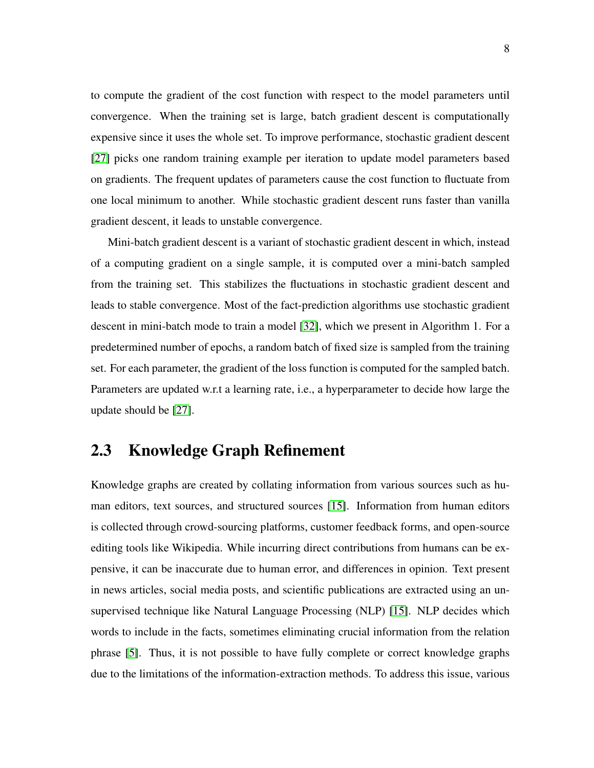to compute the gradient of the cost function with respect to the model parameters until convergence. When the training set is large, batch gradient descent is computationally expensive since it uses the whole set. To improve performance, stochastic gradient descent [27] picks one random training example per iteration to update model parameters based on gradients. The frequent updates of parameters cause the cost function to fluctuate from one local minimum to another. While stochastic gradient descent runs faster than vanilla gradient descent, it leads to unstable convergence.

Mini-batch gradient descent is a variant of stochastic gradient descent in which, instead of a computing gradient on a single sample, it is computed over a mini-batch sampled from the training set. This stabilizes the fluctuations in stochastic gradient descent and leads to stable convergence. Most of the fact-prediction algorithms use stochastic gradient descent in mini-batch mode to train a model [32], which we present in Algorithm 1. For a predetermined number of epochs, a random batch of fixed size is sampled from the training set. For each parameter, the gradient of the loss function is computed for the sampled batch. Parameters are updated w.r.t a learning rate, i.e., a hyperparameter to decide how large the update should be [27].

## 2.3 Knowledge Graph Refinement

Knowledge graphs are created by collating information from various sources such as human editors, text sources, and structured sources [15]. Information from human editors is collected through crowd-sourcing platforms, customer feedback forms, and open-source editing tools like Wikipedia. While incurring direct contributions from humans can be expensive, it can be inaccurate due to human error, and differences in opinion. Text present in news articles, social media posts, and scientific publications are extracted using an unsupervised technique like Natural Language Processing (NLP) [15]. NLP decides which words to include in the facts, sometimes eliminating crucial information from the relation phrase [5]. Thus, it is not possible to have fully complete or correct knowledge graphs due to the limitations of the information-extraction methods. To address this issue, various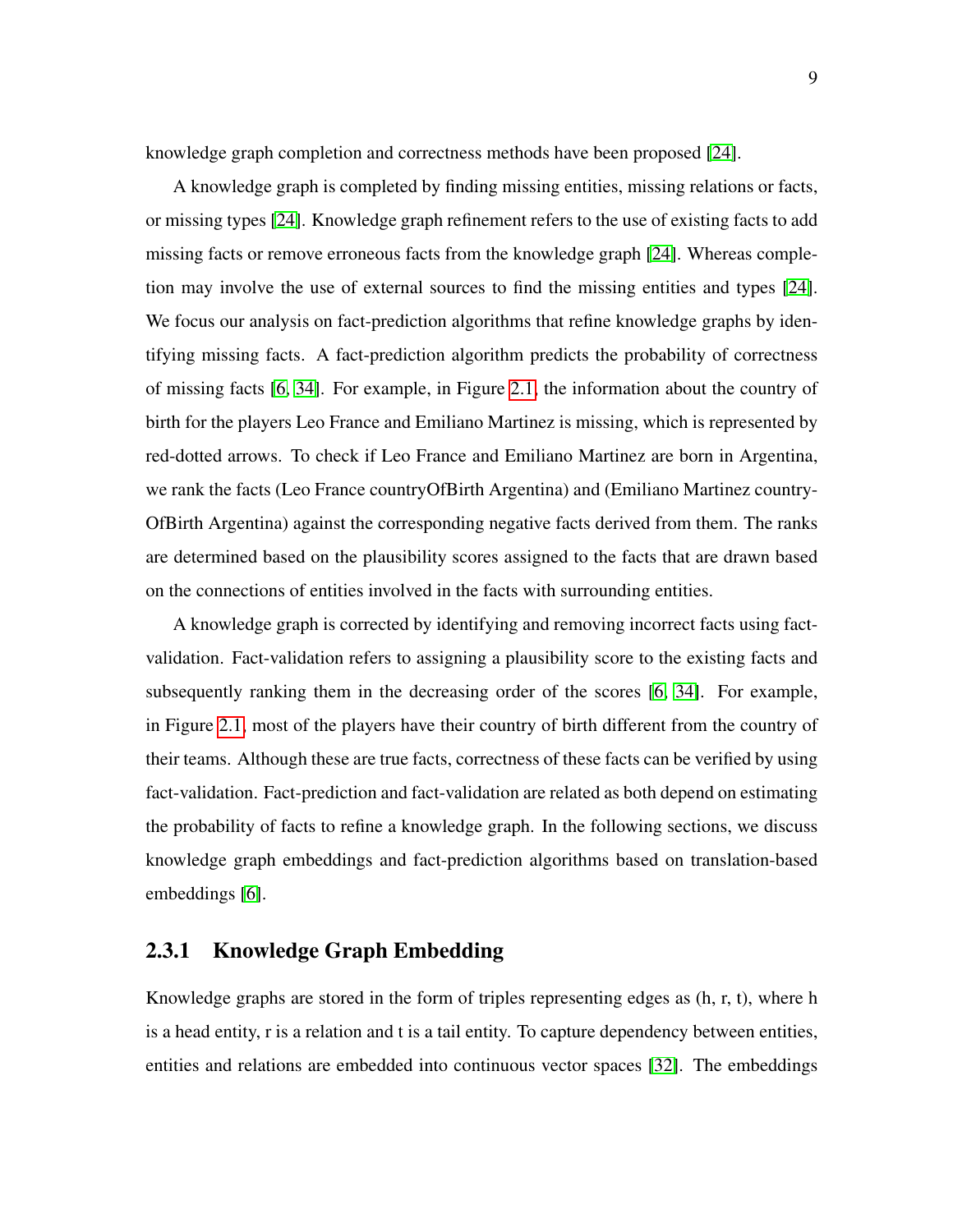knowledge graph completion and correctness methods have been proposed [24].

A knowledge graph is completed by finding missing entities, missing relations or facts, or missing types [24]. Knowledge graph refinement refers to the use of existing facts to add missing facts or remove erroneous facts from the knowledge graph [24]. Whereas completion may involve the use of external sources to find the missing entities and types [24]. We focus our analysis on fact-prediction algorithms that refine knowledge graphs by identifying missing facts. A fact-prediction algorithm predicts the probability of correctness of missing facts [6, 34]. For example, in Figure 2.1, the information about the country of birth for the players Leo France and Emiliano Martinez is missing, which is represented by red-dotted arrows. To check if Leo France and Emiliano Martinez are born in Argentina, we rank the facts (Leo France countryOfBirth Argentina) and (Emiliano Martinez countryOfBirth Argentina) against the corresponding negative facts derived from them. The ranks are determined based on the plausibility scores assigned to the facts that are drawn based on the connections of entities involved in the facts with surrounding entities.

A knowledge graph is corrected by identifying and removing incorrect facts using fact-validation. Fact-validation refers to assigning a plausibility score to the existing facts and subsequently ranking them in the decreasing order of the scores [6, 34]. For example, in Figure 2.1, most of the players have their country of birth different from the country of their teams. Although these are true facts, correctness of these facts can be verified by using fact-validation. Fact-prediction and fact-validation are related as both depend on estimating the probability of facts to refine a knowledge graph. In the following sections, we discuss knowledge graph embeddings and fact-prediction algorithms based on translation-based embeddings [6].

### 2.3.1 Knowledge Graph Embedding

Knowledge graphs are stored in the form of triples representing edges as (h, r, t), where h is a head entity, r is a relation and t is a tail entity. To capture dependency between entities, entities and relations are embedded into continuous vector spaces [32]. The embeddings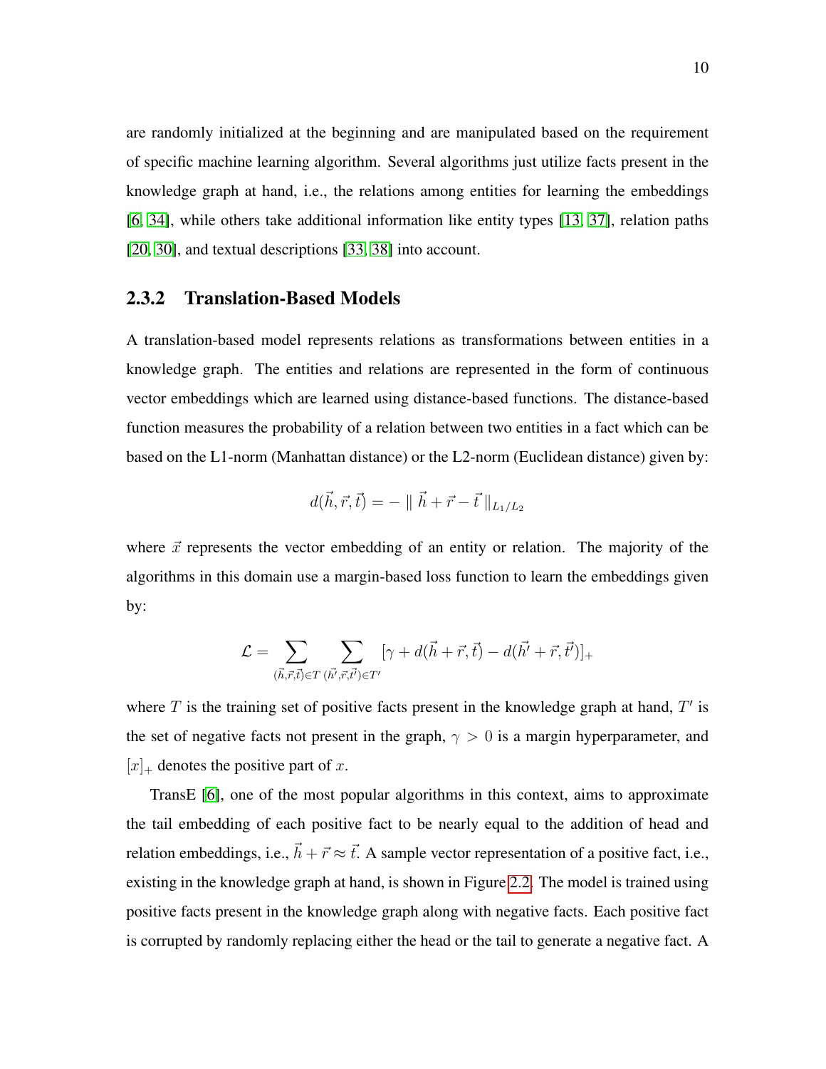are randomly initialized at the beginning and are manipulated based on the requirement of specific machine learning algorithm. Several algorithms just utilize facts present in the knowledge graph at hand, i.e., the relations among entities for learning the embeddings [6, 34], while others take additional information like entity types [13, 37], relation paths [20, 30], and textual descriptions [33, 38] into account.

### 2.3.2 Translation-Based Models

A translation-based model represents relations as transformations between entities in a knowledge graph. The entities and relations are represented in the form of continuous vector embeddings which are learned using distance-based functions. The distance-based function measures the probability of a relation between two entities in a fact which can be based on the L1-norm (Manhattan distance) or the L2-norm (Euclidean distance) given by:

$$d(\vec{h}, \vec{r}, \vec{t}) = - \parallel \vec{h} + \vec{r} - \vec{t} \parallel_{L_1/L_2}$$

where $\vec{x}$ represents the vector embedding of an entity or relation. The majority of the algorithms in this domain use a margin-based loss function to learn the embeddings given by:

$$\mathcal{L} = \sum_{(\vec{h},\vec{r},\vec{t}) \in T} \sum_{(\vec{h'},\vec{r},\vec{t'}) \in T'} [\gamma + d(\vec{h} + \vec{r}, \vec{t}) - d(\vec{h'} + \vec{r}, \vec{t'})]_+$$

where $T$ is the training set of positive facts present in the knowledge graph at hand, $T'$ is the set of negative facts not present in the graph, $\gamma > 0$ is a margin hyperparameter, and $[x]_+$ denotes the positive part of $x$.

TransE [6], one of the most popular algorithms in this context, aims to approximate the tail embedding of each positive fact to be nearly equal to the addition of head and relation embeddings, i.e., $\vec{h} + \vec{r} \approx \vec{t}$. A sample vector representation of a positive fact, i.e., existing in the knowledge graph at hand, is shown in Figure 2.2. The model is trained using positive facts present in the knowledge graph along with negative facts. Each positive fact is corrupted by randomly replacing either the head or the tail to generate a negative fact. A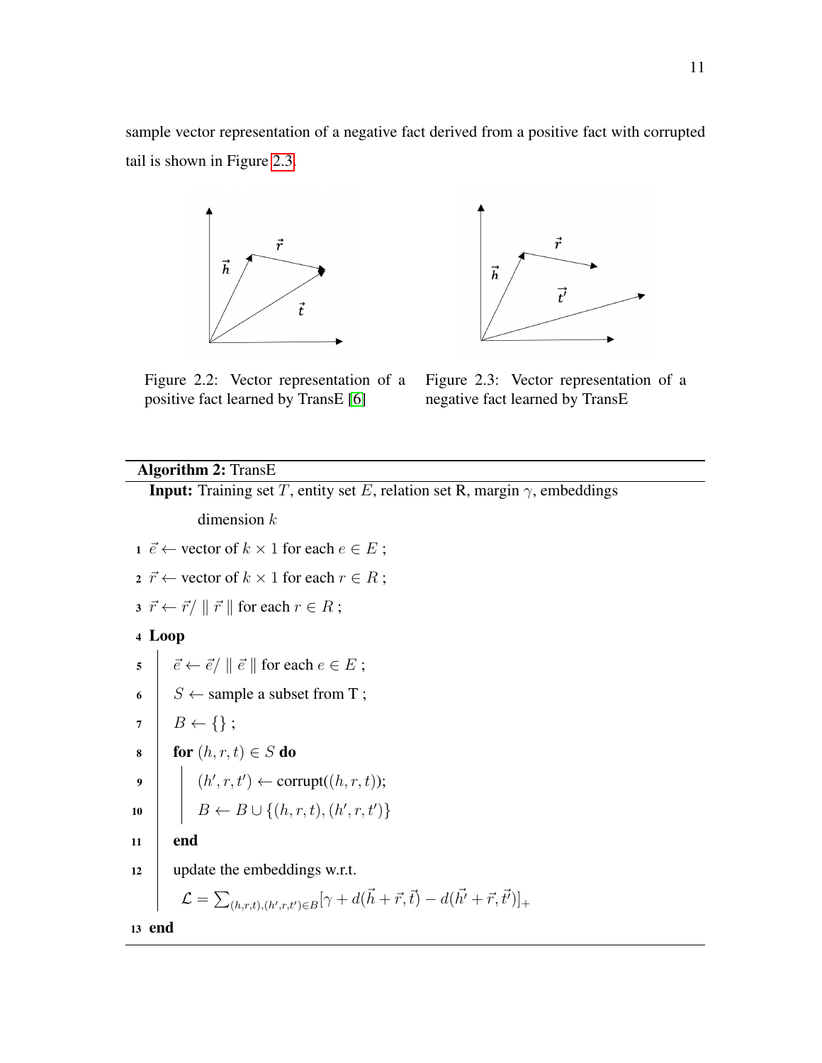sample vector representation of a negative fact derived from a positive fact with corrupted tail is shown in Figure 2.3.

Figure 2.2: Vector representation of a positive fact learned by TransE [6]

Figure 2.3: Vector representation of a negative fact learned by TransE

---

**Algorithm 2:** TransE

**Input:** Training set $T$, entity set $E$, relation set R, margin $\gamma$, embeddings dimension $k$

1. $\vec{e} \leftarrow$ vector of $k \times 1$ for each $e \in E$ ;
2. $\vec{r} \leftarrow$ vector of $k \times 1$ for each $r \in R$ ;
3. $\vec{r} \leftarrow \vec{r} / \parallel \vec{r} \parallel$ for each $r \in R$ ;
4. **Loop**
5. $\quad \vec{e} \leftarrow \vec{e} / \parallel \vec{e} \parallel$ for each $e \in E$ ;
6. $\quad S \leftarrow$ sample a subset from T ;
7. $\quad B \leftarrow \{\}$ ;
8. $\quad$ **for** $(h, r, t) \in S$ **do**
9. $\quad\quad (h', r, t') \leftarrow$ corrupt($(h, r, t)$);
10. $\quad\quad B \leftarrow B \cup \{(h, r, t), (h', r, t')\}$
11. $\quad$ **end**
12. $\quad$ update the embeddings w.r.t.
    $\quad \mathcal{L} = \sum_{(h,r,t),(h',r,t') \in B} [\gamma + d(\vec{h} + \vec{r}, \vec{t}) - d(\vec{h'} + \vec{r}, \vec{t'})]_+$
13. **end**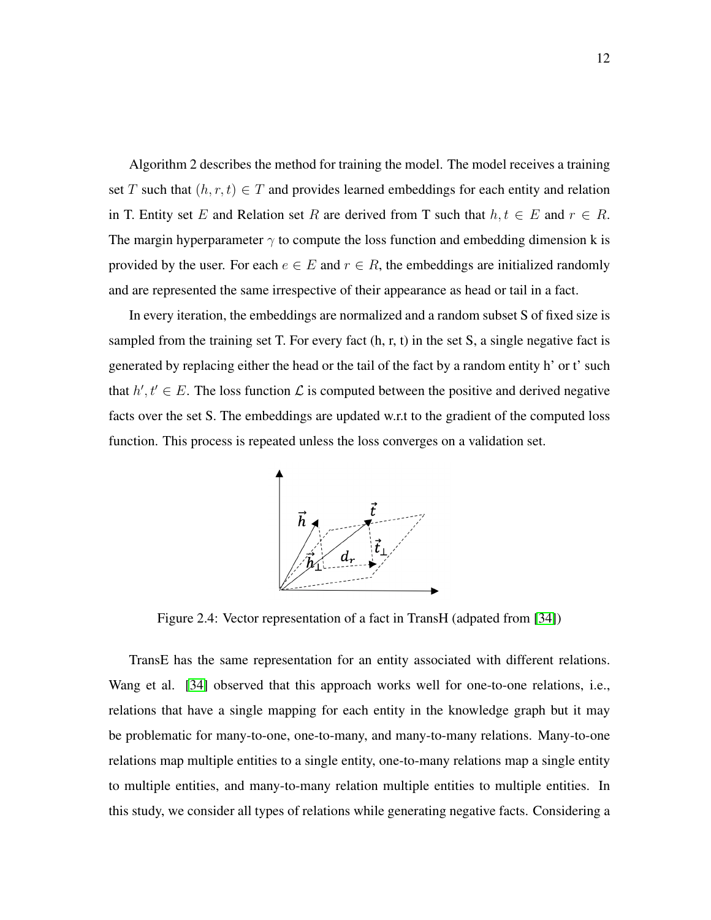Algorithm 2 describes the method for training the model. The model receives a training set $T$ such that $(h, r, t) \in T$ and provides learned embeddings for each entity and relation in T. Entity set $E$ and Relation set $R$ are derived from T such that $h, t \in E$ and $r \in R$. The margin hyperparameter $\gamma$ to compute the loss function and embedding dimension k is provided by the user. For each $e \in E$ and $r \in R$, the embeddings are initialized randomly and are represented the same irrespective of their appearance as head or tail in a fact.

In every iteration, the embeddings are normalized and a random subset S of fixed size is sampled from the training set T. For every fact (h, r, t) in the set S, a single negative fact is generated by replacing either the head or the tail of the fact by a random entity h' or t' such that $h', t' \in E$. The loss function $\mathcal{L}$ is computed between the positive and derived negative facts over the set S. The embeddings are updated w.r.t to the gradient of the computed loss function. This process is repeated unless the loss converges on a validation set.

Figure 2.4: Vector representation of a fact in TransH (adpated from [34])

TransE has the same representation for an entity associated with different relations. Wang et al. [34] observed that this approach works well for one-to-one relations, i.e., relations that have a single mapping for each entity in the knowledge graph but it may be problematic for many-to-one, one-to-many, and many-to-many relations. Many-to-one relations map multiple entities to a single entity, one-to-many relations map a single entity to multiple entities, and many-to-many relation multiple entities to multiple entities. In this study, we consider all types of relations while generating negative facts. Considering a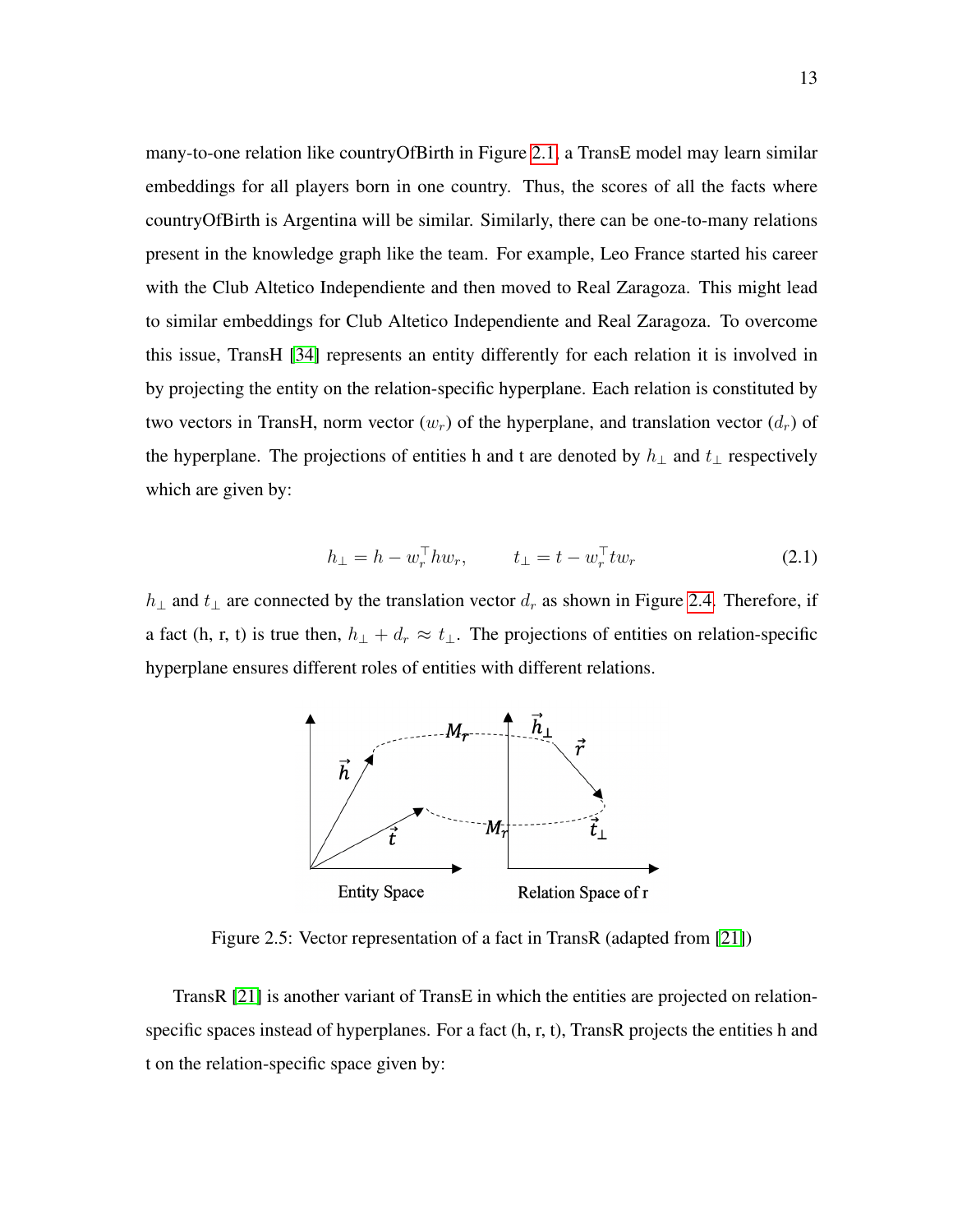many-to-one relation like countryOfBirth in Figure 2.1, a TransE model may learn similar embeddings for all players born in one country. Thus, the scores of all the facts where countryOfBirth is Argentina will be similar. Similarly, there can be one-to-many relations present in the knowledge graph like the team. For example, Leo France started his career with the Club Altetico Independiente and then moved to Real Zaragoza. This might lead to similar embeddings for Club Altetico Independiente and Real Zaragoza. To overcome this issue, TransH [34] represents an entity differently for each relation it is involved in by projecting the entity on the relation-specific hyperplane. Each relation is constituted by two vectors in TransH, norm vector ($w_r$) of the hyperplane, and translation vector ($d_r$) of the hyperplane. The projections of entities h and t are denoted by $h_\perp$ and $t_\perp$ respectively which are given by:

$$h_\perp = h - w_r^\top h w_r, \qquad t_\perp = t - w_r^\top t w_r \tag{2.1}$$

$h_\perp$ and $t_\perp$ are connected by the translation vector $d_r$ as shown in Figure 2.4. Therefore, if a fact (h, r, t) is true then, $h_\perp + d_r \approx t_\perp$. The projections of entities on relation-specific hyperplane ensures different roles of entities with different relations.

Figure 2.5: Vector representation of a fact in TransR (adapted from [21])

TransR [21] is another variant of TransE in which the entities are projected on relation-specific spaces instead of hyperplanes. For a fact (h, r, t), TransR projects the entities h and t on the relation-specific space given by: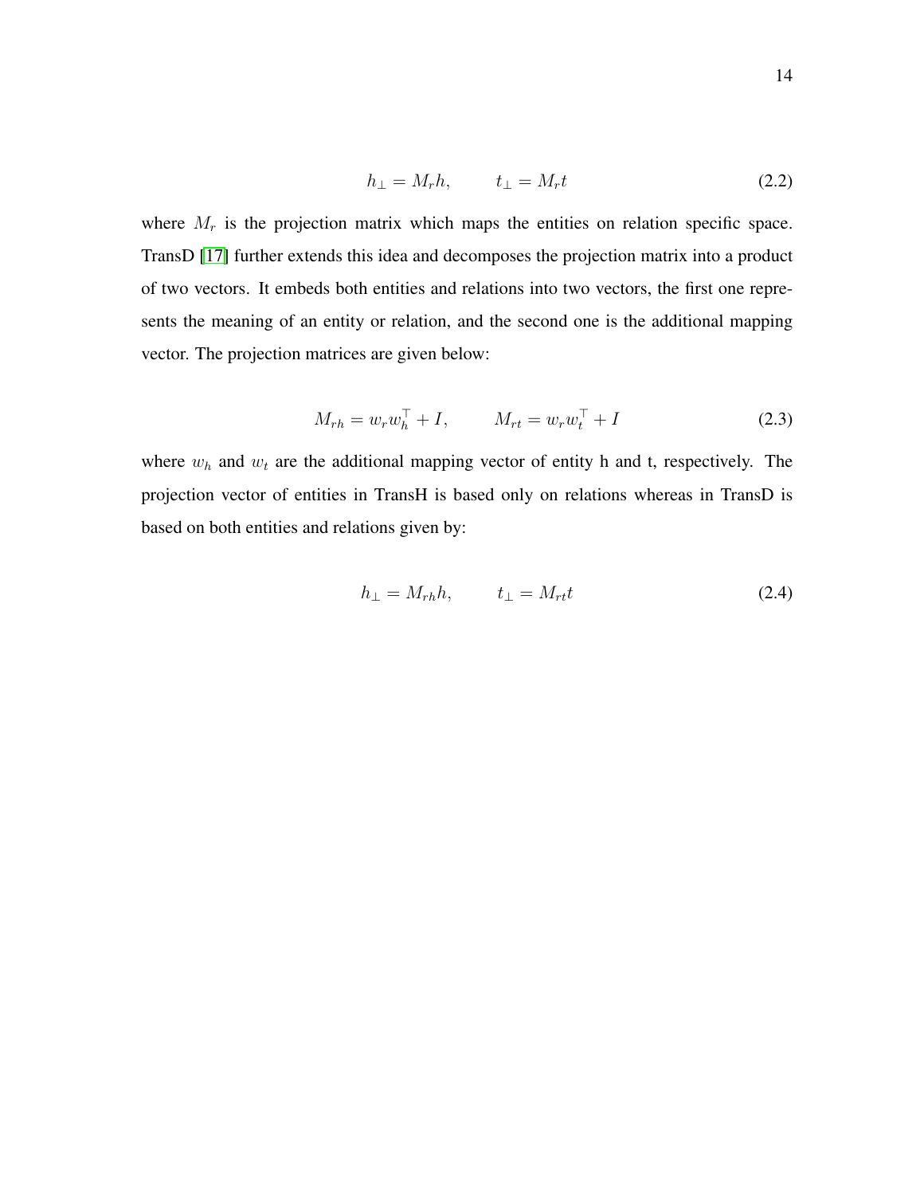$$h_{\perp} = M_r h, \qquad t_{\perp} = M_r t \tag{2.2}$$

where $M_r$ is the projection matrix which maps the entities on relation specific space. TransD [17] further extends this idea and decomposes the projection matrix into a product of two vectors. It embeds both entities and relations into two vectors, the first one represents the meaning of an entity or relation, and the second one is the additional mapping vector. The projection matrices are given below:

$$M_{rh} = w_r w_h^{\top} + I, \qquad M_{rt} = w_r w_t^{\top} + I \tag{2.3}$$

where $w_h$ and $w_t$ are the additional mapping vector of entity h and t, respectively. The projection vector of entities in TransH is based only on relations whereas in TransD is based on both entities and relations given by:

$$h_{\perp} = M_{rh} h, \qquad t_{\perp} = M_{rt} t \tag{2.4}$$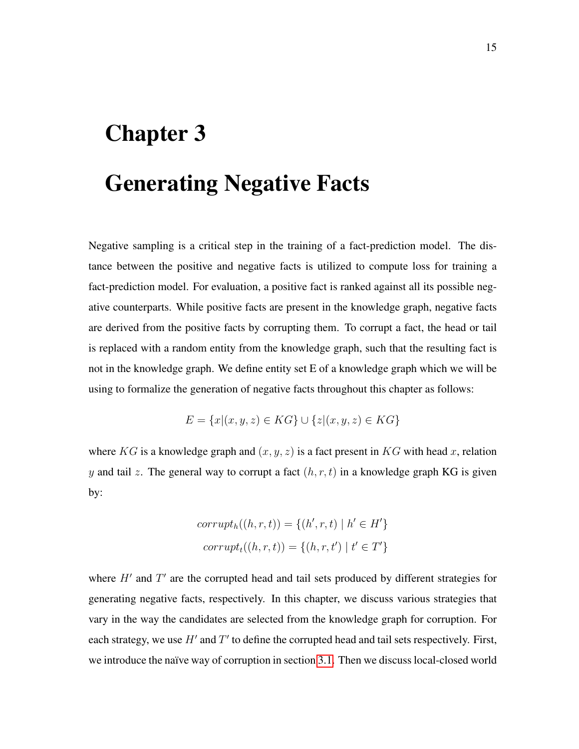# Chapter 3

# Generating Negative Facts

Negative sampling is a critical step in the training of a fact-prediction model. The distance between the positive and negative facts is utilized to compute loss for training a fact-prediction model. For evaluation, a positive fact is ranked against all its possible negative counterparts. While positive facts are present in the knowledge graph, negative facts are derived from the positive facts by corrupting them. To corrupt a fact, the head or tail is replaced with a random entity from the knowledge graph, such that the resulting fact is not in the knowledge graph. We define entity set E of a knowledge graph which we will be using to formalize the generation of negative facts throughout this chapter as follows:

$$E = \{x | (x, y, z) \in KG\} \cup \{z | (x, y, z) \in KG\}$$

where $KG$ is a knowledge graph and $(x, y, z)$ is a fact present in $KG$ with head $x$, relation $y$ and tail $z$. The general way to corrupt a fact $(h, r, t)$ in a knowledge graph KG is given by:

$$corrupt_h((h, r, t)) = \{(h', r, t) \mid h' \in H'\}$$
$$corrupt_t((h, r, t)) = \{(h, r, t') \mid t' \in T'\}$$

where $H'$ and $T'$ are the corrupted head and tail sets produced by different strategies for generating negative facts, respectively. In this chapter, we discuss various strategies that vary in the way the candidates are selected from the knowledge graph for corruption. For each strategy, we use $H'$ and $T'$ to define the corrupted head and tail sets respectively. First, we introduce the naïve way of corruption in section 3.1. Then we discuss local-closed world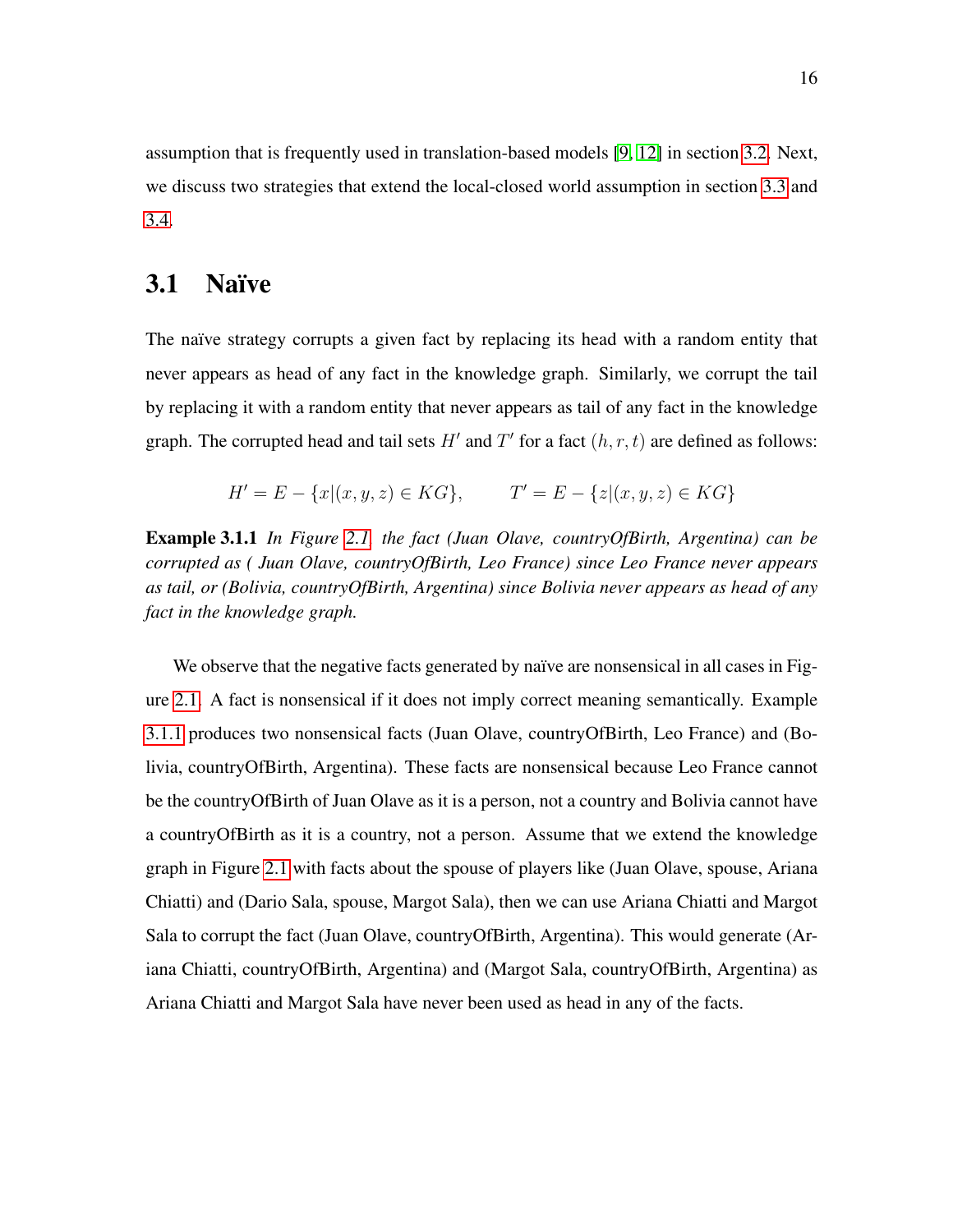assumption that is frequently used in translation-based models [9, 12] in section 3.2. Next, we discuss two strategies that extend the local-closed world assumption in section 3.3 and 3.4.

## 3.1 Naïve

The naïve strategy corrupts a given fact by replacing its head with a random entity that never appears as head of any fact in the knowledge graph. Similarly, we corrupt the tail by replacing it with a random entity that never appears as tail of any fact in the knowledge graph. The corrupted head and tail sets $H'$ and $T'$ for a fact $(h, r, t)$ are defined as follows:

$$H' = E - \{x|(x, y, z) \in KG\}, \qquad T' = E - \{z|(x, y, z) \in KG\}$$

**Example 3.1.1** *In Figure 2.1, the fact (Juan Olave, countryOfBirth, Argentina) can be corrupted as ( Juan Olave, countryOfBirth, Leo France) since Leo France never appears as tail, or (Bolivia, countryOfBirth, Argentina) since Bolivia never appears as head of any fact in the knowledge graph.*

We observe that the negative facts generated by naïve are nonsensical in all cases in Figure 2.1. A fact is nonsensical if it does not imply correct meaning semantically. Example 3.1.1 produces two nonsensical facts (Juan Olave, countryOfBirth, Leo France) and (Bolivia, countryOfBirth, Argentina). These facts are nonsensical because Leo France cannot be the countryOfBirth of Juan Olave as it is a person, not a country and Bolivia cannot have a countryOfBirth as it is a country, not a person. Assume that we extend the knowledge graph in Figure 2.1 with facts about the spouse of players like (Juan Olave, spouse, Ariana Chiatti) and (Dario Sala, spouse, Margot Sala), then we can use Ariana Chiatti and Margot Sala to corrupt the fact (Juan Olave, countryOfBirth, Argentina). This would generate (Ariana Chiatti, countryOfBirth, Argentina) and (Margot Sala, countryOfBirth, Argentina) as Ariana Chiatti and Margot Sala have never been used as head in any of the facts.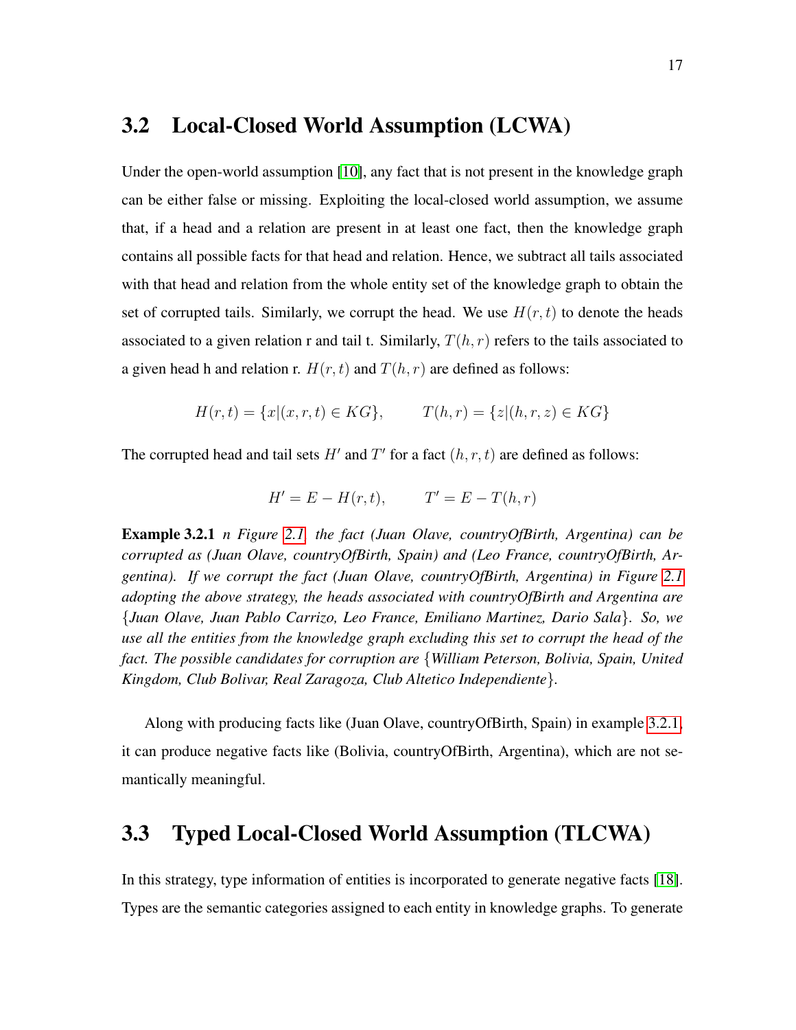## 3.2 Local-Closed World Assumption (LCWA)

Under the open-world assumption [10], any fact that is not present in the knowledge graph can be either false or missing. Exploiting the local-closed world assumption, we assume that, if a head and a relation are present in at least one fact, then the knowledge graph contains all possible facts for that head and relation. Hence, we subtract all tails associated with that head and relation from the whole entity set of the knowledge graph to obtain the set of corrupted tails. Similarly, we corrupt the head. We use $H(r, t)$ to denote the heads associated to a given relation r and tail t. Similarly, $T(h, r)$ refers to the tails associated to a given head h and relation r. $H(r, t)$ and $T(h, r)$ are defined as follows:

$$H(r, t) = \{x | (x, r, t) \in KG\}, \qquad T(h, r) = \{z | (h, r, z) \in KG\}$$

The corrupted head and tail sets $H'$ and $T'$ for a fact $(h, r, t)$ are defined as follows:

$$H' = E - H(r, t), \qquad T' = E - T(h, r)$$

**Example 3.2.1** *n Figure 2.1, the fact (Juan Olave, countryOfBirth, Argentina) can be corrupted as (Juan Olave, countryOfBirth, Spain) and (Leo France, countryOfBirth, Argentina). If we corrupt the fact (Juan Olave, countryOfBirth, Argentina) in Figure 2.1 adopting the above strategy, the heads associated with countryOfBirth and Argentina are {Juan Olave, Juan Pablo Carrizo, Leo France, Emiliano Martinez, Dario Sala}. So, we use all the entities from the knowledge graph excluding this set to corrupt the head of the fact. The possible candidates for corruption are {William Peterson, Bolivia, Spain, United Kingdom, Club Bolivar, Real Zaragoza, Club Altetico Independiente}.*

Along with producing facts like (Juan Olave, countryOfBirth, Spain) in example 3.2.1, it can produce negative facts like (Bolivia, countryOfBirth, Argentina), which are not semantically meaningful.

## 3.3 Typed Local-Closed World Assumption (TLCWA)

In this strategy, type information of entities is incorporated to generate negative facts [18]. Types are the semantic categories assigned to each entity in knowledge graphs. To generate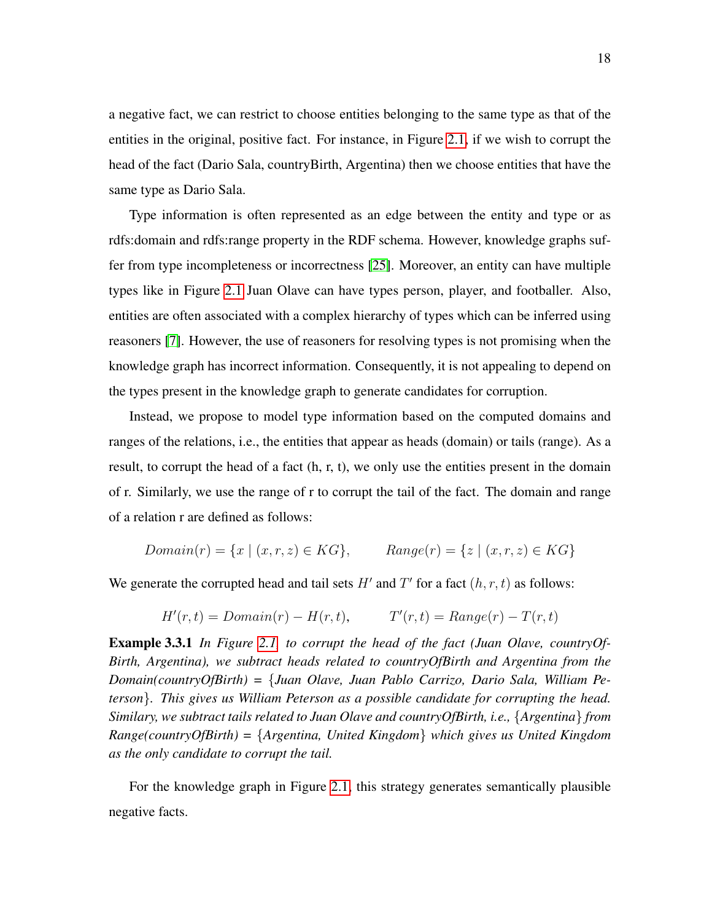a negative fact, we can restrict to choose entities belonging to the same type as that of the entities in the original, positive fact. For instance, in Figure 2.1, if we wish to corrupt the head of the fact (Dario Sala, countryBirth, Argentina) then we choose entities that have the same type as Dario Sala.

Type information is often represented as an edge between the entity and type or as rdfs:domain and rdfs:range property in the RDF schema. However, knowledge graphs suffer from type incompleteness or incorrectness [25]. Moreover, an entity can have multiple types like in Figure 2.1 Juan Olave can have types person, player, and footballer. Also, entities are often associated with a complex hierarchy of types which can be inferred using reasoners [7]. However, the use of reasoners for resolving types is not promising when the knowledge graph has incorrect information. Consequently, it is not appealing to depend on the types present in the knowledge graph to generate candidates for corruption.

Instead, we propose to model type information based on the computed domains and ranges of the relations, i.e., the entities that appear as heads (domain) or tails (range). As a result, to corrupt the head of a fact (h, r, t), we only use the entities present in the domain of r. Similarly, we use the range of r to corrupt the tail of the fact. The domain and range of a relation r are defined as follows:

$$Domain(r) = \{x \mid (x, r, z) \in KG\}, \qquad Range(r) = \{z \mid (x, r, z) \in KG\}$$

We generate the corrupted head and tail sets $H'$ and $T'$ for a fact $(h, r, t)$ as follows:

$$H'(r, t) = Domain(r) - H(r, t), \qquad T'(r, t) = Range(r) - T(r, t)$$

**Example 3.3.1** *In Figure 2.1, to corrupt the head of the fact (Juan Olave, countryOfBirth, Argentina), we subtract heads related to countryOfBirth and Argentina from the Domain(countryOfBirth) = {Juan Olave, Juan Pablo Carrizo, Dario Sala, William Peterson}. This gives us William Peterson as a possible candidate for corrupting the head. Similary, we subtract tails related to Juan Olave and countryOfBirth, i.e., {Argentina} from Range(countryOfBirth) = {Argentina, United Kingdom} which gives us United Kingdom as the only candidate to corrupt the tail.*

For the knowledge graph in Figure 2.1, this strategy generates semantically plausible negative facts.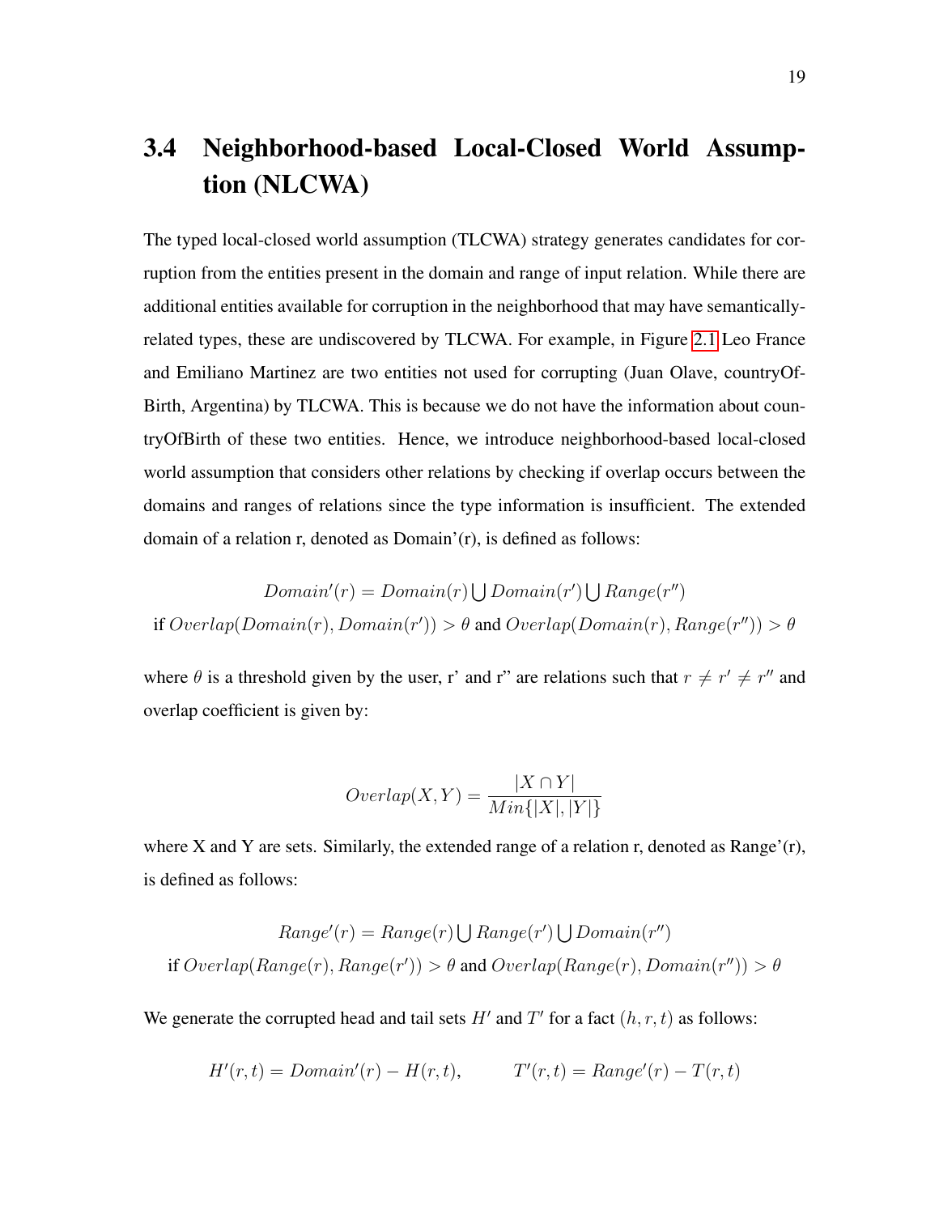## 3.4 Neighborhood-based Local-Closed World Assumption (NLCWA)

The typed local-closed world assumption (TLCWA) strategy generates candidates for corruption from the entities present in the domain and range of input relation. While there are additional entities available for corruption in the neighborhood that may have semantically-related types, these are undiscovered by TLCWA. For example, in Figure 2.1 Leo France and Emiliano Martinez are two entities not used for corrupting (Juan Olave, countryOfBirth, Argentina) by TLCWA. This is because we do not have the information about countryOfBirth of these two entities. Hence, we introduce neighborhood-based local-closed world assumption that considers other relations by checking if overlap occurs between the domains and ranges of relations since the type information is insufficient. The extended domain of a relation r, denoted as Domain'(r), is defined as follows:

$$Domain'(r) = Domain(r) \bigcup Domain(r') \bigcup Range(r'')$$

$$\text{if } Overlap(Domain(r), Domain(r')) > \theta \text{ and } Overlap(Domain(r), Range(r'')) > \theta$$

where $\theta$ is a threshold given by the user, r' and r" are relations such that $r \neq r' \neq r''$ and overlap coefficient is given by:

$$Overlap(X, Y) = \frac{|X \cap Y|}{Min\{|X|, |Y|\}}$$

where X and Y are sets. Similarly, the extended range of a relation r, denoted as Range'(r), is defined as follows:

$$Range'(r) = Range(r) \bigcup Range(r') \bigcup Domain(r'')$$

$$\text{if } Overlap(Range(r), Range(r')) > \theta \text{ and } Overlap(Range(r), Domain(r'')) > \theta$$

We generate the corrupted head and tail sets $H'$ and $T'$ for a fact $(h, r, t)$ as follows:

$$H'(r, t) = Domain'(r) - H(r, t), \qquad T'(r, t) = Range'(r) - T(r, t)$$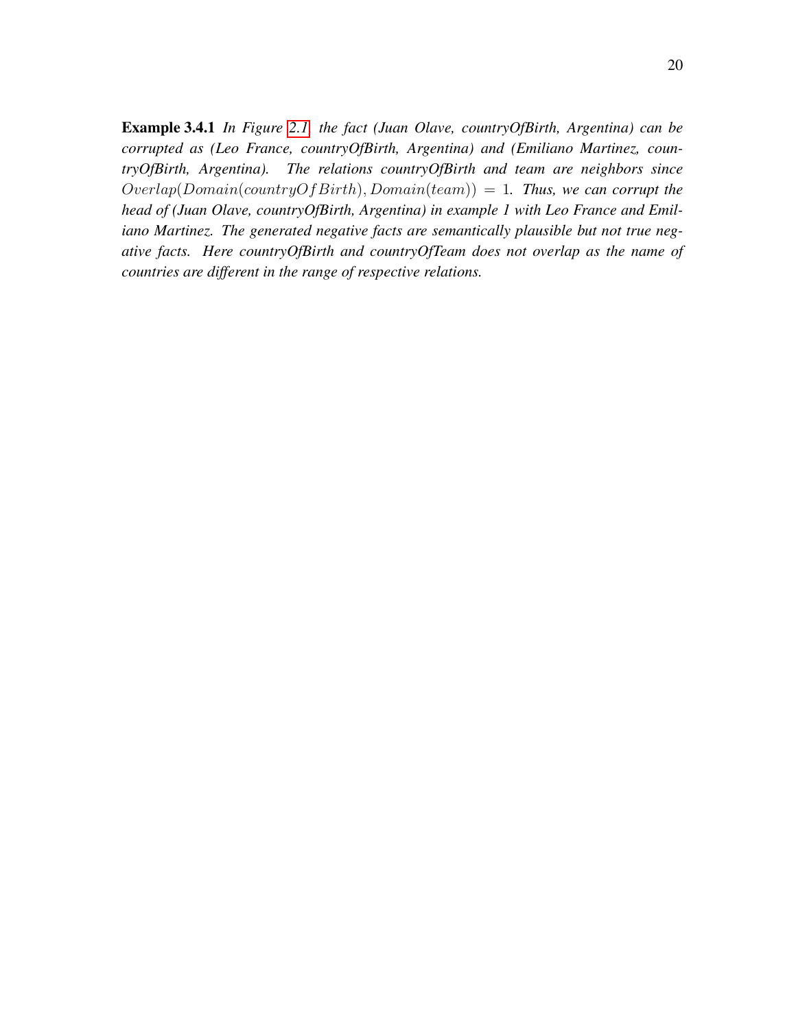**Example 3.4.1** *In Figure 2.1, the fact (Juan Olave, countryOfBirth, Argentina) can be corrupted as (Leo France, countryOfBirth, Argentina) and (Emiliano Martinez, countryOfBirth, Argentina). The relations countryOfBirth and team are neighbors since* $Overlap(Domain(countryOfBirth), Domain(team)) = 1$. *Thus, we can corrupt the head of (Juan Olave, countryOfBirth, Argentina) in example 1 with Leo France and Emiliano Martinez. The generated negative facts are semantically plausible but not true negative facts. Here countryOfBirth and countryOfTeam does not overlap as the name of countries are different in the range of respective relations.*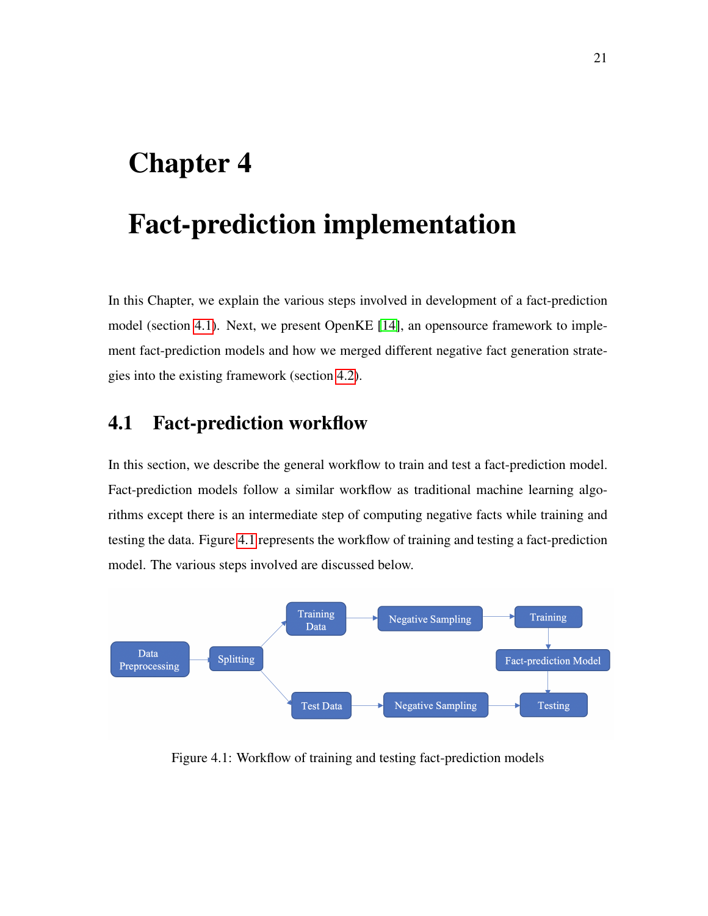# Chapter 4

# Fact-prediction implementation

In this Chapter, we explain the various steps involved in development of a fact-prediction model (section 4.1). Next, we present OpenKE [14], an opensource framework to implement fact-prediction models and how we merged different negative fact generation strategies into the existing framework (section 4.2).

## 4.1 Fact-prediction workflow

In this section, we describe the general workflow to train and test a fact-prediction model. Fact-prediction models follow a similar workflow as traditional machine learning algorithms except there is an intermediate step of computing negative facts while training and testing the data. Figure 4.1 represents the workflow of training and testing a fact-prediction model. The various steps involved are discussed below.

Data Preprocessing → Splitting → Training Data → Negative Sampling → Training → Fact-prediction Model → Testing

Splitting → Test Data → Negative Sampling → Testing

Figure 4.1: Workflow of training and testing fact-prediction models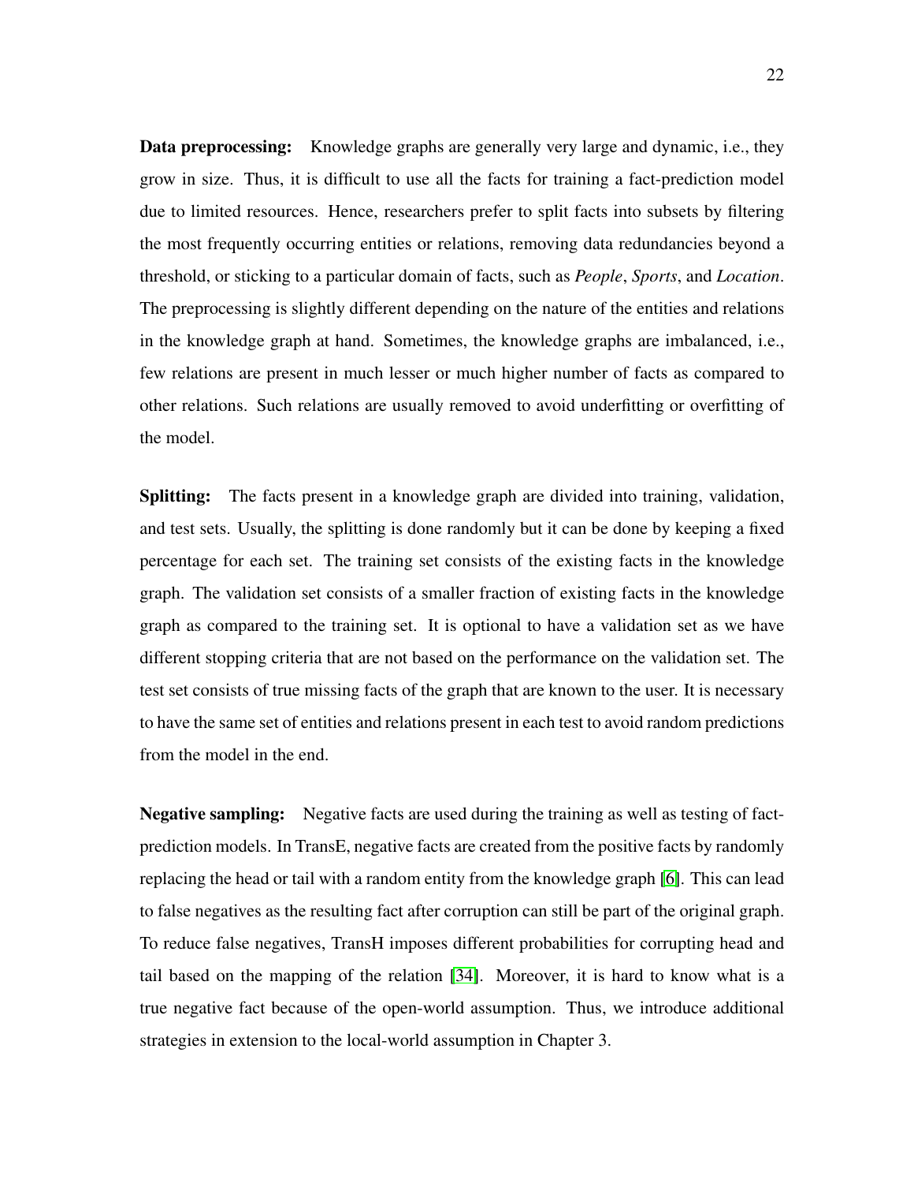**Data preprocessing:** Knowledge graphs are generally very large and dynamic, i.e., they grow in size. Thus, it is difficult to use all the facts for training a fact-prediction model due to limited resources. Hence, researchers prefer to split facts into subsets by filtering the most frequently occurring entities or relations, removing data redundancies beyond a threshold, or sticking to a particular domain of facts, such as *People*, *Sports*, and *Location*. The preprocessing is slightly different depending on the nature of the entities and relations in the knowledge graph at hand. Sometimes, the knowledge graphs are imbalanced, i.e., few relations are present in much lesser or much higher number of facts as compared to other relations. Such relations are usually removed to avoid underfitting or overfitting of the model.

**Splitting:** The facts present in a knowledge graph are divided into training, validation, and test sets. Usually, the splitting is done randomly but it can be done by keeping a fixed percentage for each set. The training set consists of the existing facts in the knowledge graph. The validation set consists of a smaller fraction of existing facts in the knowledge graph as compared to the training set. It is optional to have a validation set as we have different stopping criteria that are not based on the performance on the validation set. The test set consists of true missing facts of the graph that are known to the user. It is necessary to have the same set of entities and relations present in each test to avoid random predictions from the model in the end.

**Negative sampling:** Negative facts are used during the training as well as testing of fact-prediction models. In TransE, negative facts are created from the positive facts by randomly replacing the head or tail with a random entity from the knowledge graph [6]. This can lead to false negatives as the resulting fact after corruption can still be part of the original graph. To reduce false negatives, TransH imposes different probabilities for corrupting head and tail based on the mapping of the relation [34]. Moreover, it is hard to know what is a true negative fact because of the open-world assumption. Thus, we introduce additional strategies in extension to the local-world assumption in Chapter 3.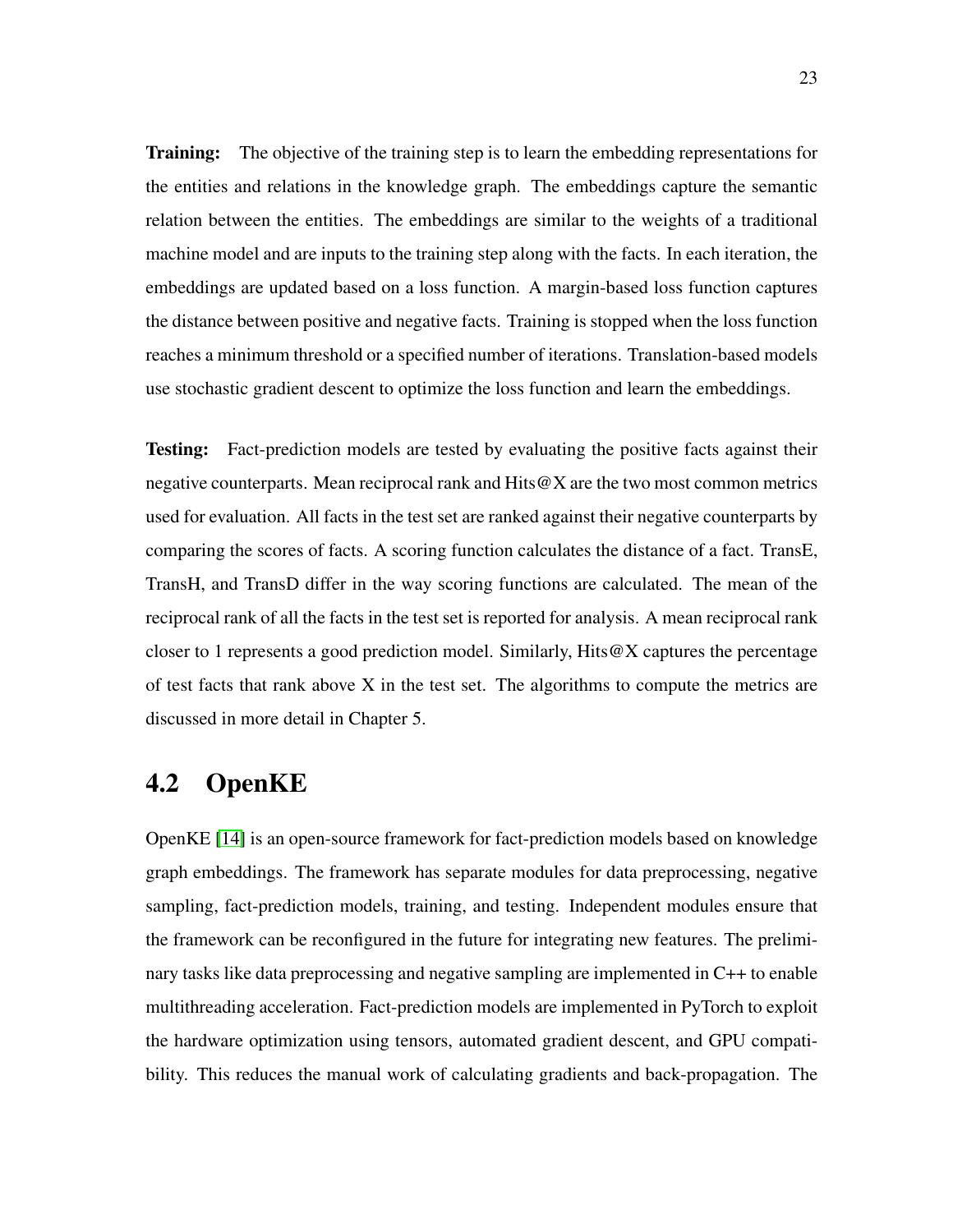**Training:** The objective of the training step is to learn the embedding representations for the entities and relations in the knowledge graph. The embeddings capture the semantic relation between the entities. The embeddings are similar to the weights of a traditional machine model and are inputs to the training step along with the facts. In each iteration, the embeddings are updated based on a loss function. A margin-based loss function captures the distance between positive and negative facts. Training is stopped when the loss function reaches a minimum threshold or a specified number of iterations. Translation-based models use stochastic gradient descent to optimize the loss function and learn the embeddings.

**Testing:** Fact-prediction models are tested by evaluating the positive facts against their negative counterparts. Mean reciprocal rank and Hits@X are the two most common metrics used for evaluation. All facts in the test set are ranked against their negative counterparts by comparing the scores of facts. A scoring function calculates the distance of a fact. TransE, TransH, and TransD differ in the way scoring functions are calculated. The mean of the reciprocal rank of all the facts in the test set is reported for analysis. A mean reciprocal rank closer to 1 represents a good prediction model. Similarly, Hits@X captures the percentage of test facts that rank above X in the test set. The algorithms to compute the metrics are discussed in more detail in Chapter 5.

## 4.2 OpenKE

OpenKE [14] is an open-source framework for fact-prediction models based on knowledge graph embeddings. The framework has separate modules for data preprocessing, negative sampling, fact-prediction models, training, and testing. Independent modules ensure that the framework can be reconfigured in the future for integrating new features. The preliminary tasks like data preprocessing and negative sampling are implemented in C++ to enable multithreading acceleration. Fact-prediction models are implemented in PyTorch to exploit the hardware optimization using tensors, automated gradient descent, and GPU compatibility. This reduces the manual work of calculating gradients and back-propagation. The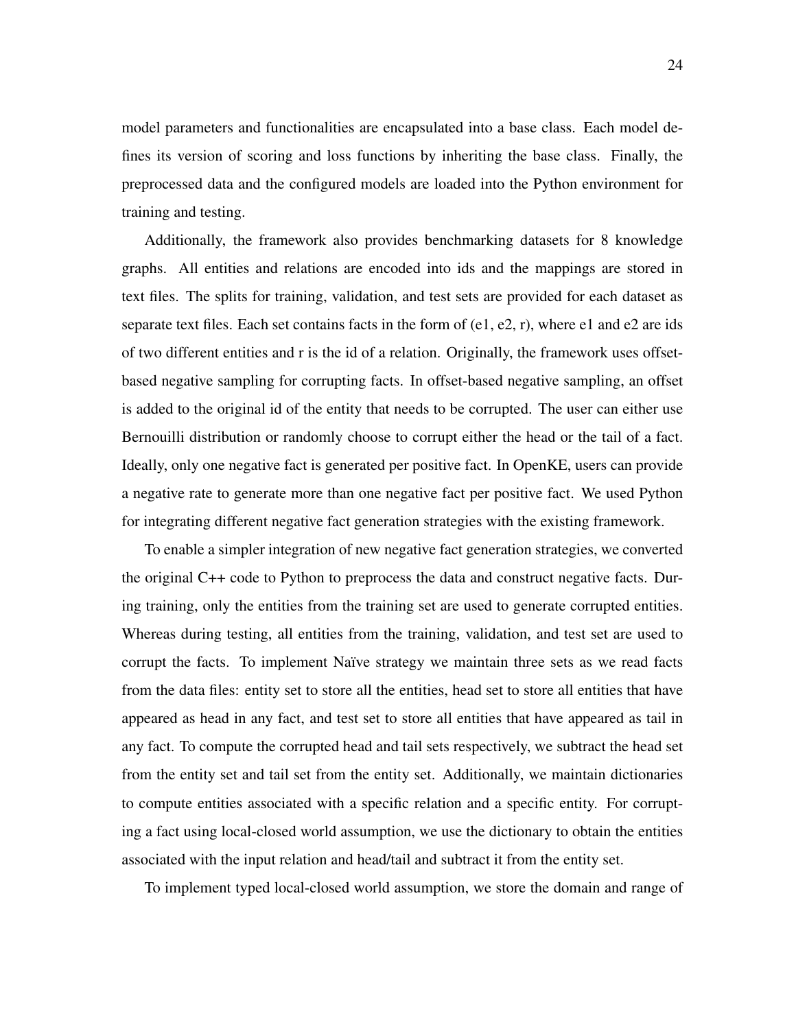model parameters and functionalities are encapsulated into a base class. Each model defines its version of scoring and loss functions by inheriting the base class. Finally, the preprocessed data and the configured models are loaded into the Python environment for training and testing.

Additionally, the framework also provides benchmarking datasets for 8 knowledge graphs. All entities and relations are encoded into ids and the mappings are stored in text files. The splits for training, validation, and test sets are provided for each dataset as separate text files. Each set contains facts in the form of (e1, e2, r), where e1 and e2 are ids of two different entities and r is the id of a relation. Originally, the framework uses offset-based negative sampling for corrupting facts. In offset-based negative sampling, an offset is added to the original id of the entity that needs to be corrupted. The user can either use Bernouilli distribution or randomly choose to corrupt either the head or the tail of a fact. Ideally, only one negative fact is generated per positive fact. In OpenKE, users can provide a negative rate to generate more than one negative fact per positive fact. We used Python for integrating different negative fact generation strategies with the existing framework.

To enable a simpler integration of new negative fact generation strategies, we converted the original C++ code to Python to preprocess the data and construct negative facts. During training, only the entities from the training set are used to generate corrupted entities. Whereas during testing, all entities from the training, validation, and test set are used to corrupt the facts. To implement Naïve strategy we maintain three sets as we read facts from the data files: entity set to store all the entities, head set to store all entities that have appeared as head in any fact, and test set to store all entities that have appeared as tail in any fact. To compute the corrupted head and tail sets respectively, we subtract the head set from the entity set and tail set from the entity set. Additionally, we maintain dictionaries to compute entities associated with a specific relation and a specific entity. For corrupting a fact using local-closed world assumption, we use the dictionary to obtain the entities associated with the input relation and head/tail and subtract it from the entity set.

To implement typed local-closed world assumption, we store the domain and range of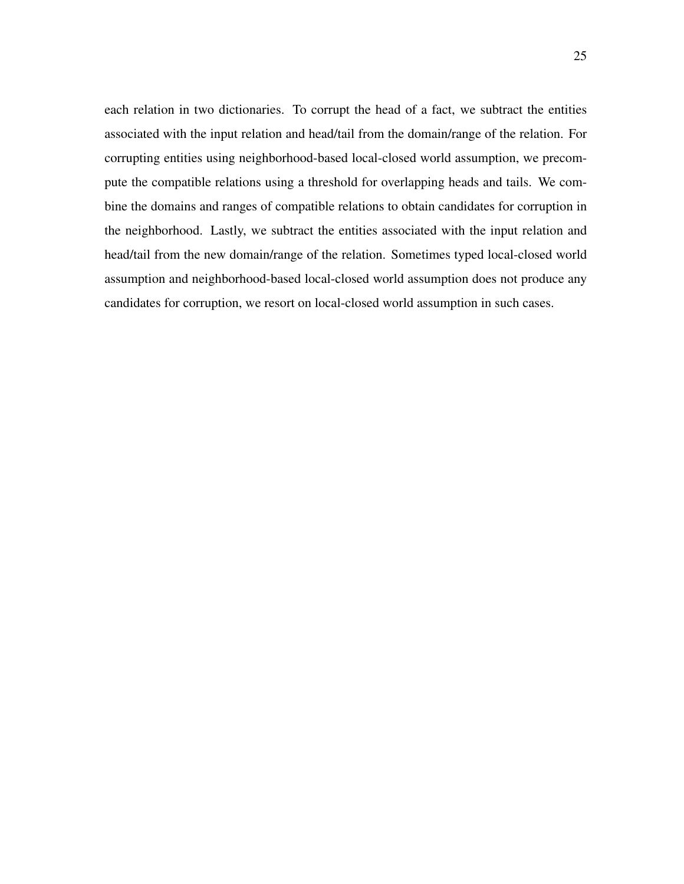each relation in two dictionaries. To corrupt the head of a fact, we subtract the entities associated with the input relation and head/tail from the domain/range of the relation. For corrupting entities using neighborhood-based local-closed world assumption, we precompute the compatible relations using a threshold for overlapping heads and tails. We combine the domains and ranges of compatible relations to obtain candidates for corruption in the neighborhood. Lastly, we subtract the entities associated with the input relation and head/tail from the new domain/range of the relation. Sometimes typed local-closed world assumption and neighborhood-based local-closed world assumption does not produce any candidates for corruption, we resort on local-closed world assumption in such cases.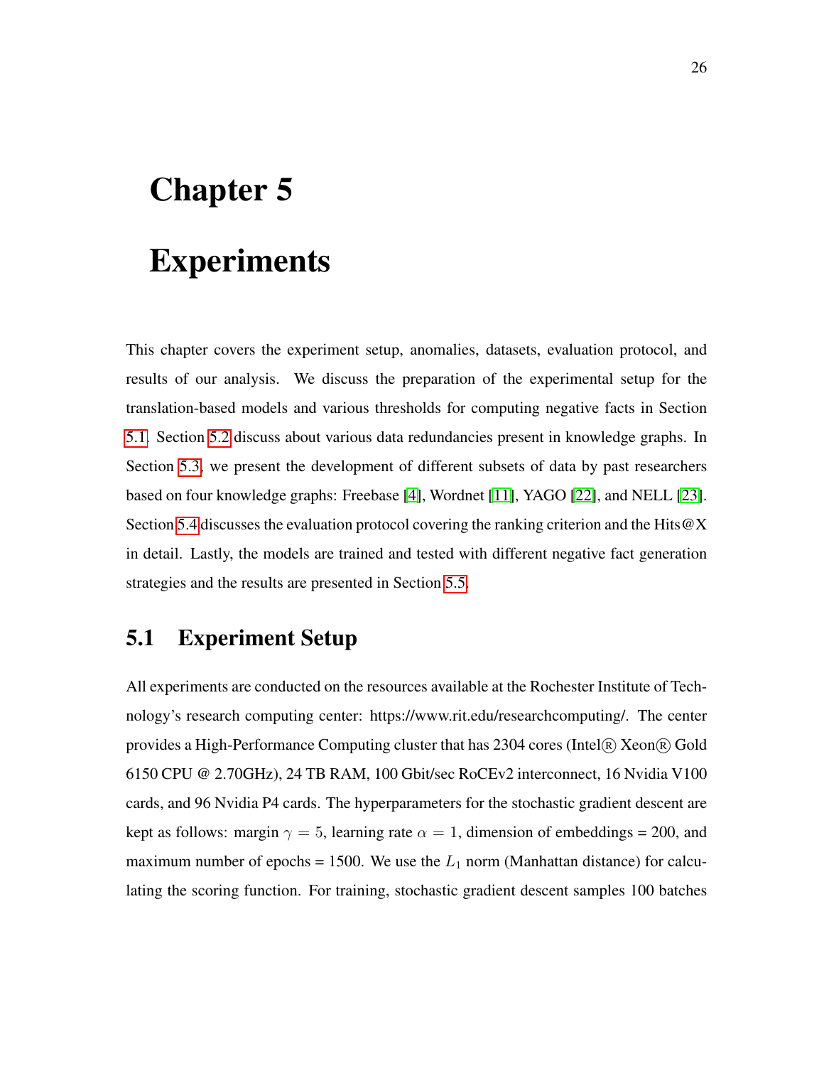# Chapter 5

# Experiments

This chapter covers the experiment setup, anomalies, datasets, evaluation protocol, and results of our analysis. We discuss the preparation of the experimental setup for the translation-based models and various thresholds for computing negative facts in Section 5.1. Section 5.2 discuss about various data redundancies present in knowledge graphs. In Section 5.3, we present the development of different subsets of data by past researchers based on four knowledge graphs: Freebase [4], Wordnet [11], YAGO [22], and NELL [23]. Section 5.4 discusses the evaluation protocol covering the ranking criterion and the Hits@X in detail. Lastly, the models are trained and tested with different negative fact generation strategies and the results are presented in Section 5.5.

## 5.1 Experiment Setup

All experiments are conducted on the resources available at the Rochester Institute of Technology's research computing center: https://www.rit.edu/researchcomputing/. The center provides a High-Performance Computing cluster that has 2304 cores (Intel® Xeon® Gold 6150 CPU @ 2.70GHz), 24 TB RAM, 100 Gbit/sec RoCEv2 interconnect, 16 Nvidia V100 cards, and 96 Nvidia P4 cards. The hyperparameters for the stochastic gradient descent are kept as follows: margin $\gamma = 5$, learning rate $\alpha = 1$, dimension of embeddings = 200, and maximum number of epochs = 1500. We use the $L_1$ norm (Manhattan distance) for calculating the scoring function. For training, stochastic gradient descent samples 100 batches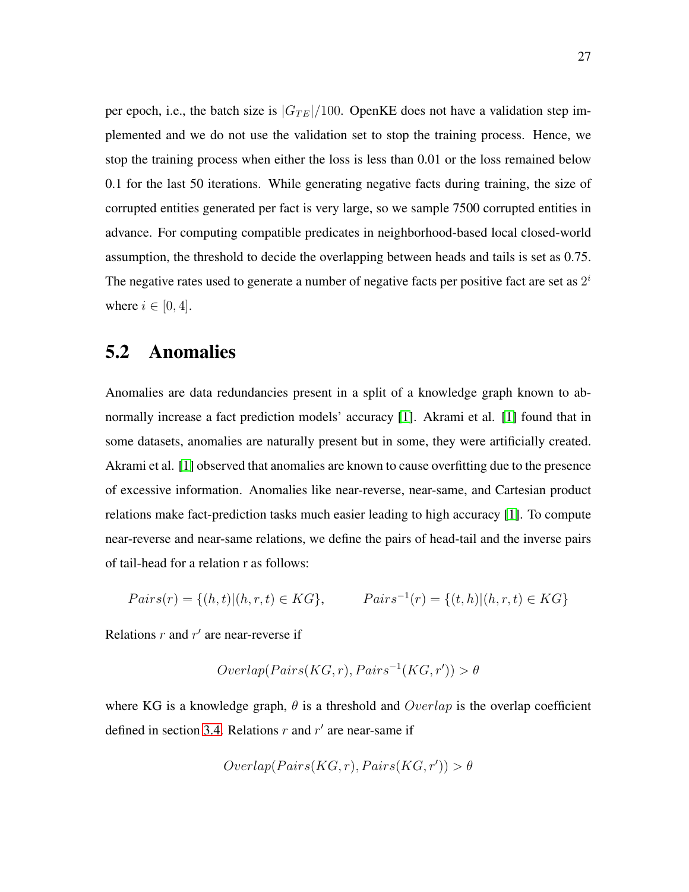per epoch, i.e., the batch size is $|G_{TE}|/100$. OpenKE does not have a validation step implemented and we do not use the validation set to stop the training process. Hence, we stop the training process when either the loss is less than 0.01 or the loss remained below 0.1 for the last 50 iterations. While generating negative facts during training, the size of corrupted entities generated per fact is very large, so we sample 7500 corrupted entities in advance. For computing compatible predicates in neighborhood-based local closed-world assumption, the threshold to decide the overlapping between heads and tails is set as 0.75. The negative rates used to generate a number of negative facts per positive fact are set as $2^i$ where $i \in [0, 4]$.

## 5.2 Anomalies

Anomalies are data redundancies present in a split of a knowledge graph known to abnormally increase a fact prediction models' accuracy [1]. Akrami et al. [1] found that in some datasets, anomalies are naturally present but in some, they were artificially created. Akrami et al. [1] observed that anomalies are known to cause overfitting due to the presence of excessive information. Anomalies like near-reverse, near-same, and Cartesian product relations make fact-prediction tasks much easier leading to high accuracy [1]. To compute near-reverse and near-same relations, we define the pairs of head-tail and the inverse pairs of tail-head for a relation r as follows:

$$Pairs(r) = \{(h,t)|(h,r,t) \in KG\}, \qquad Pairs^{-1}(r) = \{(t,h)|(h,r,t) \in KG\}$$

Relations $r$ and $r'$ are near-reverse if

$$Overlap(Pairs(KG,r), Pairs^{-1}(KG,r')) > \theta$$

where KG is a knowledge graph, $\theta$ is a threshold and $Overlap$ is the overlap coefficient defined in section 3.4. Relations $r$ and $r'$ are near-same if

$$Overlap(Pairs(KG,r), Pairs(KG,r')) > \theta$$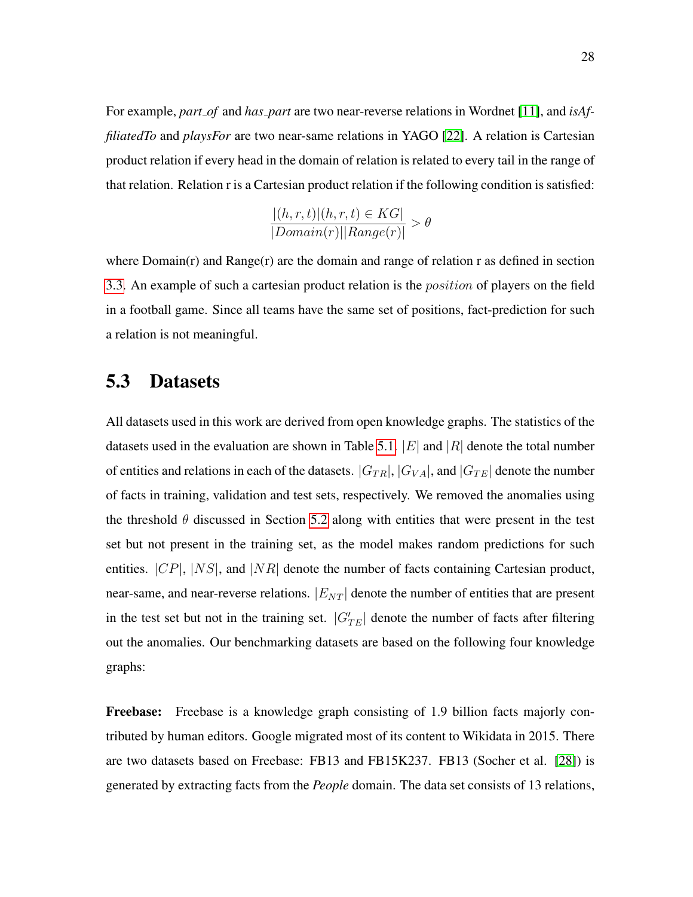For example, *part_of* and *has_part* are two near-reverse relations in Wordnet [11], and *isAffiliatedTo* and *playsFor* are two near-same relations in YAGO [22]. A relation is Cartesian product relation if every head in the domain of relation is related to every tail in the range of that relation. Relation r is a Cartesian product relation if the following condition is satisfied:

$$\frac{|(h,r,t)|(h,r,t) \in KG|}{|Domain(r)||Range(r)|} > \theta$$

where Domain(r) and Range(r) are the domain and range of relation r as defined in section 3.3. An example of such a cartesian product relation is the $position$ of players on the field in a football game. Since all teams have the same set of positions, fact-prediction for such a relation is not meaningful.

## 5.3 Datasets

All datasets used in this work are derived from open knowledge graphs. The statistics of the datasets used in the evaluation are shown in Table 5.1. $|E|$ and $|R|$ denote the total number of entities and relations in each of the datasets. $|G_{TR}|$, $|G_{VA}|$, and $|G_{TE}|$ denote the number of facts in training, validation and test sets, respectively. We removed the anomalies using the threshold $\theta$ discussed in Section 5.2 along with entities that were present in the test set but not present in the training set, as the model makes random predictions for such entities. $|CP|$, $|NS|$, and $|NR|$ denote the number of facts containing Cartesian product, near-same, and near-reverse relations. $|E_{NT}|$ denote the number of entities that are present in the test set but not in the training set. $|G'_{TE}|$ denote the number of facts after filtering out the anomalies. Our benchmarking datasets are based on the following four knowledge graphs:

**Freebase:** Freebase is a knowledge graph consisting of 1.9 billion facts majorly contributed by human editors. Google migrated most of its content to Wikidata in 2015. There are two datasets based on Freebase: FB13 and FB15K237. FB13 (Socher et al. [28]) is generated by extracting facts from the *People* domain. The data set consists of 13 relations,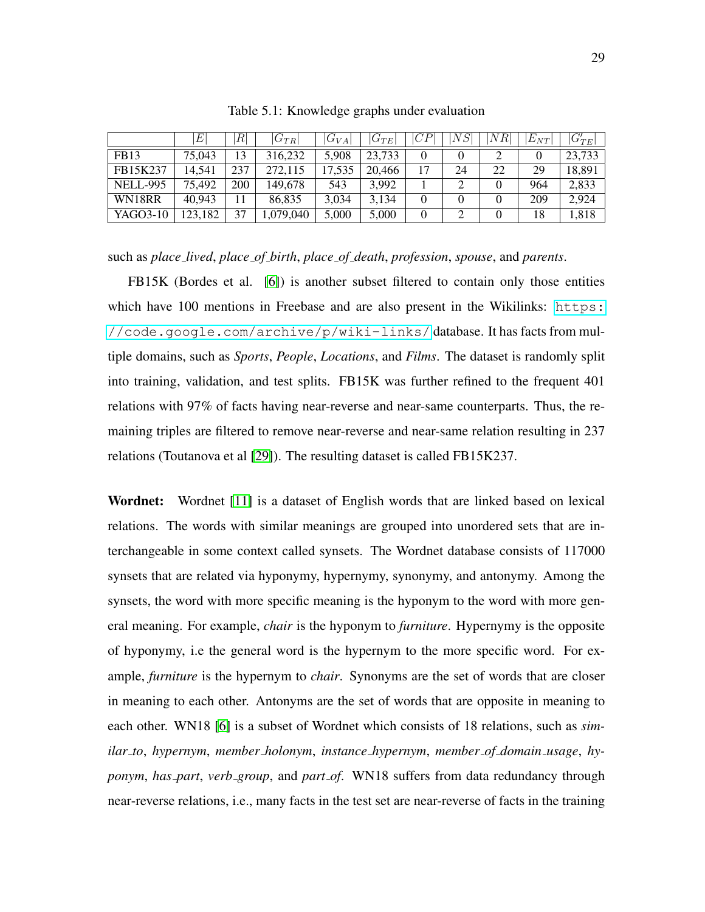Table 5.1: Knowledge graphs under evaluation

| | $\|E\|$ | $\|R\|$ | $\|G_{TR}\|$ | $\|G_{VA}\|$ | $\|G_{TE}\|$ | $\|CP\|$ | $\|NS\|$ | $\|NR\|$ | $\|E_{NT}\|$ | $\|G'_{TE}\|$ |
|---|---|---|---|---|---|---|---|---|---|---|
| FB13 | 75,043 | 13 | 316,232 | 5,908 | 23,733 | 0 | 0 | 2 | 0 | 23,733 |
| FB15K237 | 14,541 | 237 | 272,115 | 17,535 | 20,466 | 17 | 24 | 22 | 29 | 18,891 |
| NELL-995 | 75,492 | 200 | 149,678 | 543 | 3,992 | 1 | 2 | 0 | 964 | 2,833 |
| WN18RR | 40,943 | 11 | 86,835 | 3,034 | 3,134 | 0 | 0 | 0 | 209 | 2,924 |
| YAGO3-10 | 123,182 | 37 | 1,079,040 | 5,000 | 5,000 | 0 | 2 | 0 | 18 | 1,818 |

such as *place_lived*, *place_of_birth*, *place_of_death*, *profession*, *spouse*, and *parents*.

FB15K (Bordes et al. [6]) is another subset filtered to contain only those entities which have 100 mentions in Freebase and are also present in the Wikilinks: https://code.google.com/archive/p/wiki-links/ database. It has facts from multiple domains, such as *Sports*, *People*, *Locations*, and *Films*. The dataset is randomly split into training, validation, and test splits. FB15K was further refined to the frequent 401 relations with 97% of facts having near-reverse and near-same counterparts. Thus, the remaining triples are filtered to remove near-reverse and near-same relation resulting in 237 relations (Toutanova et al [29]). The resulting dataset is called FB15K237.

**Wordnet:** Wordnet [11] is a dataset of English words that are linked based on lexical relations. The words with similar meanings are grouped into unordered sets that are interchangeable in some context called synsets. The Wordnet database consists of 117000 synsets that are related via hyponymy, hypernymy, synonymy, and antonymy. Among the synsets, the word with more specific meaning is the hyponym to the word with more general meaning. For example, *chair* is the hyponym to *furniture*. Hypernymy is the opposite of hyponymy, i.e the general word is the hypernym to the more specific word. For example, *furniture* is the hypernym to *chair*. Synonyms are the set of words that are closer in meaning to each other. Antonyms are the set of words that are opposite in meaning to each other. WN18 [6] is a subset of Wordnet which consists of 18 relations, such as *similar_to*, *hypernym*, *member_holonym*, *instance_hypernym*, *member_of_domain_usage*, *hyponym*, *has_part*, *verb_group*, and *part_of*. WN18 suffers from data redundancy through near-reverse relations, i.e., many facts in the test set are near-reverse of facts in the training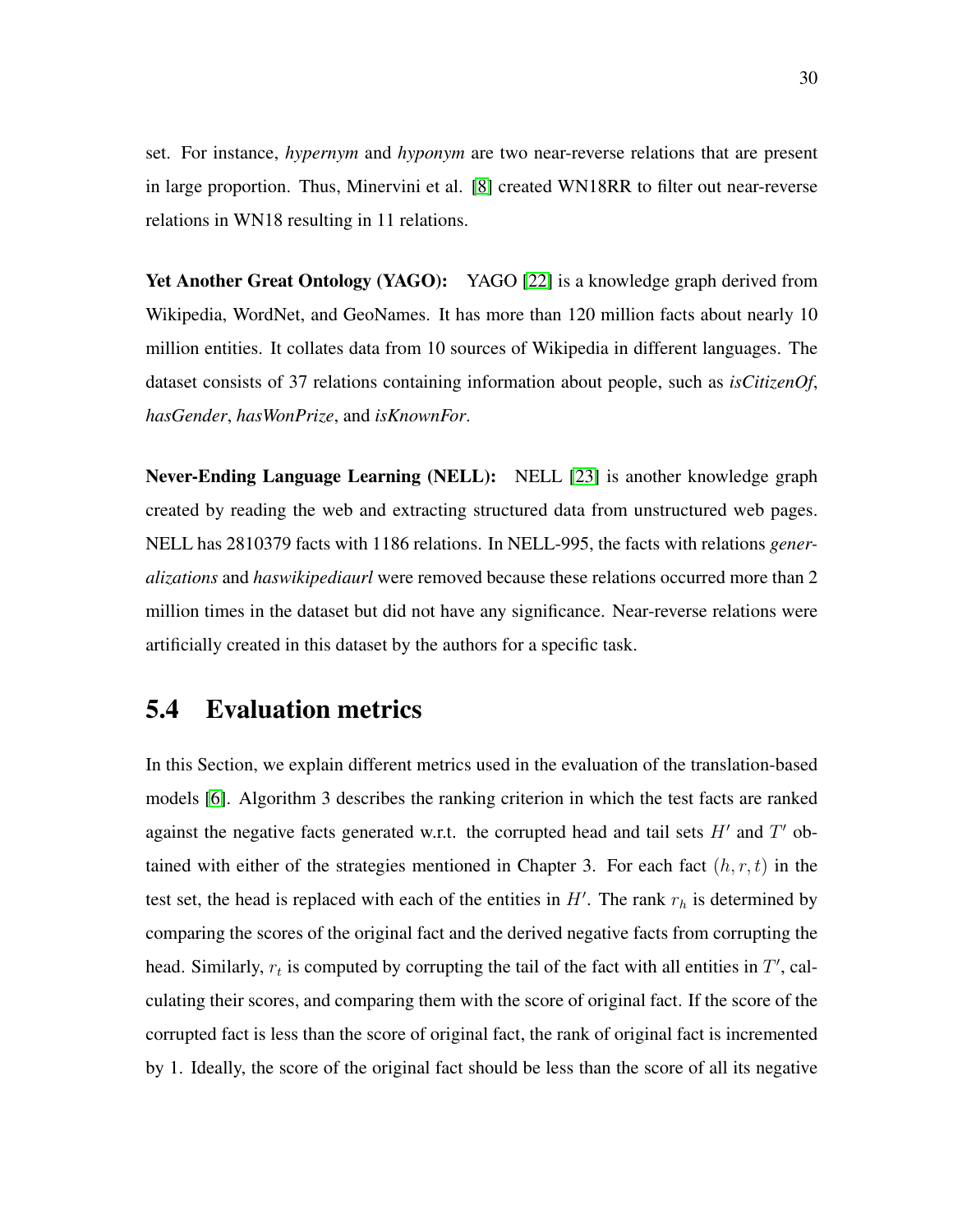set. For instance, *hypernym* and *hyponym* are two near-reverse relations that are present in large proportion. Thus, Minervini et al. [8] created WN18RR to filter out near-reverse relations in WN18 resulting in 11 relations.

**Yet Another Great Ontology (YAGO):** YAGO [22] is a knowledge graph derived from Wikipedia, WordNet, and GeoNames. It has more than 120 million facts about nearly 10 million entities. It collates data from 10 sources of Wikipedia in different languages. The dataset consists of 37 relations containing information about people, such as *isCitizenOf*, *hasGender*, *hasWonPrize*, and *isKnownFor*.

**Never-Ending Language Learning (NELL):** NELL [23] is another knowledge graph created by reading the web and extracting structured data from unstructured web pages. NELL has 2810379 facts with 1186 relations. In NELL-995, the facts with relations *generalizations* and *haswikipediaurl* were removed because these relations occurred more than 2 million times in the dataset but did not have any significance. Near-reverse relations were artificially created in this dataset by the authors for a specific task.

## 5.4 Evaluation metrics

In this Section, we explain different metrics used in the evaluation of the translation-based models [6]. Algorithm 3 describes the ranking criterion in which the test facts are ranked against the negative facts generated w.r.t. the corrupted head and tail sets $H'$ and $T'$ obtained with either of the strategies mentioned in Chapter 3. For each fact $(h, r, t)$ in the test set, the head is replaced with each of the entities in $H'$. The rank $r_h$ is determined by comparing the scores of the original fact and the derived negative facts from corrupting the head. Similarly, $r_t$ is computed by corrupting the tail of the fact with all entities in $T'$, calculating their scores, and comparing them with the score of original fact. If the score of the corrupted fact is less than the score of original fact, the rank of original fact is incremented by 1. Ideally, the score of the original fact should be less than the score of all its negative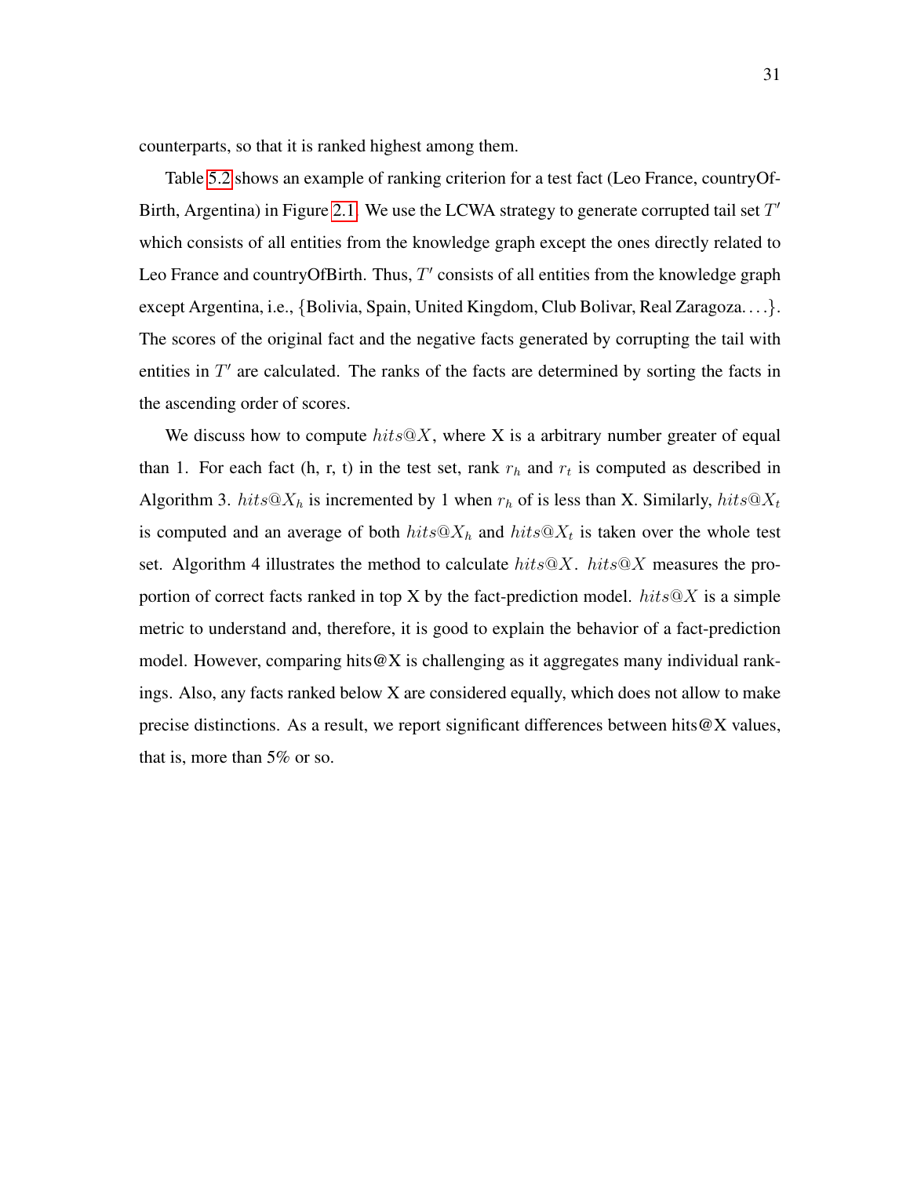counterparts, so that it is ranked highest among them.

Table 5.2 shows an example of ranking criterion for a test fact (Leo France, countryOfBirth, Argentina) in Figure 2.1. We use the LCWA strategy to generate corrupted tail set $T'$ which consists of all entities from the knowledge graph except the ones directly related to Leo France and countryOfBirth. Thus, $T'$ consists of all entities from the knowledge graph except Argentina, i.e., $\{$Bolivia, Spain, United Kingdom, Club Bolivar, Real Zaragoza. . . .$\}$. The scores of the original fact and the negative facts generated by corrupting the tail with entities in $T'$ are calculated. The ranks of the facts are determined by sorting the facts in the ascending order of scores.

We discuss how to compute $hits@X$, where X is a arbitrary number greater of equal than 1. For each fact (h, r, t) in the test set, rank $r_h$ and $r_t$ is computed as described in Algorithm 3. $hits@X_h$ is incremented by 1 when $r_h$ of is less than X. Similarly, $hits@X_t$ is computed and an average of both $hits@X_h$ and $hits@X_t$ is taken over the whole test set. Algorithm 4 illustrates the method to calculate $hits@X$. $hits@X$ measures the proportion of correct facts ranked in top X by the fact-prediction model. $hits@X$ is a simple metric to understand and, therefore, it is good to explain the behavior of a fact-prediction model. However, comparing hits@X is challenging as it aggregates many individual rankings. Also, any facts ranked below X are considered equally, which does not allow to make precise distinctions. As a result, we report significant differences between hits@X values, that is, more than 5% or so.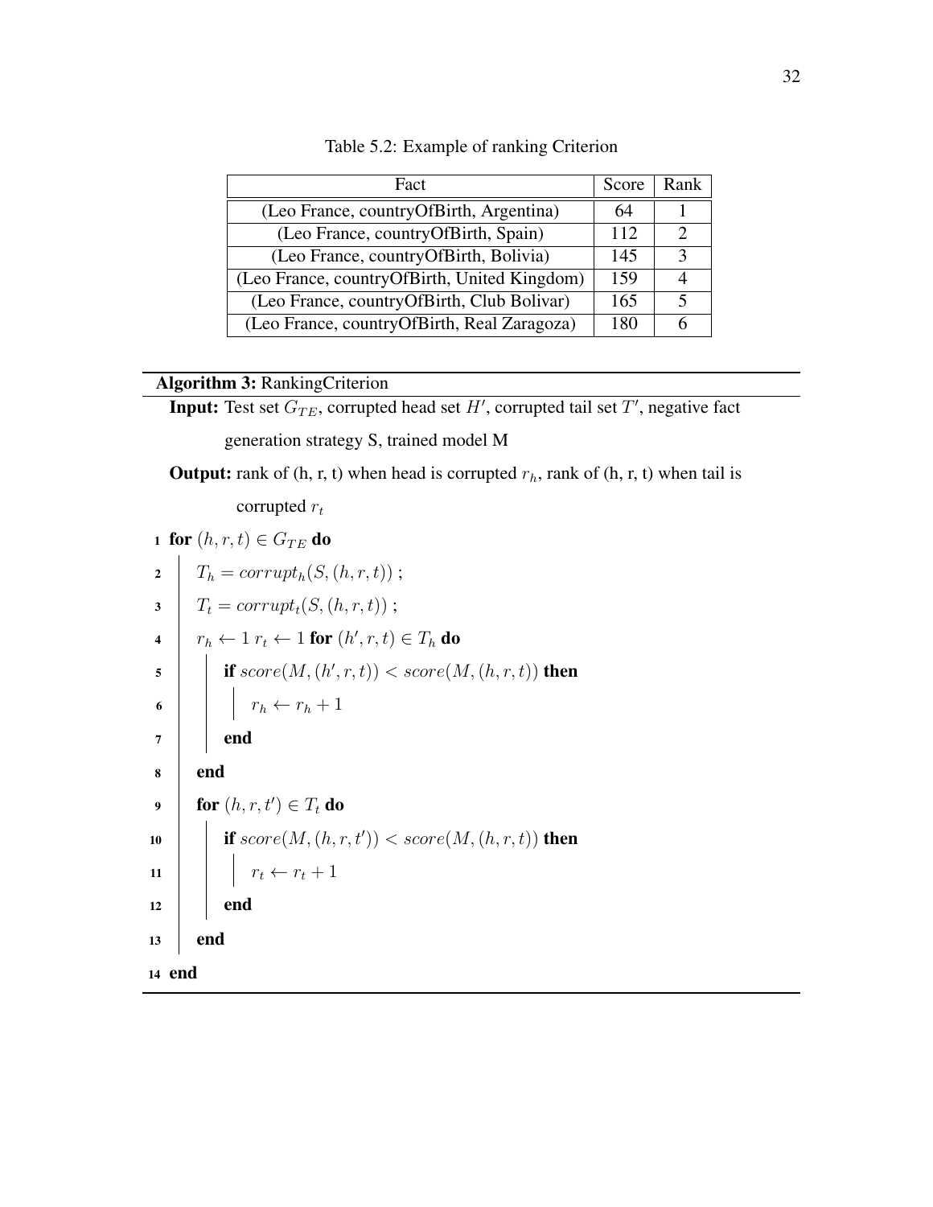Table 5.2: Example of ranking Criterion

| Fact | Score | Rank |
|---|---|---|
| (Leo France, countryOfBirth, Argentina) | 64 | 1 |
| (Leo France, countryOfBirth, Spain) | 112 | 2 |
| (Leo France, countryOfBirth, Bolivia) | 145 | 3 |
| (Leo France, countryOfBirth, United Kingdom) | 159 | 4 |
| (Leo France, countryOfBirth, Club Bolivar) | 165 | 5 |
| (Leo France, countryOfBirth, Real Zaragoza) | 180 | 6 |

**Algorithm 3:** RankingCriterion

**Input:** Test set $G_{TE}$, corrupted head set $H'$, corrupted tail set $T'$, negative fact generation strategy S, trained model M

**Output:** rank of (h, r, t) when head is corrupted $r_h$, rank of (h, r, t) when tail is corrupted $r_t$

```
1  for (h, r, t) ∈ G_TE do
2      T_h = corrupt_h(S, (h, r, t)) ;
3      T_t = corrupt_t(S, (h, r, t)) ;
4      r_h ← 1 r_t ← 1 for (h', r, t) ∈ T_h do
5          if score(M, (h', r, t)) < score(M, (h, r, t)) then
6              r_h ← r_h + 1
7          end
8      end
9      for (h, r, t') ∈ T_t do
10         if score(M, (h, r, t')) < score(M, (h, r, t)) then
11             r_t ← r_t + 1
12         end
13     end
14 end
```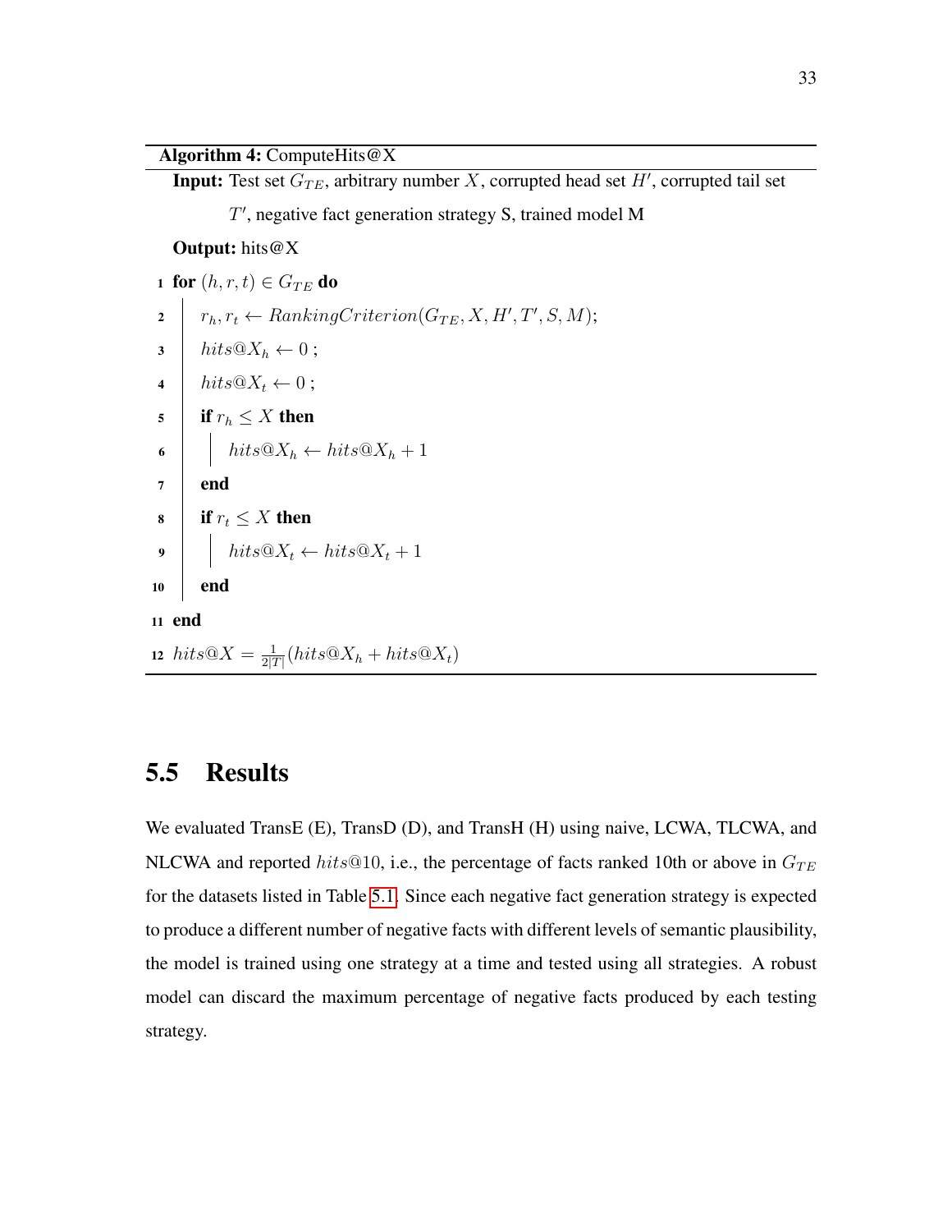**Algorithm 4:** ComputeHits@X

**Input:** Test set $G_{TE}$, arbitrary number $X$, corrupted head set $H'$, corrupted tail set $T'$, negative fact generation strategy S, trained model M

**Output:** hits@X

```
1  for (h, r, t) ∈ G_TE do
2      r_h, r_t ← RankingCriterion(G_TE, X, H', T', S, M);
3      hits@X_h ← 0 ;
4      hits@X_t ← 0 ;
5      if r_h ≤ X then
6          hits@X_h ← hits@X_h + 1
7      end
8      if r_t ≤ X then
9          hits@X_t ← hits@X_t + 1
10     end
11 end
12 hits@X = 1/(2|T|) (hits@X_h + hits@X_t)
```

## 5.5 Results

We evaluated TransE (E), TransD (D), and TransH (H) using naive, LCWA, TLCWA, and NLCWA and reported $hits@10$, i.e., the percentage of facts ranked 10th or above in $G_{TE}$ for the datasets listed in Table 5.1. Since each negative fact generation strategy is expected to produce a different number of negative facts with different levels of semantic plausibility, the model is trained using one strategy at a time and tested using all strategies. A robust model can discard the maximum percentage of negative facts produced by each testing strategy.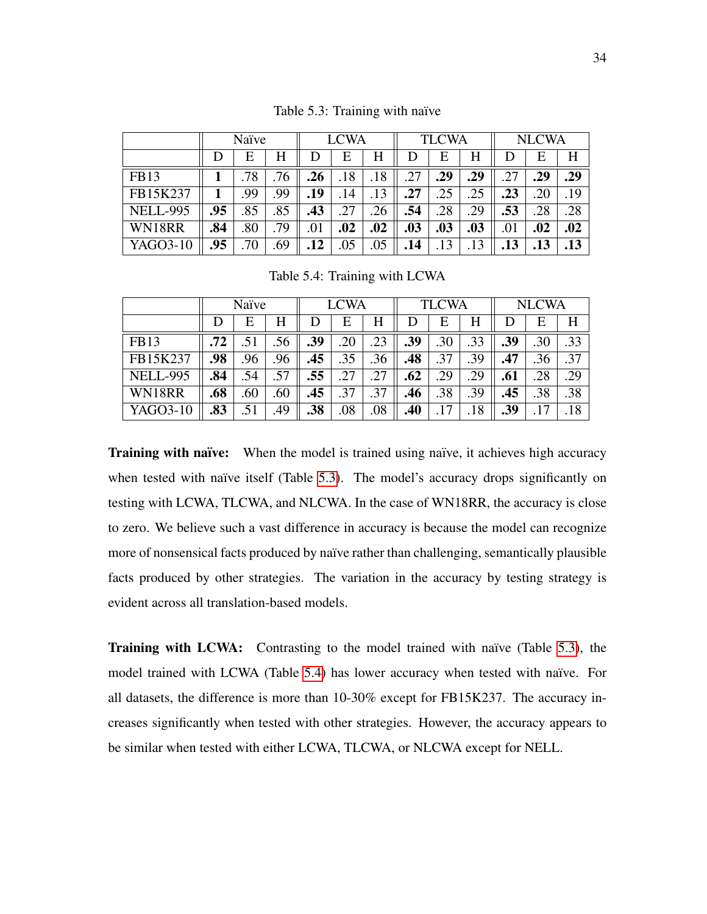Table 5.3: Training with naïve

| | Naïve | | | LCWA | | | TLCWA | | | NLCWA | | |
|---|---|---|---|---|---|---|---|---|---|---|---|---|
| | D | E | H | D | E | H | D | E | H | D | E | H |
| FB13 | **1** | .78 | .76 | **.26** | .18 | .18 | .27 | **.29** | **.29** | .27 | **.29** | **.29** |
| FB15K237 | **1** | .99 | .99 | **.19** | .14 | .13 | **.27** | .25 | .25 | **.23** | .20 | .19 |
| NELL-995 | **.95** | .85 | .85 | **.43** | .27 | .26 | **.54** | .28 | .29 | **.53** | .28 | .28 |
| WN18RR | **.84** | .80 | .79 | .01 | **.02** | **.02** | **.03** | **.03** | **.03** | .01 | **.02** | **.02** |
| YAGO3-10 | **.95** | .70 | .69 | **.12** | .05 | .05 | **.14** | .13 | .13 | **.13** | **.13** | **.13** |

Table 5.4: Training with LCWA

| | Naïve | | | LCWA | | | TLCWA | | | NLCWA | | |
|---|---|---|---|---|---|---|---|---|---|---|---|---|
| | D | E | H | D | E | H | D | E | H | D | E | H |
| FB13 | **.72** | .51 | .56 | **.39** | .20 | .23 | **.39** | .30 | .33 | **.39** | .30 | .33 |
| FB15K237 | **.98** | .96 | .96 | **.45** | .35 | .36 | **.48** | .37 | .39 | **.47** | .36 | .37 |
| NELL-995 | **.84** | .54 | .57 | **.55** | .27 | .27 | **.62** | .29 | .29 | **.61** | .28 | .29 |
| WN18RR | **.68** | .60 | .60 | **.45** | .37 | .37 | **.46** | .38 | .39 | **.45** | .38 | .38 |
| YAGO3-10 | **.83** | .51 | .49 | **.38** | .08 | .08 | **.40** | .17 | .18 | **.39** | .17 | .18 |

**Training with naïve:** When the model is trained using naïve, it achieves high accuracy when tested with naïve itself (Table 5.3). The model's accuracy drops significantly on testing with LCWA, TLCWA, and NLCWA. In the case of WN18RR, the accuracy is close to zero. We believe such a vast difference in accuracy is because the model can recognize more of nonsensical facts produced by naïve rather than challenging, semantically plausible facts produced by other strategies. The variation in the accuracy by testing strategy is evident across all translation-based models.

**Training with LCWA:** Contrasting to the model trained with naïve (Table 5.3), the model trained with LCWA (Table 5.4) has lower accuracy when tested with naïve. For all datasets, the difference is more than 10-30% except for FB15K237. The accuracy increases significantly when tested with other strategies. However, the accuracy appears to be similar when tested with either LCWA, TLCWA, or NLCWA except for NELL.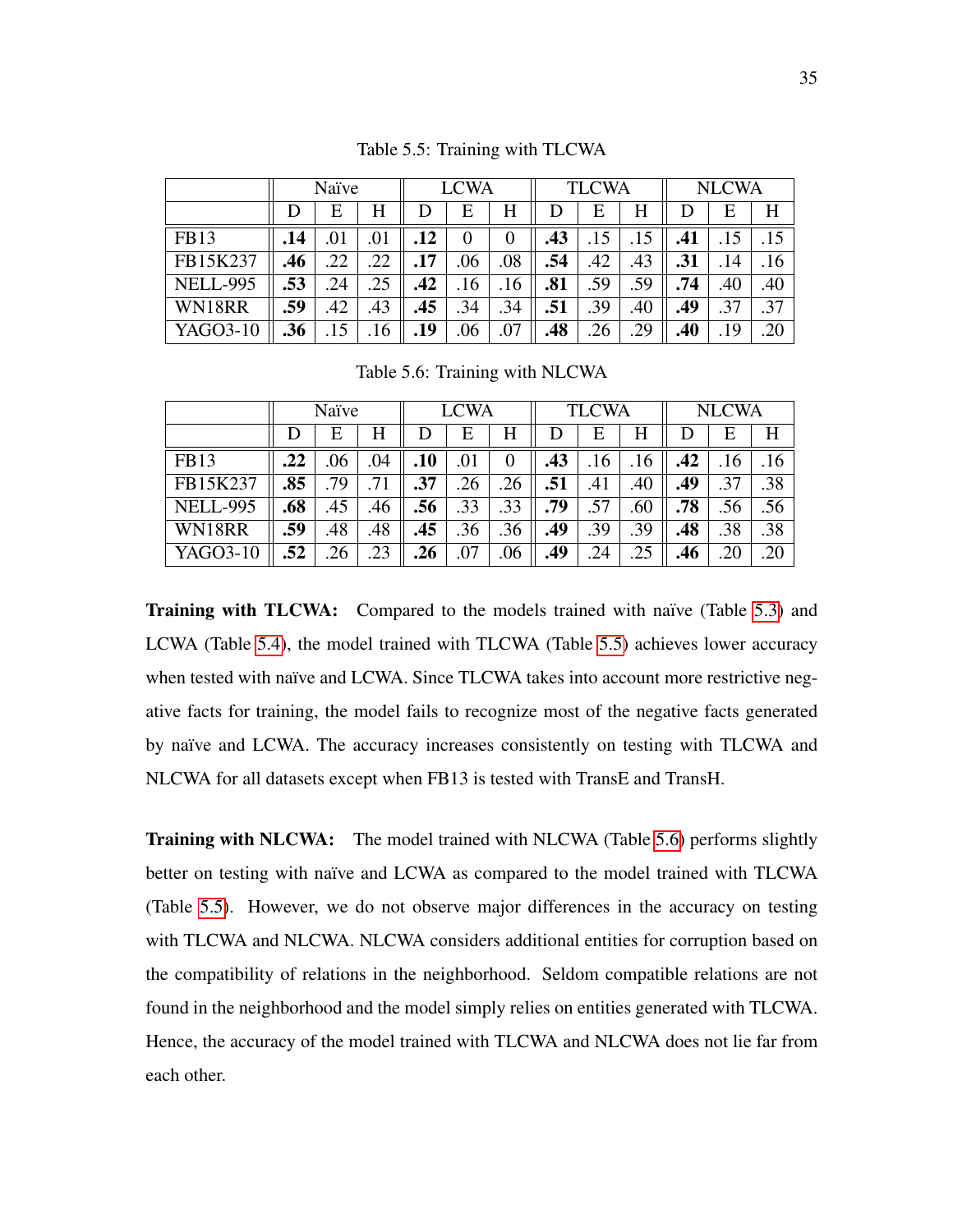Table 5.5: Training with TLCWA

| | Naïve | | | LCWA | | | TLCWA | | | NLCWA | | |
|---|---|---|---|---|---|---|---|---|---|---|---|---|
| | D | E | H | D | E | H | D | E | H | D | E | H |
| FB13 | **.14** | .01 | .01 | **.12** | 0 | 0 | **.43** | .15 | .15 | **.41** | .15 | .15 |
| FB15K237 | **.46** | .22 | .22 | **.17** | .06 | .08 | **.54** | .42 | .43 | **.31** | .14 | .16 |
| NELL-995 | **.53** | .24 | .25 | **.42** | .16 | .16 | **.81** | .59 | .59 | **.74** | .40 | .40 |
| WN18RR | **.59** | .42 | .43 | **.45** | .34 | .34 | **.51** | .39 | .40 | **.49** | .37 | .37 |
| YAGO3-10 | **.36** | .15 | .16 | **.19** | .06 | .07 | **.48** | .26 | .29 | **.40** | .19 | .20 |

Table 5.6: Training with NLCWA

| | Naïve | | | LCWA | | | TLCWA | | | NLCWA | | |
|---|---|---|---|---|---|---|---|---|---|---|---|---|
| | D | E | H | D | E | H | D | E | H | D | E | H |
| FB13 | **.22** | .06 | .04 | **.10** | .01 | 0 | **.43** | .16 | .16 | **.42** | .16 | .16 |
| FB15K237 | **.85** | .79 | .71 | **.37** | .26 | .26 | **.51** | .41 | .40 | **.49** | .37 | .38 |
| NELL-995 | **.68** | .45 | .46 | **.56** | .33 | .33 | **.79** | .57 | .60 | **.78** | .56 | .56 |
| WN18RR | **.59** | .48 | .48 | **.45** | .36 | .36 | **.49** | .39 | .39 | **.48** | .38 | .38 |
| YAGO3-10 | **.52** | .26 | .23 | **.26** | .07 | .06 | **.49** | .24 | .25 | **.46** | .20 | .20 |

**Training with TLCWA:** Compared to the models trained with naïve (Table 5.3) and LCWA (Table 5.4), the model trained with TLCWA (Table 5.5) achieves lower accuracy when tested with naïve and LCWA. Since TLCWA takes into account more restrictive negative facts for training, the model fails to recognize most of the negative facts generated by naïve and LCWA. The accuracy increases consistently on testing with TLCWA and NLCWA for all datasets except when FB13 is tested with TransE and TransH.

**Training with NLCWA:** The model trained with NLCWA (Table 5.6) performs slightly better on testing with naïve and LCWA as compared to the model trained with TLCWA (Table 5.5). However, we do not observe major differences in the accuracy on testing with TLCWA and NLCWA. NLCWA considers additional entities for corruption based on the compatibility of relations in the neighborhood. Seldom compatible relations are not found in the neighborhood and the model simply relies on entities generated with TLCWA. Hence, the accuracy of the model trained with TLCWA and NLCWA does not lie far from each other.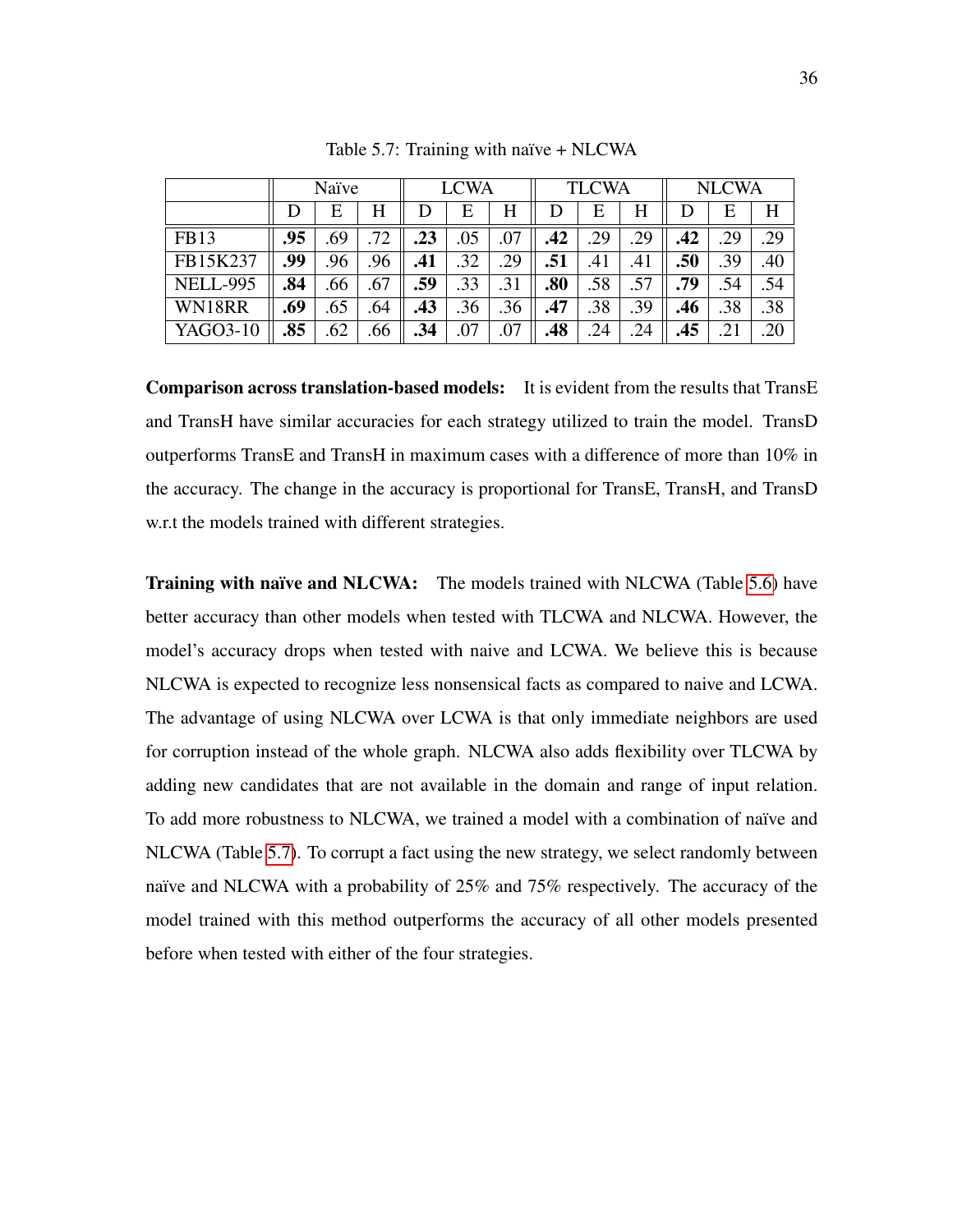Table 5.7: Training with naïve + NLCWA

| | Naïve | | | LCWA | | | TLCWA | | | NLCWA | | |
|---|---|---|---|---|---|---|---|---|---|---|---|---|
| | D | E | H | D | E | H | D | E | H | D | E | H |
| FB13 | **.95** | .69 | .72 | **.23** | .05 | .07 | **.42** | .29 | .29 | **.42** | .29 | .29 |
| FB15K237 | **.99** | .96 | .96 | **.41** | .32 | .29 | **.51** | .41 | .41 | **.50** | .39 | .40 |
| NELL-995 | **.84** | .66 | .67 | **.59** | .33 | .31 | **.80** | .58 | .57 | **.79** | .54 | .54 |
| WN18RR | **.69** | .65 | .64 | **.43** | .36 | .36 | **.47** | .38 | .39 | **.46** | .38 | .38 |
| YAGO3-10 | **.85** | .62 | .66 | **.34** | .07 | .07 | **.48** | .24 | .24 | **.45** | .21 | .20 |

**Comparison across translation-based models:** It is evident from the results that TransE and TransH have similar accuracies for each strategy utilized to train the model. TransD outperforms TransE and TransH in maximum cases with a difference of more than 10% in the accuracy. The change in the accuracy is proportional for TransE, TransH, and TransD w.r.t the models trained with different strategies.

**Training with naïve and NLCWA:** The models trained with NLCWA (Table 5.6) have better accuracy than other models when tested with TLCWA and NLCWA. However, the model's accuracy drops when tested with naive and LCWA. We believe this is because NLCWA is expected to recognize less nonsensical facts as compared to naive and LCWA. The advantage of using NLCWA over LCWA is that only immediate neighbors are used for corruption instead of the whole graph. NLCWA also adds flexibility over TLCWA by adding new candidates that are not available in the domain and range of input relation. To add more robustness to NLCWA, we trained a model with a combination of naïve and NLCWA (Table 5.7). To corrupt a fact using the new strategy, we select randomly between naïve and NLCWA with a probability of 25% and 75% respectively. The accuracy of the model trained with this method outperforms the accuracy of all other models presented before when tested with either of the four strategies.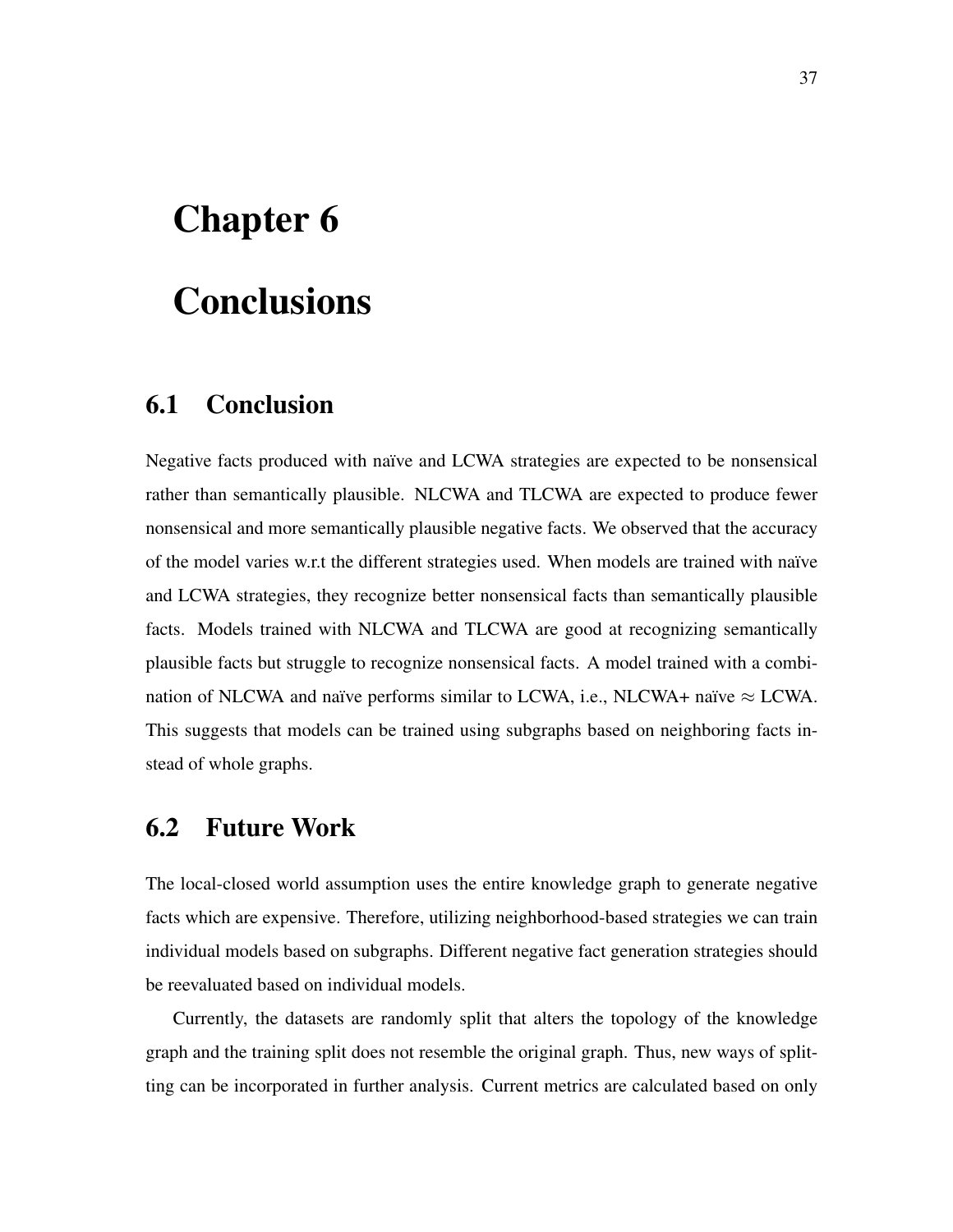# Chapter 6

# Conclusions

## 6.1 Conclusion

Negative facts produced with naïve and LCWA strategies are expected to be nonsensical rather than semantically plausible. NLCWA and TLCWA are expected to produce fewer nonsensical and more semantically plausible negative facts. We observed that the accuracy of the model varies w.r.t the different strategies used. When models are trained with naïve and LCWA strategies, they recognize better nonsensical facts than semantically plausible facts. Models trained with NLCWA and TLCWA are good at recognizing semantically plausible facts but struggle to recognize nonsensical facts. A model trained with a combination of NLCWA and naïve performs similar to LCWA, i.e., NLCWA+ naïve $\approx$ LCWA. This suggests that models can be trained using subgraphs based on neighboring facts instead of whole graphs.

## 6.2 Future Work

The local-closed world assumption uses the entire knowledge graph to generate negative facts which are expensive. Therefore, utilizing neighborhood-based strategies we can train individual models based on subgraphs. Different negative fact generation strategies should be reevaluated based on individual models.

Currently, the datasets are randomly split that alters the topology of the knowledge graph and the training split does not resemble the original graph. Thus, new ways of splitting can be incorporated in further analysis. Current metrics are calculated based on only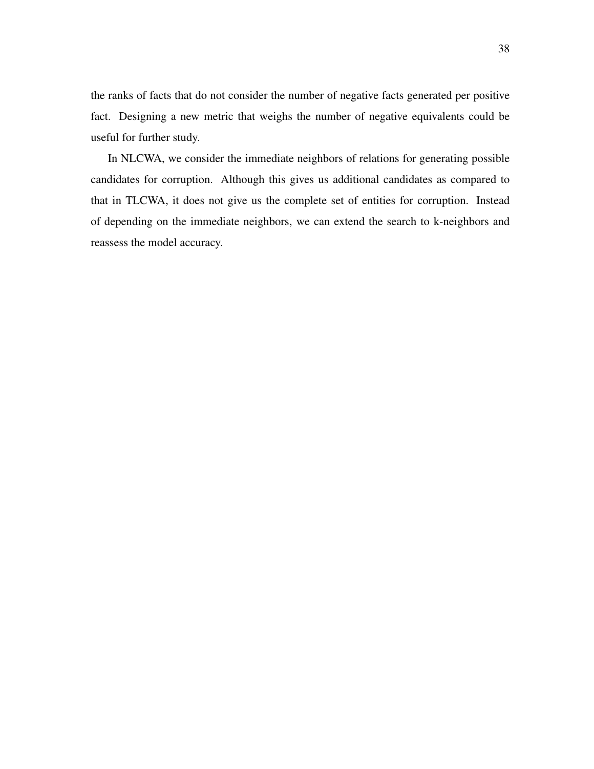the ranks of facts that do not consider the number of negative facts generated per positive fact. Designing a new metric that weighs the number of negative equivalents could be useful for further study.

In NLCWA, we consider the immediate neighbors of relations for generating possible candidates for corruption. Although this gives us additional candidates as compared to that in TLCWA, it does not give us the complete set of entities for corruption. Instead of depending on the immediate neighbors, we can extend the search to k-neighbors and reassess the model accuracy.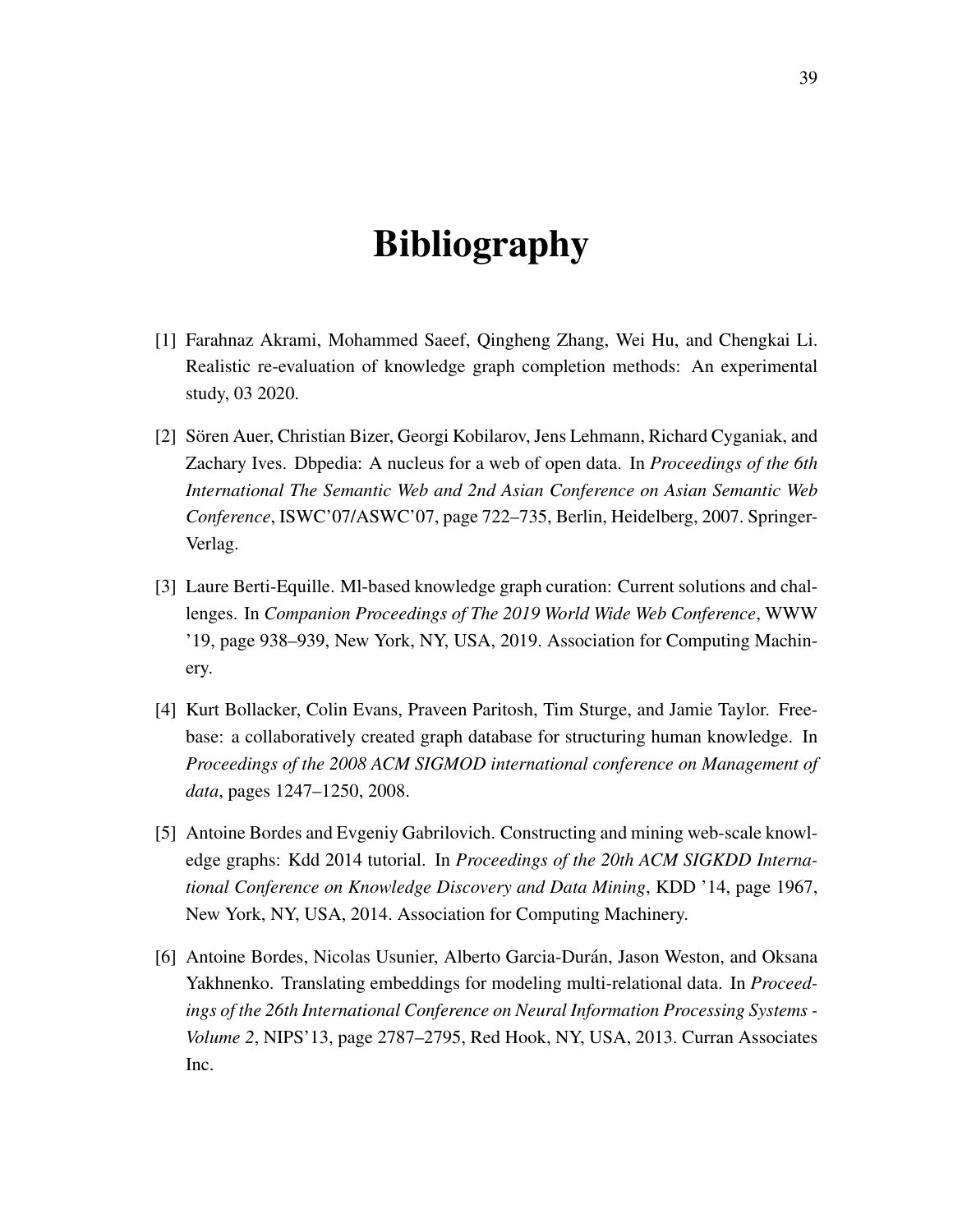# Bibliography

[1] Farahnaz Akrami, Mohammed Saeef, Qingheng Zhang, Wei Hu, and Chengkai Li. Realistic re-evaluation of knowledge graph completion methods: An experimental study, 03 2020.

[2] Sören Auer, Christian Bizer, Georgi Kobilarov, Jens Lehmann, Richard Cyganiak, and Zachary Ives. Dbpedia: A nucleus for a web of open data. In *Proceedings of the 6th International The Semantic Web and 2nd Asian Conference on Asian Semantic Web Conference*, ISWC'07/ASWC'07, page 722–735, Berlin, Heidelberg, 2007. Springer-Verlag.

[3] Laure Berti-Equille. Ml-based knowledge graph curation: Current solutions and challenges. In *Companion Proceedings of The 2019 World Wide Web Conference*, WWW '19, page 938–939, New York, NY, USA, 2019. Association for Computing Machinery.

[4] Kurt Bollacker, Colin Evans, Praveen Paritosh, Tim Sturge, and Jamie Taylor. Freebase: a collaboratively created graph database for structuring human knowledge. In *Proceedings of the 2008 ACM SIGMOD international conference on Management of data*, pages 1247–1250, 2008.

[5] Antoine Bordes and Evgeniy Gabrilovich. Constructing and mining web-scale knowledge graphs: Kdd 2014 tutorial. In *Proceedings of the 20th ACM SIGKDD International Conference on Knowledge Discovery and Data Mining*, KDD '14, page 1967, New York, NY, USA, 2014. Association for Computing Machinery.

[6] Antoine Bordes, Nicolas Usunier, Alberto Garcia-Durán, Jason Weston, and Oksana Yakhnenko. Translating embeddings for modeling multi-relational data. In *Proceedings of the 26th International Conference on Neural Information Processing Systems - Volume 2*, NIPS'13, page 2787–2795, Red Hook, NY, USA, 2013. Curran Associates Inc.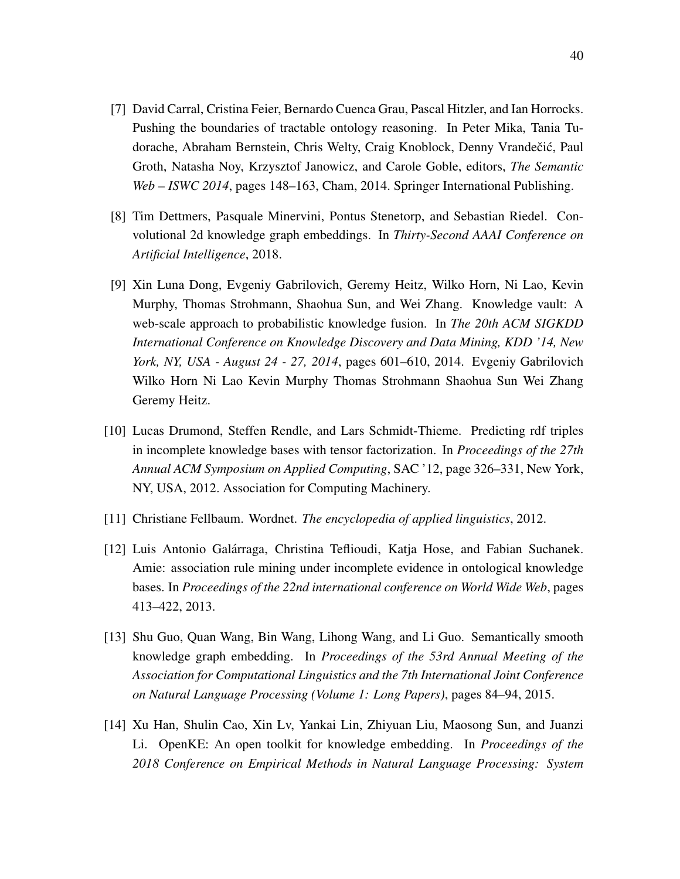[7] David Carral, Cristina Feier, Bernardo Cuenca Grau, Pascal Hitzler, and Ian Horrocks. Pushing the boundaries of tractable ontology reasoning. In Peter Mika, Tania Tudorache, Abraham Bernstein, Chris Welty, Craig Knoblock, Denny Vrandečić, Paul Groth, Natasha Noy, Krzysztof Janowicz, and Carole Goble, editors, *The Semantic Web – ISWC 2014*, pages 148–163, Cham, 2014. Springer International Publishing.

[8] Tim Dettmers, Pasquale Minervini, Pontus Stenetorp, and Sebastian Riedel. Convolutional 2d knowledge graph embeddings. In *Thirty-Second AAAI Conference on Artificial Intelligence*, 2018.

[9] Xin Luna Dong, Evgeniy Gabrilovich, Geremy Heitz, Wilko Horn, Ni Lao, Kevin Murphy, Thomas Strohmann, Shaohua Sun, and Wei Zhang. Knowledge vault: A web-scale approach to probabilistic knowledge fusion. In *The 20th ACM SIGKDD International Conference on Knowledge Discovery and Data Mining, KDD '14, New York, NY, USA - August 24 - 27, 2014*, pages 601–610, 2014. Evgeniy Gabrilovich Wilko Horn Ni Lao Kevin Murphy Thomas Strohmann Shaohua Sun Wei Zhang Geremy Heitz.

[10] Lucas Drumond, Steffen Rendle, and Lars Schmidt-Thieme. Predicting rdf triples in incomplete knowledge bases with tensor factorization. In *Proceedings of the 27th Annual ACM Symposium on Applied Computing*, SAC '12, page 326–331, New York, NY, USA, 2012. Association for Computing Machinery.

[11] Christiane Fellbaum. Wordnet. *The encyclopedia of applied linguistics*, 2012.

[12] Luis Antonio Galárraga, Christina Teflioudi, Katja Hose, and Fabian Suchanek. Amie: association rule mining under incomplete evidence in ontological knowledge bases. In *Proceedings of the 22nd international conference on World Wide Web*, pages 413–422, 2013.

[13] Shu Guo, Quan Wang, Bin Wang, Lihong Wang, and Li Guo. Semantically smooth knowledge graph embedding. In *Proceedings of the 53rd Annual Meeting of the Association for Computational Linguistics and the 7th International Joint Conference on Natural Language Processing (Volume 1: Long Papers)*, pages 84–94, 2015.

[14] Xu Han, Shulin Cao, Xin Lv, Yankai Lin, Zhiyuan Liu, Maosong Sun, and Juanzi Li. OpenKE: An open toolkit for knowledge embedding. In *Proceedings of the 2018 Conference on Empirical Methods in Natural Language Processing: System*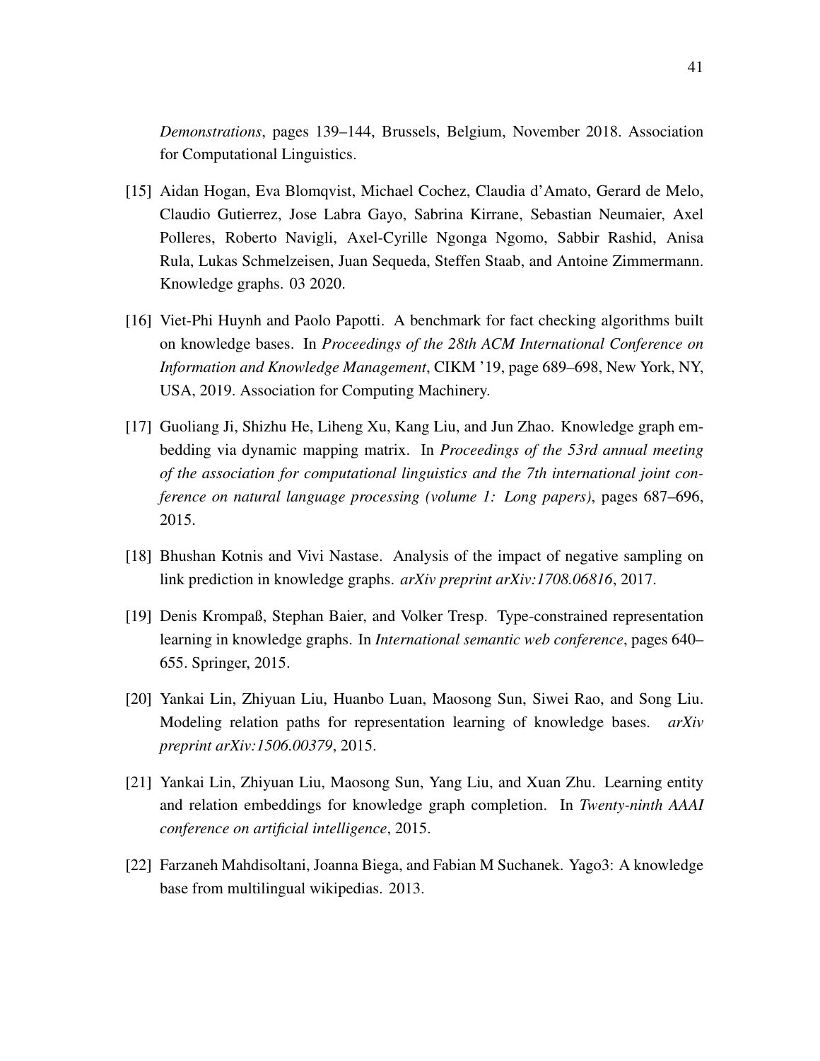*Demonstrations*, pages 139–144, Brussels, Belgium, November 2018. Association for Computational Linguistics.

[15] Aidan Hogan, Eva Blomqvist, Michael Cochez, Claudia d'Amato, Gerard de Melo, Claudio Gutierrez, Jose Labra Gayo, Sabrina Kirrane, Sebastian Neumaier, Axel Polleres, Roberto Navigli, Axel-Cyrille Ngonga Ngomo, Sabbir Rashid, Anisa Rula, Lukas Schmelzeisen, Juan Sequeda, Steffen Staab, and Antoine Zimmermann. Knowledge graphs. 03 2020.

[16] Viet-Phi Huynh and Paolo Papotti. A benchmark for fact checking algorithms built on knowledge bases. In *Proceedings of the 28th ACM International Conference on Information and Knowledge Management*, CIKM '19, page 689–698, New York, NY, USA, 2019. Association for Computing Machinery.

[17] Guoliang Ji, Shizhu He, Liheng Xu, Kang Liu, and Jun Zhao. Knowledge graph embedding via dynamic mapping matrix. In *Proceedings of the 53rd annual meeting of the association for computational linguistics and the 7th international joint conference on natural language processing (volume 1: Long papers)*, pages 687–696, 2015.

[18] Bhushan Kotnis and Vivi Nastase. Analysis of the impact of negative sampling on link prediction in knowledge graphs. *arXiv preprint arXiv:1708.06816*, 2017.

[19] Denis Krompaß, Stephan Baier, and Volker Tresp. Type-constrained representation learning in knowledge graphs. In *International semantic web conference*, pages 640–655. Springer, 2015.

[20] Yankai Lin, Zhiyuan Liu, Huanbo Luan, Maosong Sun, Siwei Rao, and Song Liu. Modeling relation paths for representation learning of knowledge bases. *arXiv preprint arXiv:1506.00379*, 2015.

[21] Yankai Lin, Zhiyuan Liu, Maosong Sun, Yang Liu, and Xuan Zhu. Learning entity and relation embeddings for knowledge graph completion. In *Twenty-ninth AAAI conference on artificial intelligence*, 2015.

[22] Farzaneh Mahdisoltani, Joanna Biega, and Fabian M Suchanek. Yago3: A knowledge base from multilingual wikipedias. 2013.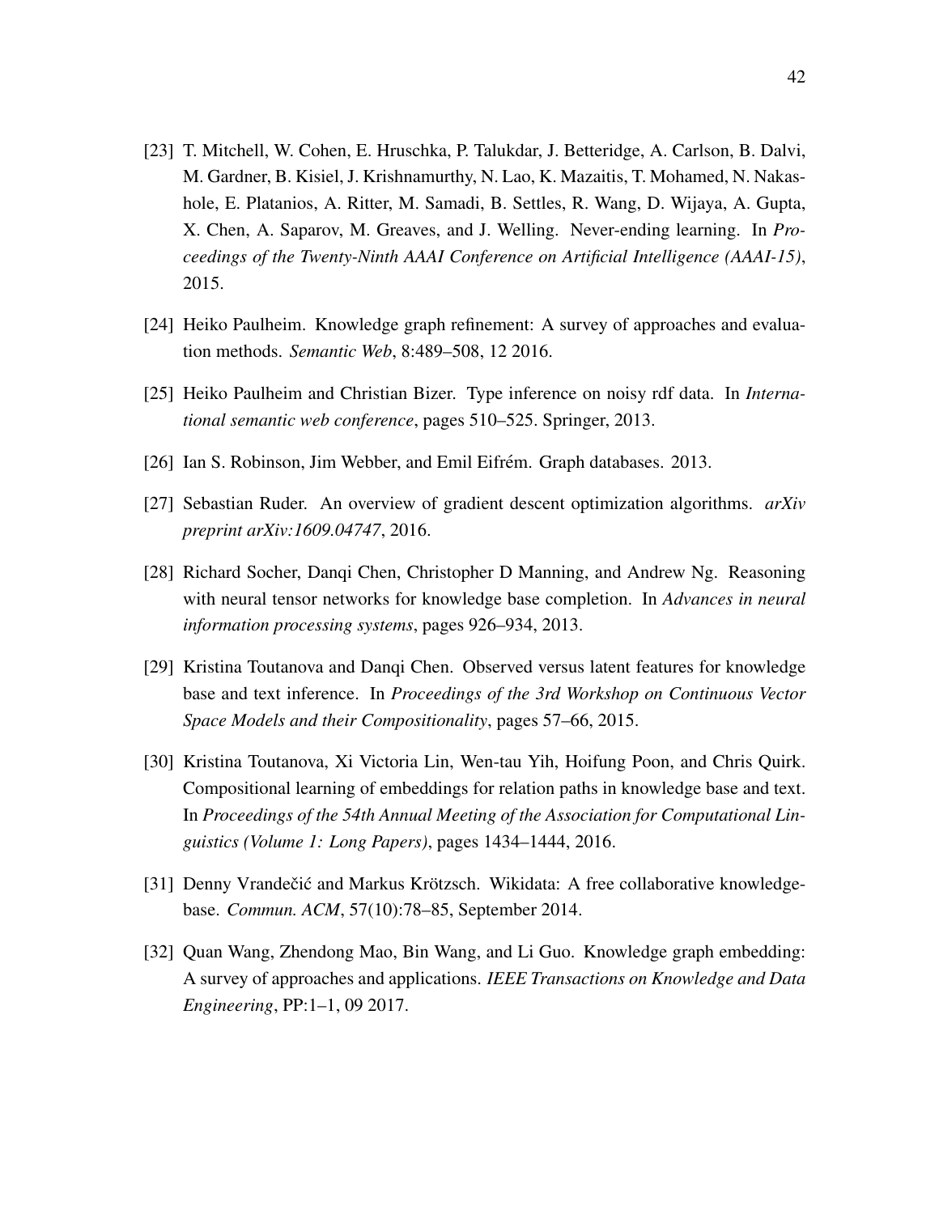[23] T. Mitchell, W. Cohen, E. Hruschka, P. Talukdar, J. Betteridge, A. Carlson, B. Dalvi, M. Gardner, B. Kisiel, J. Krishnamurthy, N. Lao, K. Mazaitis, T. Mohamed, N. Nakashole, E. Platanios, A. Ritter, M. Samadi, B. Settles, R. Wang, D. Wijaya, A. Gupta, X. Chen, A. Saparov, M. Greaves, and J. Welling. Never-ending learning. In *Proceedings of the Twenty-Ninth AAAI Conference on Artificial Intelligence (AAAI-15)*, 2015.

[24] Heiko Paulheim. Knowledge graph refinement: A survey of approaches and evaluation methods. *Semantic Web*, 8:489–508, 12 2016.

[25] Heiko Paulheim and Christian Bizer. Type inference on noisy rdf data. In *International semantic web conference*, pages 510–525. Springer, 2013.

[26] Ian S. Robinson, Jim Webber, and Emil Eifrém. Graph databases. 2013.

[27] Sebastian Ruder. An overview of gradient descent optimization algorithms. *arXiv preprint arXiv:1609.04747*, 2016.

[28] Richard Socher, Danqi Chen, Christopher D Manning, and Andrew Ng. Reasoning with neural tensor networks for knowledge base completion. In *Advances in neural information processing systems*, pages 926–934, 2013.

[29] Kristina Toutanova and Danqi Chen. Observed versus latent features for knowledge base and text inference. In *Proceedings of the 3rd Workshop on Continuous Vector Space Models and their Compositionality*, pages 57–66, 2015.

[30] Kristina Toutanova, Xi Victoria Lin, Wen-tau Yih, Hoifung Poon, and Chris Quirk. Compositional learning of embeddings for relation paths in knowledge base and text. In *Proceedings of the 54th Annual Meeting of the Association for Computational Linguistics (Volume 1: Long Papers)*, pages 1434–1444, 2016.

[31] Denny Vrandečić and Markus Krötzsch. Wikidata: A free collaborative knowledgebase. *Commun. ACM*, 57(10):78–85, September 2014.

[32] Quan Wang, Zhendong Mao, Bin Wang, and Li Guo. Knowledge graph embedding: A survey of approaches and applications. *IEEE Transactions on Knowledge and Data Engineering*, PP:1–1, 09 2017.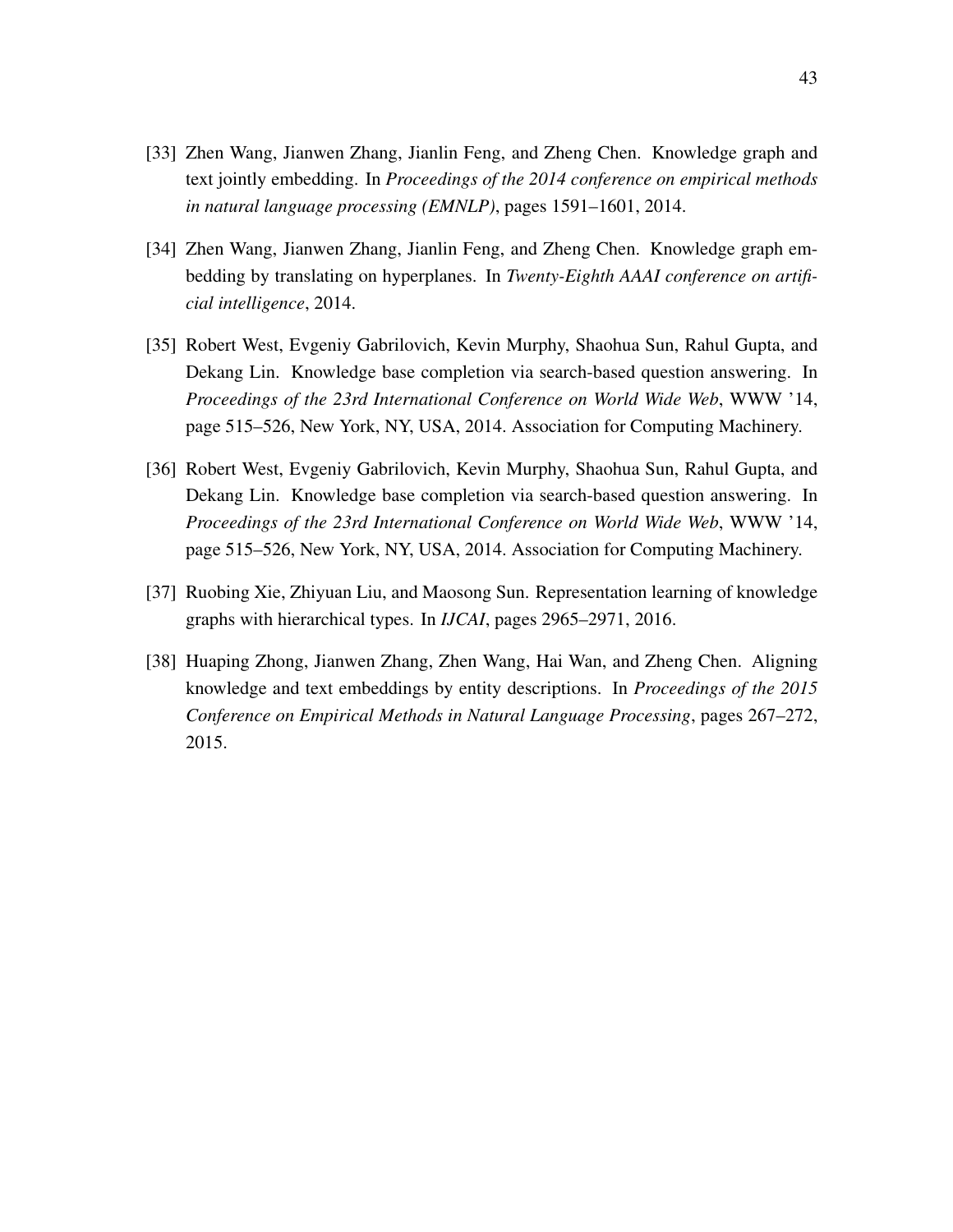[33] Zhen Wang, Jianwen Zhang, Jianlin Feng, and Zheng Chen. Knowledge graph and text jointly embedding. In *Proceedings of the 2014 conference on empirical methods in natural language processing (EMNLP)*, pages 1591–1601, 2014.

[34] Zhen Wang, Jianwen Zhang, Jianlin Feng, and Zheng Chen. Knowledge graph embedding by translating on hyperplanes. In *Twenty-Eighth AAAI conference on artificial intelligence*, 2014.

[35] Robert West, Evgeniy Gabrilovich, Kevin Murphy, Shaohua Sun, Rahul Gupta, and Dekang Lin. Knowledge base completion via search-based question answering. In *Proceedings of the 23rd International Conference on World Wide Web*, WWW '14, page 515–526, New York, NY, USA, 2014. Association for Computing Machinery.

[36] Robert West, Evgeniy Gabrilovich, Kevin Murphy, Shaohua Sun, Rahul Gupta, and Dekang Lin. Knowledge base completion via search-based question answering. In *Proceedings of the 23rd International Conference on World Wide Web*, WWW '14, page 515–526, New York, NY, USA, 2014. Association for Computing Machinery.

[37] Ruobing Xie, Zhiyuan Liu, and Maosong Sun. Representation learning of knowledge graphs with hierarchical types. In *IJCAI*, pages 2965–2971, 2016.

[38] Huaping Zhong, Jianwen Zhang, Zhen Wang, Hai Wan, and Zheng Chen. Aligning knowledge and text embeddings by entity descriptions. In *Proceedings of the 2015 Conference on Empirical Methods in Natural Language Processing*, pages 267–272, 2015.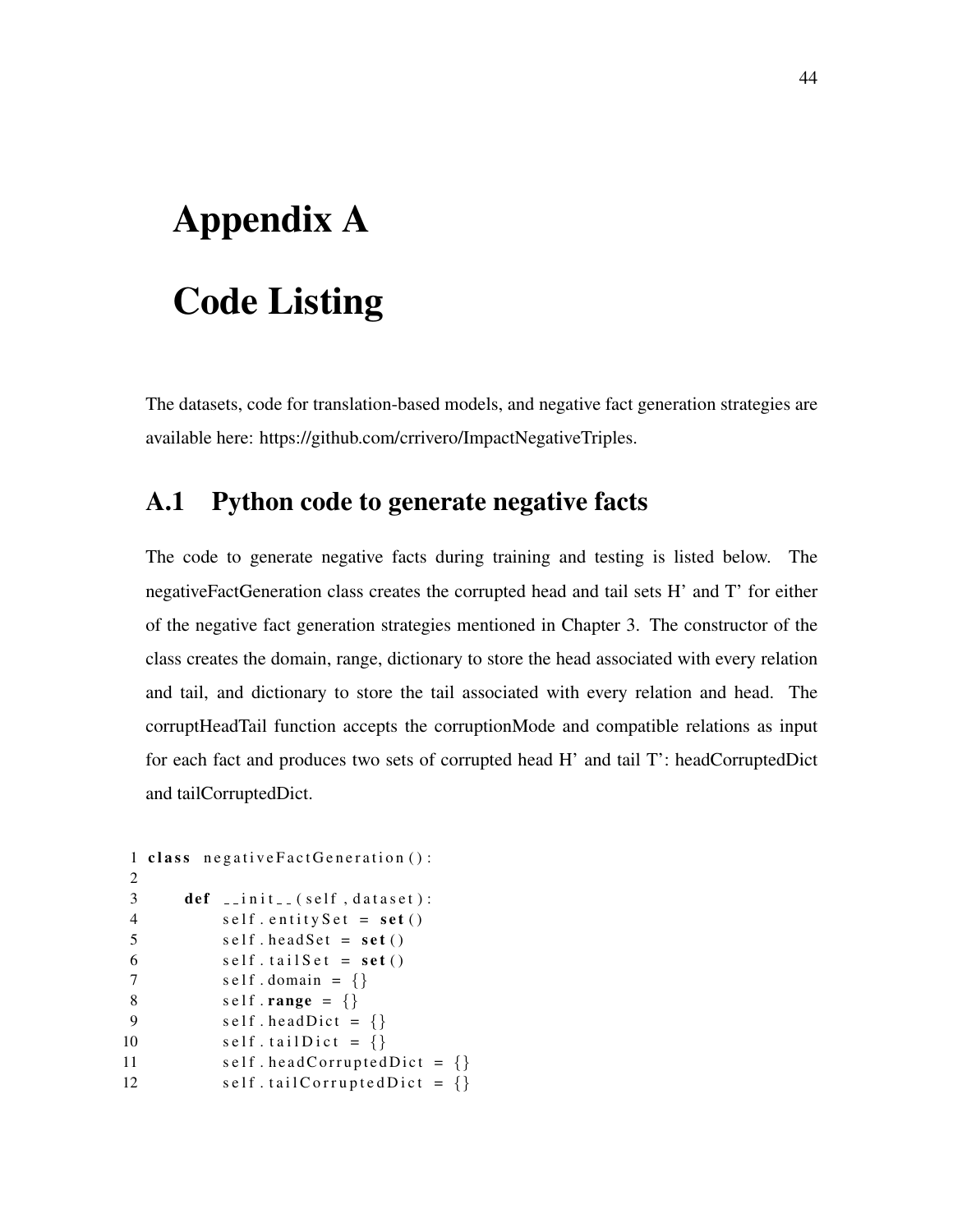# Appendix A

# Code Listing

The datasets, code for translation-based models, and negative fact generation strategies are available here: https://github.com/crrivero/ImpactNegativeTriples.

## A.1 Python code to generate negative facts

The code to generate negative facts during training and testing is listed below. The negativeFactGeneration class creates the corrupted head and tail sets H' and T' for either of the negative fact generation strategies mentioned in Chapter 3. The constructor of the class creates the domain, range, dictionary to store the head associated with every relation and tail, and dictionary to store the tail associated with every relation and head. The corruptHeadTail function accepts the corruptionMode and compatible relations as input for each fact and produces two sets of corrupted head H' and tail T': headCorruptedDict and tailCorruptedDict.

```
1 class negativeFactGeneration():
2
3     def __init__(self, dataset):
4         self.entitySet = set()
5         self.headSet = set()
6         self.tailSet = set()
7         self.domain = {}
8         self.range = {}
9         self.headDict = {}
10        self.tailDict = {}
11        self.headCorruptedDict = {}
12        self.tailCorruptedDict = {}
```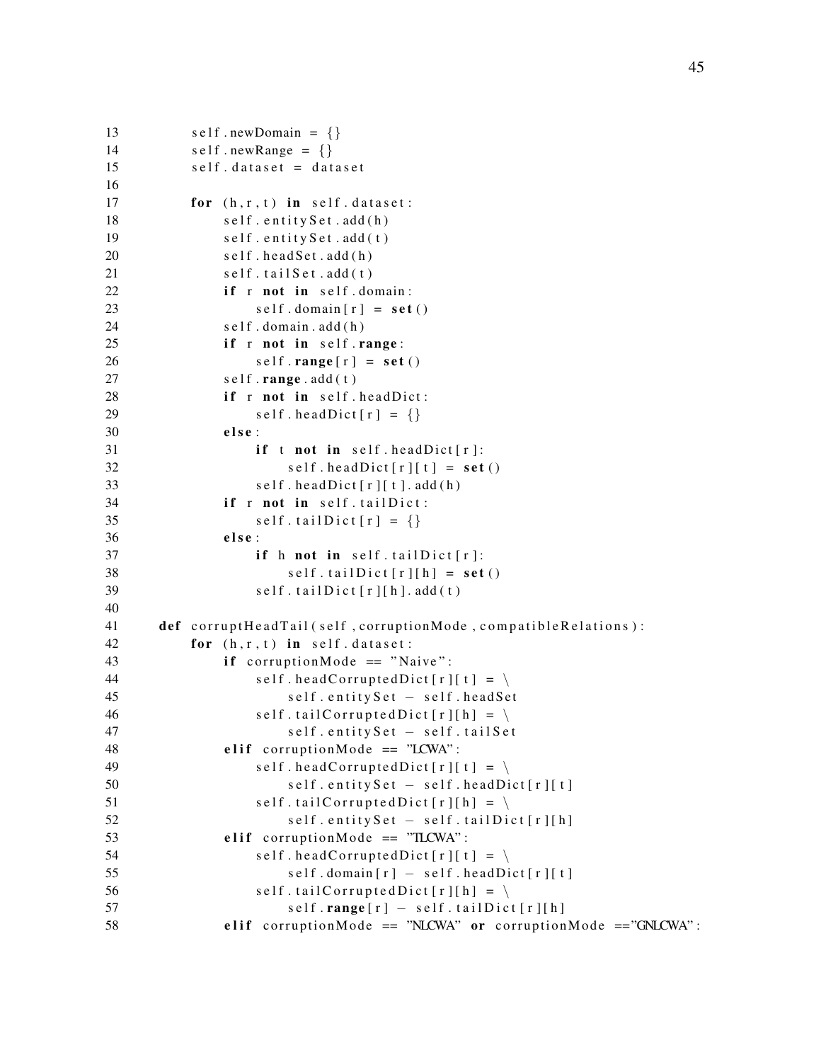```
13          self.newDomain = {}
14          self.newRange = {}
15          self.dataset = dataset
16
17          for (h,r,t) in self.dataset:
18              self.entitySet.add(h)
19              self.entitySet.add(t)
20              self.headSet.add(h)
21              self.tailSet.add(t)
22              if r not in self.domain:
23                  self.domain[r] = set()
24              self.domain.add(h)
25              if r not in self.range:
26                  self.range[r] = set()
27              self.range.add(t)
28              if r not in self.headDict:
29                  self.headDict[r] = {}
30              else:
31                  if t not in self.headDict[r]:
32                      self.headDict[r][t] = set()
33                  self.headDict[r][t].add(h)
34              if r not in self.tailDict:
35                  self.tailDict[r] = {}
36              else:
37                  if h not in self.tailDict[r]:
38                      self.tailDict[r][h] = set()
39                  self.tailDict[r][h].add(t)
40
41      def corruptHeadTail(self, corruptionMode, compatibleRelations):
42          for (h,r,t) in self.dataset:
43              if corruptionMode == "Naive":
44                  self.headCorruptedDict[r][t] = \
45                      self.entitySet - self.headSet
46                  self.tailCorruptedDict[r][h] = \
47                      self.entitySet - self.tailSet
48              elif corruptionMode == "LCWA":
49                  self.headCorruptedDict[r][t] = \
50                      self.entitySet - self.headDict[r][t]
51                  self.tailCorruptedDict[r][h] = \
52                      self.entitySet - self.tailDict[r][h]
53              elif corruptionMode == "TLCWA":
54                  self.headCorruptedDict[r][t] = \
55                      self.domain[r] - self.headDict[r][t]
56                  self.tailCorruptedDict[r][h] = \
57                      self.range[r] - self.tailDict[r][h]
58              elif corruptionMode == "NLCWA" or corruptionMode =="GNLCWA":
```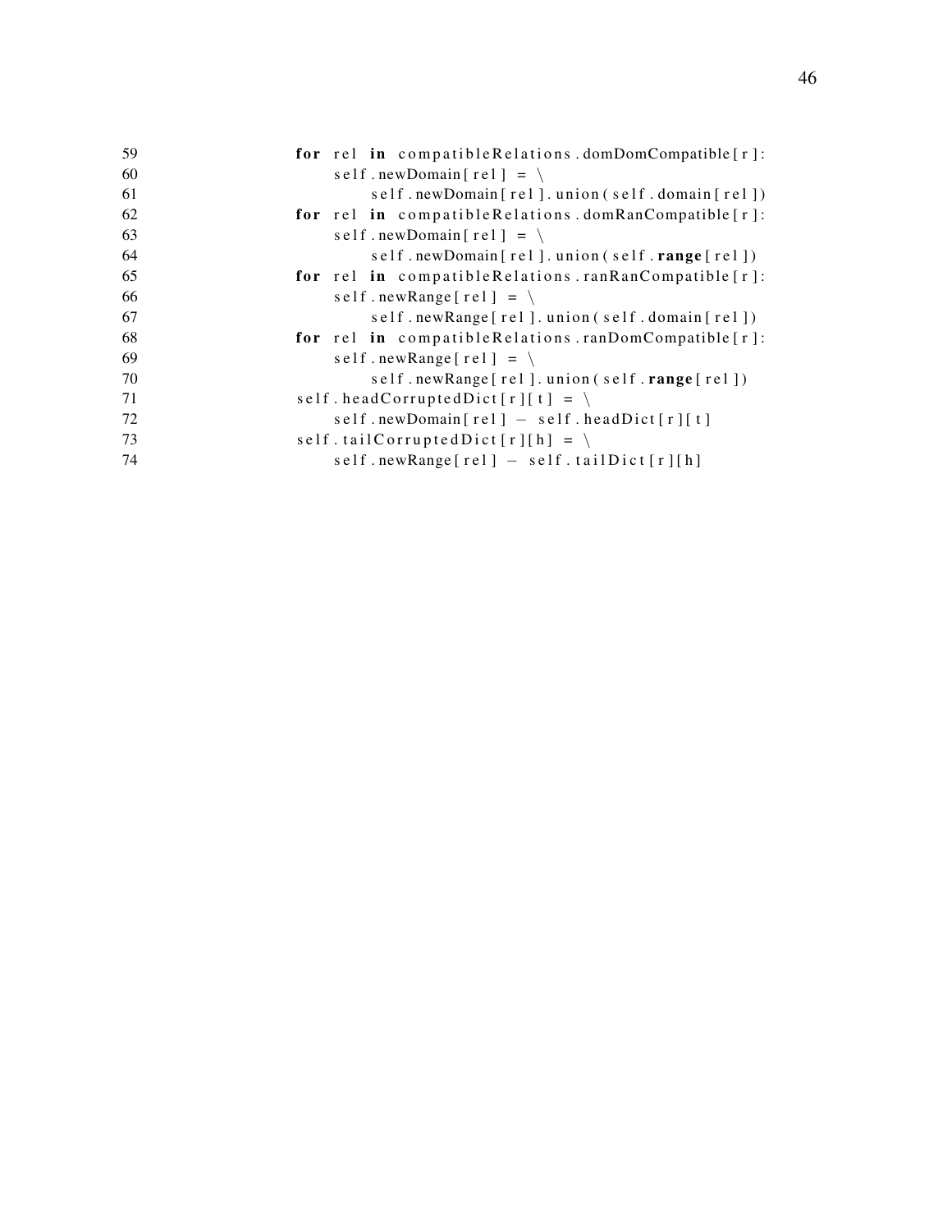```
59                  for rel in compatibleRelations.domDomCompatible[r]:
60                      self.newDomain[rel] = \
61                          self.newDomain[rel].union(self.domain[rel])
62                  for rel in compatibleRelations.domRanCompatible[r]:
63                      self.newDomain[rel] = \
64                          self.newDomain[rel].union(self.range[rel])
65                  for rel in compatibleRelations.ranRanCompatible[r]:
66                      self.newRange[rel] = \
67                          self.newRange[rel].union(self.domain[rel])
68                  for rel in compatibleRelations.ranDomCompatible[r]:
69                      self.newRange[rel] = \
70                          self.newRange[rel].union(self.range[rel])
71                  self.headCorruptedDict[r][t] = \
72                      self.newDomain[rel] - self.headDict[r][t]
73                  self.tailCorruptedDict[r][h] = \
74                      self.newRange[rel] - self.tailDict[r][h]
```